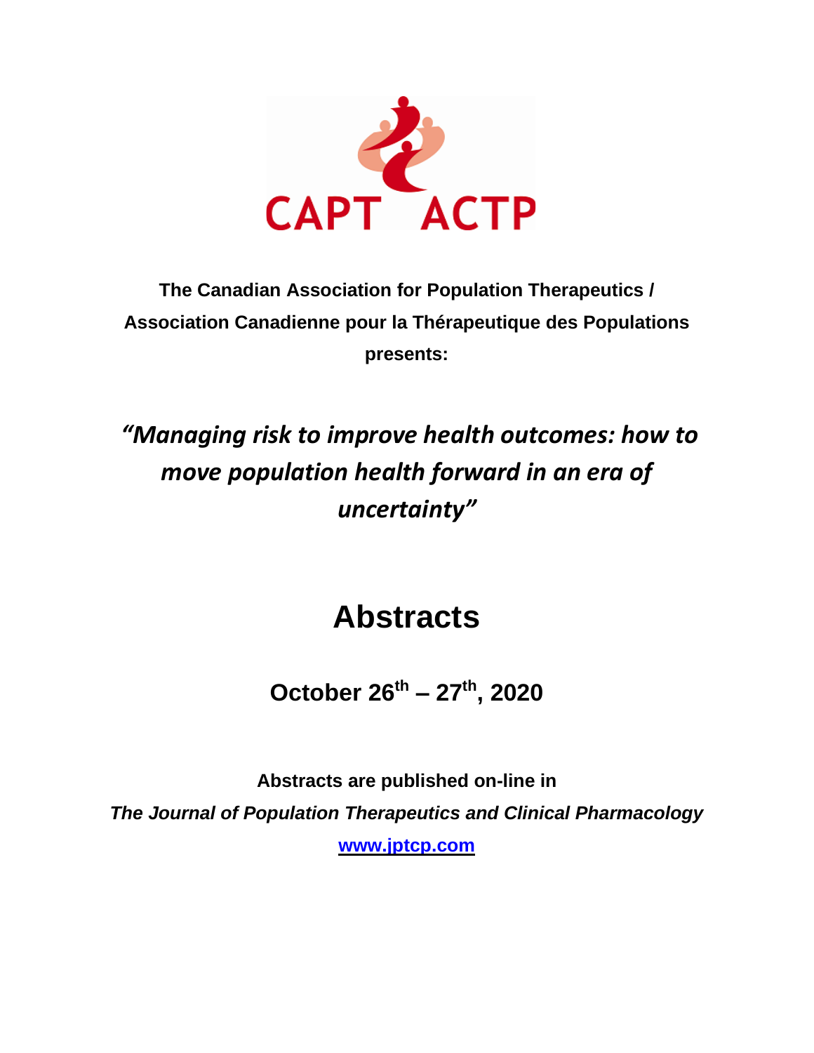CAPT ACTP

**The Canadian Association for Population Therapeutics /**
**Association Canadienne pour la Thérapeutique des Populations**
**presents:**

***"Managing risk to improve health outcomes: how to move population health forward in an era of uncertainty"***

# Abstracts

## October 26th – 27th, 2020

**Abstracts are published on-line in**
***The Journal of Population Therapeutics and Clinical Pharmacology***
**www.jptcp.com**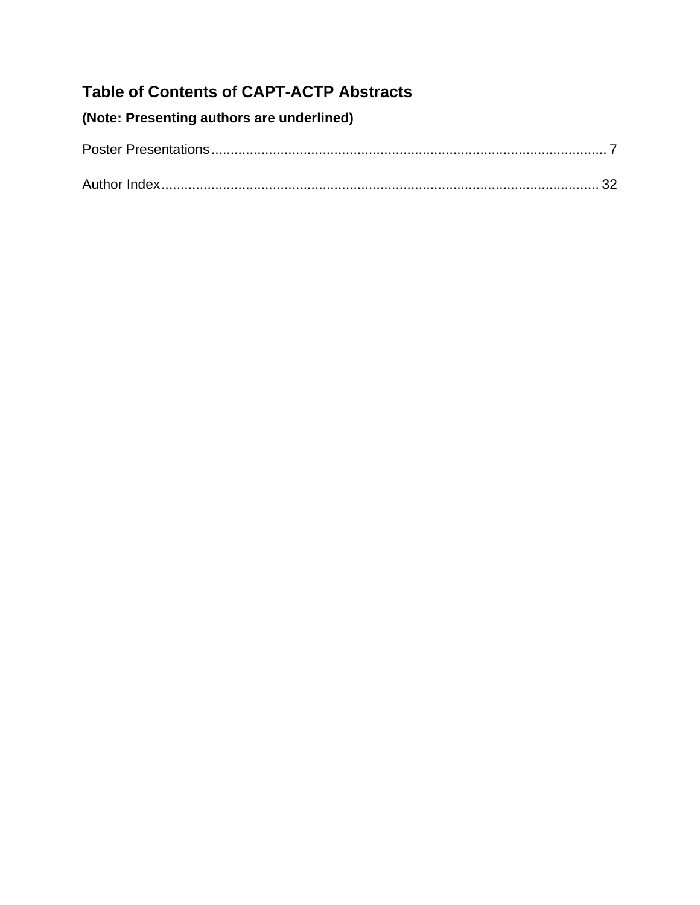# Table of Contents of CAPT-ACTP Abstracts

**(Note: Presenting authors are underlined)**

Poster Presentations .......................................................................................................... 7

Author Index .................................................................................................................. 32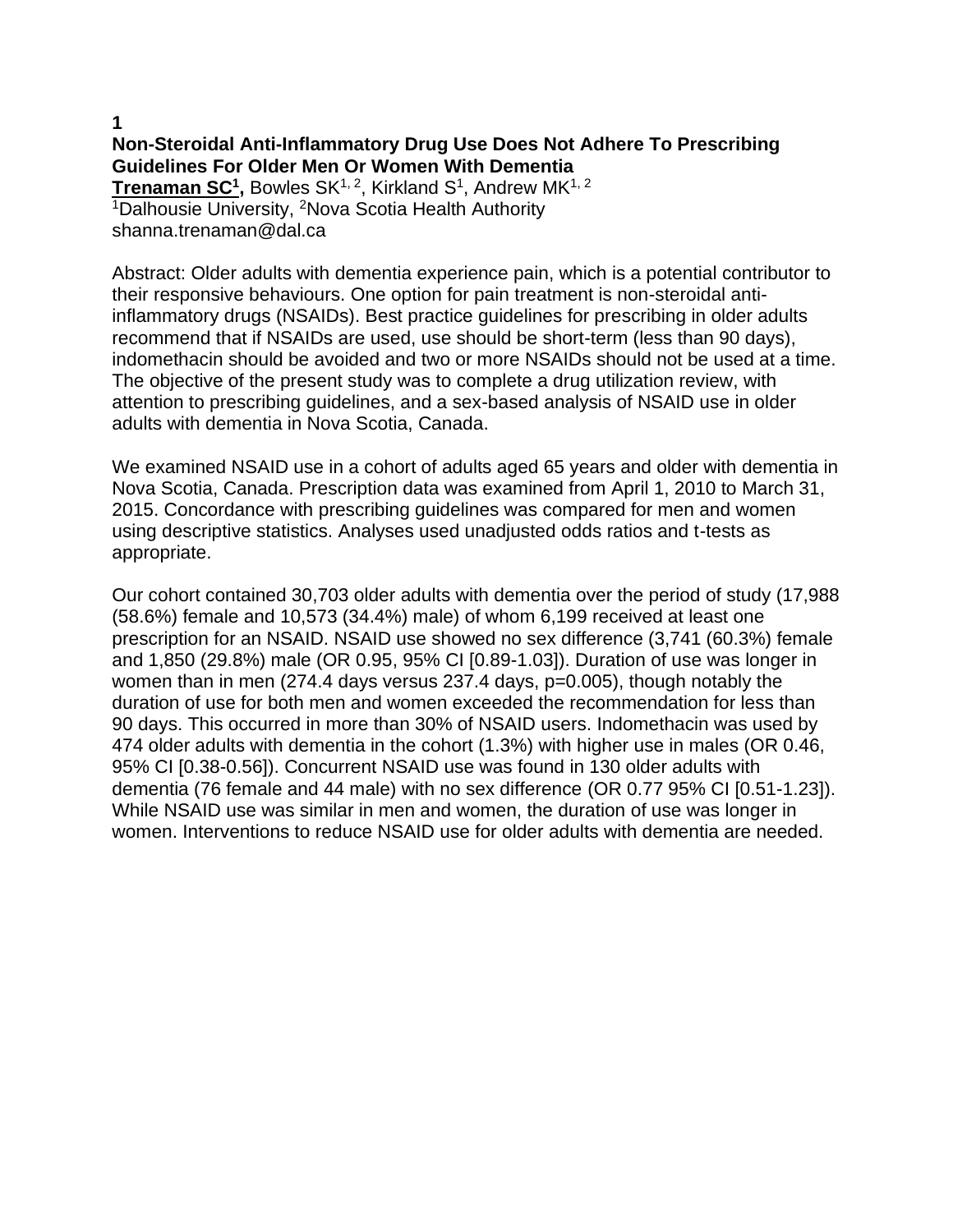**1**

**Non-Steroidal Anti-Inflammatory Drug Use Does Not Adhere To Prescribing Guidelines For Older Men Or Women With Dementia**

**Trenaman SC[1],** Bowles SK[1, 2], Kirkland S[1], Andrew MK[1, 2]

[1]Dalhousie University, [2]Nova Scotia Health Authority

shanna.trenaman@dal.ca

Abstract: Older adults with dementia experience pain, which is a potential contributor to their responsive behaviours. One option for pain treatment is non-steroidal anti-inflammatory drugs (NSAIDs). Best practice guidelines for prescribing in older adults recommend that if NSAIDs are used, use should be short-term (less than 90 days), indomethacin should be avoided and two or more NSAIDs should not be used at a time. The objective of the present study was to complete a drug utilization review, with attention to prescribing guidelines, and a sex-based analysis of NSAID use in older adults with dementia in Nova Scotia, Canada.

We examined NSAID use in a cohort of adults aged 65 years and older with dementia in Nova Scotia, Canada. Prescription data was examined from April 1, 2010 to March 31, 2015. Concordance with prescribing guidelines was compared for men and women using descriptive statistics. Analyses used unadjusted odds ratios and t-tests as appropriate.

Our cohort contained 30,703 older adults with dementia over the period of study (17,988 (58.6%) female and 10,573 (34.4%) male) of whom 6,199 received at least one prescription for an NSAID. NSAID use showed no sex difference (3,741 (60.3%) female and 1,850 (29.8%) male (OR 0.95, 95% CI [0.89-1.03]). Duration of use was longer in women than in men (274.4 days versus 237.4 days, p=0.005), though notably the duration of use for both men and women exceeded the recommendation for less than 90 days. This occurred in more than 30% of NSAID users. Indomethacin was used by 474 older adults with dementia in the cohort (1.3%) with higher use in males (OR 0.46, 95% CI [0.38-0.56]). Concurrent NSAID use was found in 130 older adults with dementia (76 female and 44 male) with no sex difference (OR 0.77 95% CI [0.51-1.23]). While NSAID use was similar in men and women, the duration of use was longer in women. Interventions to reduce NSAID use for older adults with dementia are needed.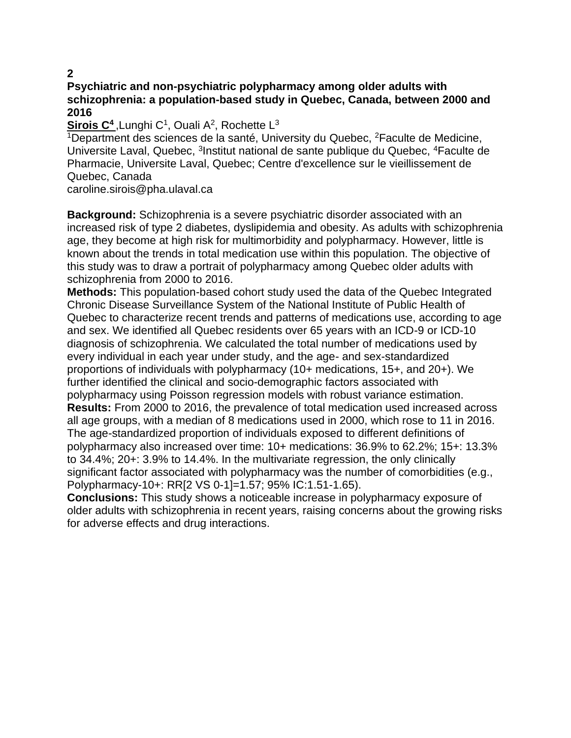**2**

**Psychiatric and non-psychiatric polypharmacy among older adults with schizophrenia: a population-based study in Quebec, Canada, between 2000 and 2016**

**Sirois C**[4], Lunghi C[1], Ouali A[2], Rochette L[3]

[1]Department des sciences de la santé, University du Quebec, [2]Faculte de Medicine, Universite Laval, Quebec, [3]Institut national de sante publique du Quebec, [4]Faculte de Pharmacie, Universite Laval, Quebec; Centre d'excellence sur le vieillissement de Quebec, Canada

caroline.sirois@pha.ulaval.ca

**Background:** Schizophrenia is a severe psychiatric disorder associated with an increased risk of type 2 diabetes, dyslipidemia and obesity. As adults with schizophrenia age, they become at high risk for multimorbidity and polypharmacy. However, little is known about the trends in total medication use within this population. The objective of this study was to draw a portrait of polypharmacy among Quebec older adults with schizophrenia from 2000 to 2016.

**Methods:** This population-based cohort study used the data of the Quebec Integrated Chronic Disease Surveillance System of the National Institute of Public Health of Quebec to characterize recent trends and patterns of medications use, according to age and sex. We identified all Quebec residents over 65 years with an ICD-9 or ICD-10 diagnosis of schizophrenia. We calculated the total number of medications used by every individual in each year under study, and the age- and sex-standardized proportions of individuals with polypharmacy (10+ medications, 15+, and 20+). We further identified the clinical and socio-demographic factors associated with polypharmacy using Poisson regression models with robust variance estimation.

**Results:** From 2000 to 2016, the prevalence of total medication used increased across all age groups, with a median of 8 medications used in 2000, which rose to 11 in 2016. The age-standardized proportion of individuals exposed to different definitions of polypharmacy also increased over time: 10+ medications: 36.9% to 62.2%; 15+: 13.3% to 34.4%; 20+: 3.9% to 14.4%. In the multivariate regression, the only clinically significant factor associated with polypharmacy was the number of comorbidities (e.g., Polypharmacy-10+: RR[2 VS 0-1]=1.57; 95% IC:1.51-1.65).

**Conclusions:** This study shows a noticeable increase in polypharmacy exposure of older adults with schizophrenia in recent years, raising concerns about the growing risks for adverse effects and drug interactions.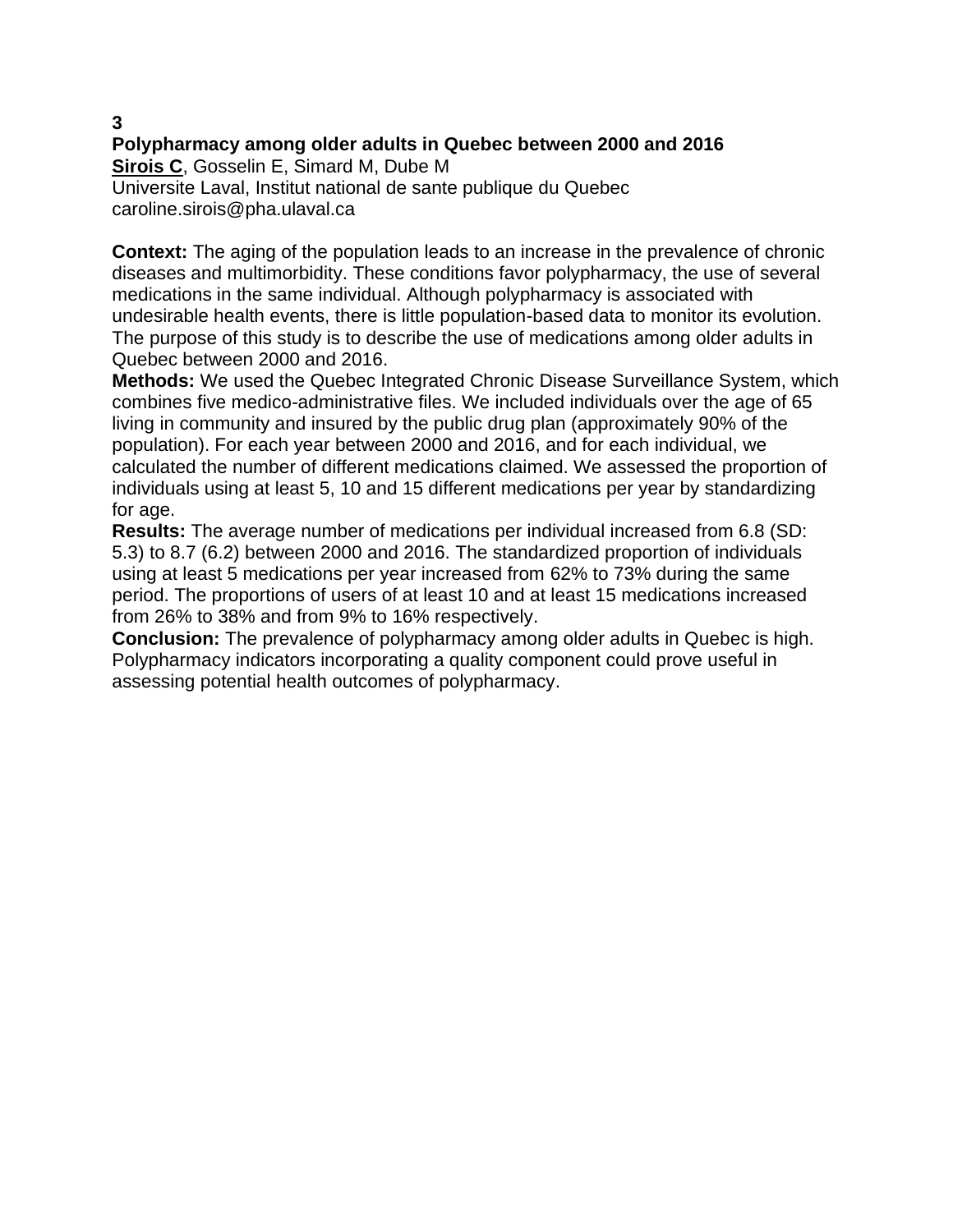**3**

**Polypharmacy among older adults in Quebec between 2000 and 2016**

**<u>Sirois C</u>**, Gosselin E, Simard M, Dube M
Universite Laval, Institut national de sante publique du Quebec
caroline.sirois@pha.ulaval.ca

**Context:** The aging of the population leads to an increase in the prevalence of chronic diseases and multimorbidity. These conditions favor polypharmacy, the use of several medications in the same individual. Although polypharmacy is associated with undesirable health events, there is little population-based data to monitor its evolution. The purpose of this study is to describe the use of medications among older adults in Quebec between 2000 and 2016.

**Methods:** We used the Quebec Integrated Chronic Disease Surveillance System, which combines five medico-administrative files. We included individuals over the age of 65 living in community and insured by the public drug plan (approximately 90% of the population). For each year between 2000 and 2016, and for each individual, we calculated the number of different medications claimed. We assessed the proportion of individuals using at least 5, 10 and 15 different medications per year by standardizing for age.

**Results:** The average number of medications per individual increased from 6.8 (SD: 5.3) to 8.7 (6.2) between 2000 and 2016. The standardized proportion of individuals using at least 5 medications per year increased from 62% to 73% during the same period. The proportions of users of at least 10 and at least 15 medications increased from 26% to 38% and from 9% to 16% respectively.

**Conclusion:** The prevalence of polypharmacy among older adults in Quebec is high. Polypharmacy indicators incorporating a quality component could prove useful in assessing potential health outcomes of polypharmacy.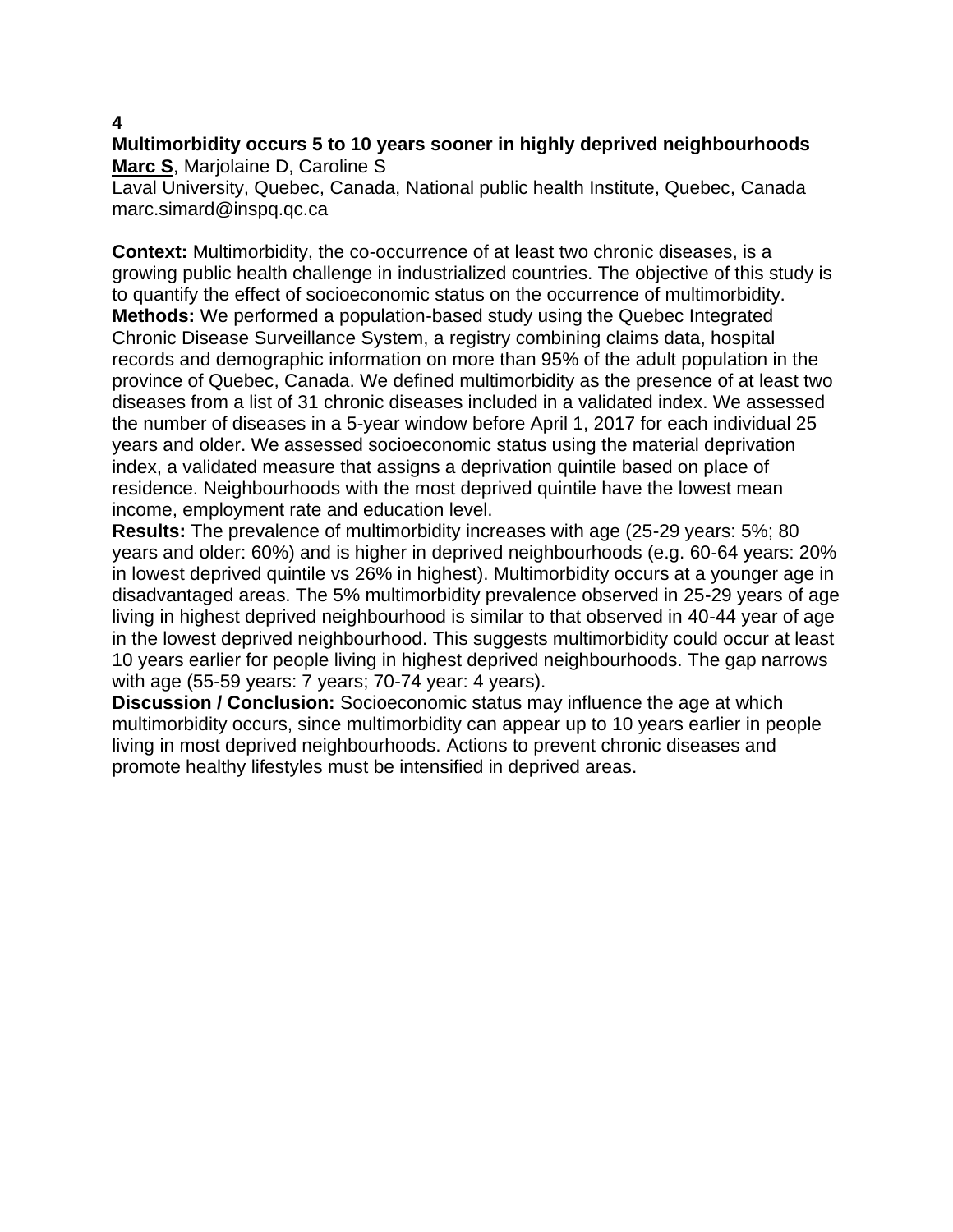**4**

**Multimorbidity occurs 5 to 10 years sooner in highly deprived neighbourhoods**

**Marc S**, Marjolaine D, Caroline S

Laval University, Quebec, Canada, National public health Institute, Quebec, Canada
marc.simard@inspq.qc.ca

**Context:** Multimorbidity, the co-occurrence of at least two chronic diseases, is a growing public health challenge in industrialized countries. The objective of this study is to quantify the effect of socioeconomic status on the occurrence of multimorbidity.

**Methods:** We performed a population-based study using the Quebec Integrated Chronic Disease Surveillance System, a registry combining claims data, hospital records and demographic information on more than 95% of the adult population in the province of Quebec, Canada. We defined multimorbidity as the presence of at least two diseases from a list of 31 chronic diseases included in a validated index. We assessed the number of diseases in a 5-year window before April 1, 2017 for each individual 25 years and older. We assessed socioeconomic status using the material deprivation index, a validated measure that assigns a deprivation quintile based on place of residence. Neighbourhoods with the most deprived quintile have the lowest mean income, employment rate and education level.

**Results:** The prevalence of multimorbidity increases with age (25-29 years: 5%; 80 years and older: 60%) and is higher in deprived neighbourhoods (e.g. 60-64 years: 20% in lowest deprived quintile vs 26% in highest). Multimorbidity occurs at a younger age in disadvantaged areas. The 5% multimorbidity prevalence observed in 25-29 years of age living in highest deprived neighbourhood is similar to that observed in 40-44 year of age in the lowest deprived neighbourhood. This suggests multimorbidity could occur at least 10 years earlier for people living in highest deprived neighbourhoods. The gap narrows with age (55-59 years: 7 years; 70-74 year: 4 years).

**Discussion / Conclusion:** Socioeconomic status may influence the age at which multimorbidity occurs, since multimorbidity can appear up to 10 years earlier in people living in most deprived neighbourhoods. Actions to prevent chronic diseases and promote healthy lifestyles must be intensified in deprived areas.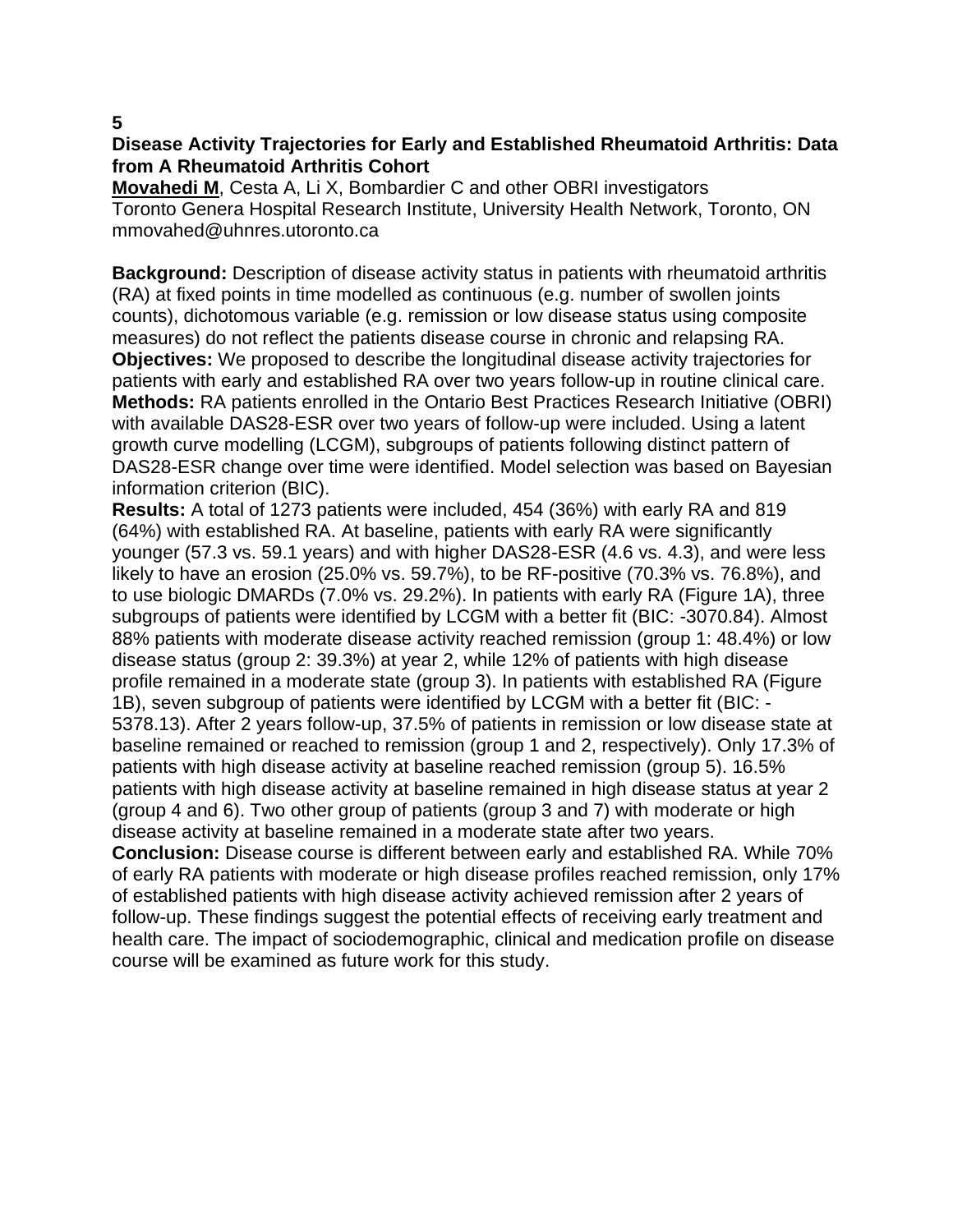**5**

### Disease Activity Trajectories for Early and Established Rheumatoid Arthritis: Data from A Rheumatoid Arthritis Cohort

**Movahedi M**, Cesta A, Li X, Bombardier C and other OBRI investigators
Toronto Genera Hospital Research Institute, University Health Network, Toronto, ON
mmovahed@uhnres.utoronto.ca

**Background:** Description of disease activity status in patients with rheumatoid arthritis (RA) at fixed points in time modelled as continuous (e.g. number of swollen joints counts), dichotomous variable (e.g. remission or low disease status using composite measures) do not reflect the patients disease course in chronic and relapsing RA.
**Objectives:** We proposed to describe the longitudinal disease activity trajectories for patients with early and established RA over two years follow-up in routine clinical care.
**Methods:** RA patients enrolled in the Ontario Best Practices Research Initiative (OBRI) with available DAS28-ESR over two years of follow-up were included. Using a latent growth curve modelling (LCGM), subgroups of patients following distinct pattern of DAS28-ESR change over time were identified. Model selection was based on Bayesian information criterion (BIC).
**Results:** A total of 1273 patients were included, 454 (36%) with early RA and 819 (64%) with established RA. At baseline, patients with early RA were significantly younger (57.3 vs. 59.1 years) and with higher DAS28-ESR (4.6 vs. 4.3), and were less likely to have an erosion (25.0% vs. 59.7%), to be RF-positive (70.3% vs. 76.8%), and to use biologic DMARDs (7.0% vs. 29.2%). In patients with early RA (Figure 1A), three subgroups of patients were identified by LCGM with a better fit (BIC: -3070.84). Almost 88% patients with moderate disease activity reached remission (group 1: 48.4%) or low disease status (group 2: 39.3%) at year 2, while 12% of patients with high disease profile remained in a moderate state (group 3). In patients with established RA (Figure 1B), seven subgroup of patients were identified by LCGM with a better fit (BIC: -5378.13). After 2 years follow-up, 37.5% of patients in remission or low disease state at baseline remained or reached to remission (group 1 and 2, respectively). Only 17.3% of patients with high disease activity at baseline reached remission (group 5). 16.5% patients with high disease activity at baseline remained in high disease status at year 2 (group 4 and 6). Two other group of patients (group 3 and 7) with moderate or high disease activity at baseline remained in a moderate state after two years.
**Conclusion:** Disease course is different between early and established RA. While 70% of early RA patients with moderate or high disease profiles reached remission, only 17% of established patients with high disease activity achieved remission after 2 years of follow-up. These findings suggest the potential effects of receiving early treatment and health care. The impact of sociodemographic, clinical and medication profile on disease course will be examined as future work for this study.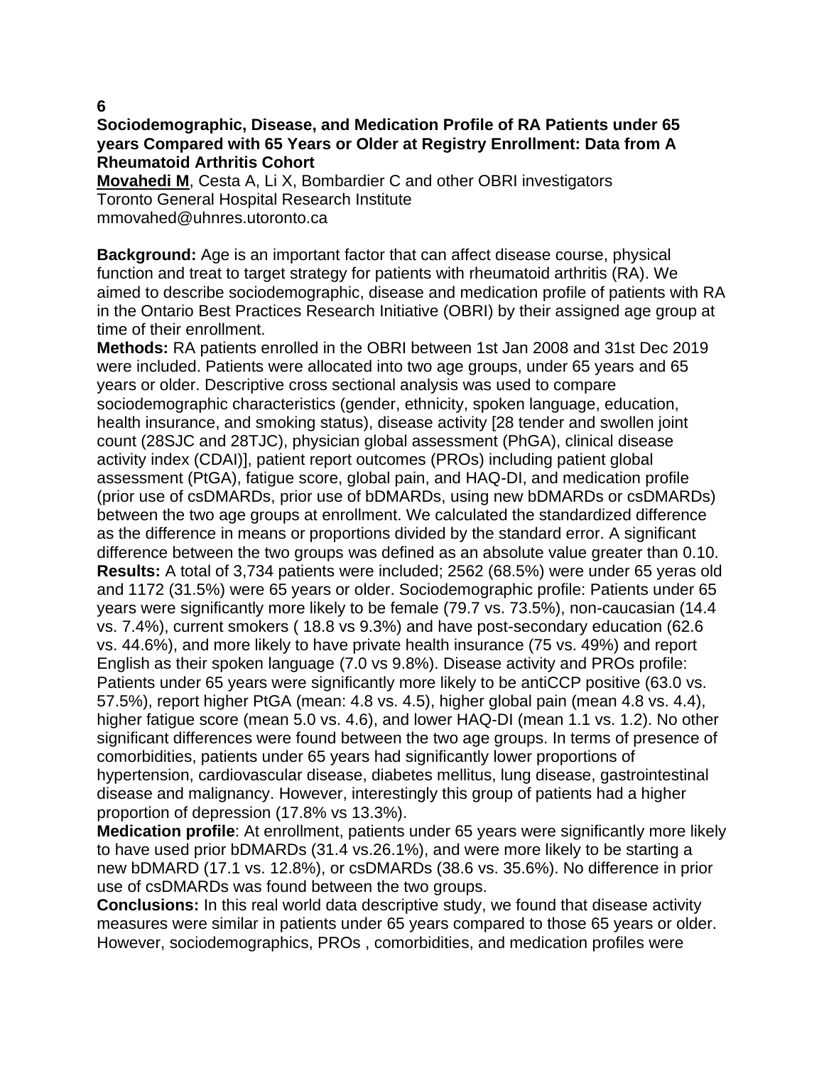**6**

## Sociodemographic, Disease, and Medication Profile of RA Patients under 65 years Compared with 65 Years or Older at Registry Enrollment: Data from A Rheumatoid Arthritis Cohort

**Movahedi M**, Cesta A, Li X, Bombardier C and other OBRI investigators
Toronto General Hospital Research Institute
mmovahed@uhnres.utoronto.ca

**Background:** Age is an important factor that can affect disease course, physical function and treat to target strategy for patients with rheumatoid arthritis (RA). We aimed to describe sociodemographic, disease and medication profile of patients with RA in the Ontario Best Practices Research Initiative (OBRI) by their assigned age group at time of their enrollment.

**Methods:** RA patients enrolled in the OBRI between 1st Jan 2008 and 31st Dec 2019 were included. Patients were allocated into two age groups, under 65 years and 65 years or older. Descriptive cross sectional analysis was used to compare sociodemographic characteristics (gender, ethnicity, spoken language, education, health insurance, and smoking status), disease activity [28 tender and swollen joint count (28SJC and 28TJC), physician global assessment (PhGA), clinical disease activity index (CDAI)], patient report outcomes (PROs) including patient global assessment (PtGA), fatigue score, global pain, and HAQ-DI, and medication profile (prior use of csDMARDs, prior use of bDMARDs, using new bDMARDs or csDMARDs) between the two age groups at enrollment. We calculated the standardized difference as the difference in means or proportions divided by the standard error. A significant difference between the two groups was defined as an absolute value greater than 0.10.

**Results:** A total of 3,734 patients were included; 2562 (68.5%) were under 65 yeras old and 1172 (31.5%) were 65 years or older. Sociodemographic profile: Patients under 65 years were significantly more likely to be female (79.7 vs. 73.5%), non-caucasian (14.4 vs. 7.4%), current smokers ( 18.8 vs 9.3%) and have post-secondary education (62.6 vs. 44.6%), and more likely to have private health insurance (75 vs. 49%) and report English as their spoken language (7.0 vs 9.8%). Disease activity and PROs profile: Patients under 65 years were significantly more likely to be antiCCP positive (63.0 vs. 57.5%), report higher PtGA (mean: 4.8 vs. 4.5), higher global pain (mean 4.8 vs. 4.4), higher fatigue score (mean 5.0 vs. 4.6), and lower HAQ-DI (mean 1.1 vs. 1.2). No other significant differences were found between the two age groups. In terms of presence of comorbidities, patients under 65 years had significantly lower proportions of hypertension, cardiovascular disease, diabetes mellitus, lung disease, gastrointestinal disease and malignancy. However, interestingly this group of patients had a higher proportion of depression (17.8% vs 13.3%).

**Medication profile**: At enrollment, patients under 65 years were significantly more likely to have used prior bDMARDs (31.4 vs.26.1%), and were more likely to be starting a new bDMARD (17.1 vs. 12.8%), or csDMARDs (38.6 vs. 35.6%). No difference in prior use of csDMARDs was found between the two groups.

**Conclusions:** In this real world data descriptive study, we found that disease activity measures were similar in patients under 65 years compared to those 65 years or older. However, sociodemographics, PROs , comorbidities, and medication profiles were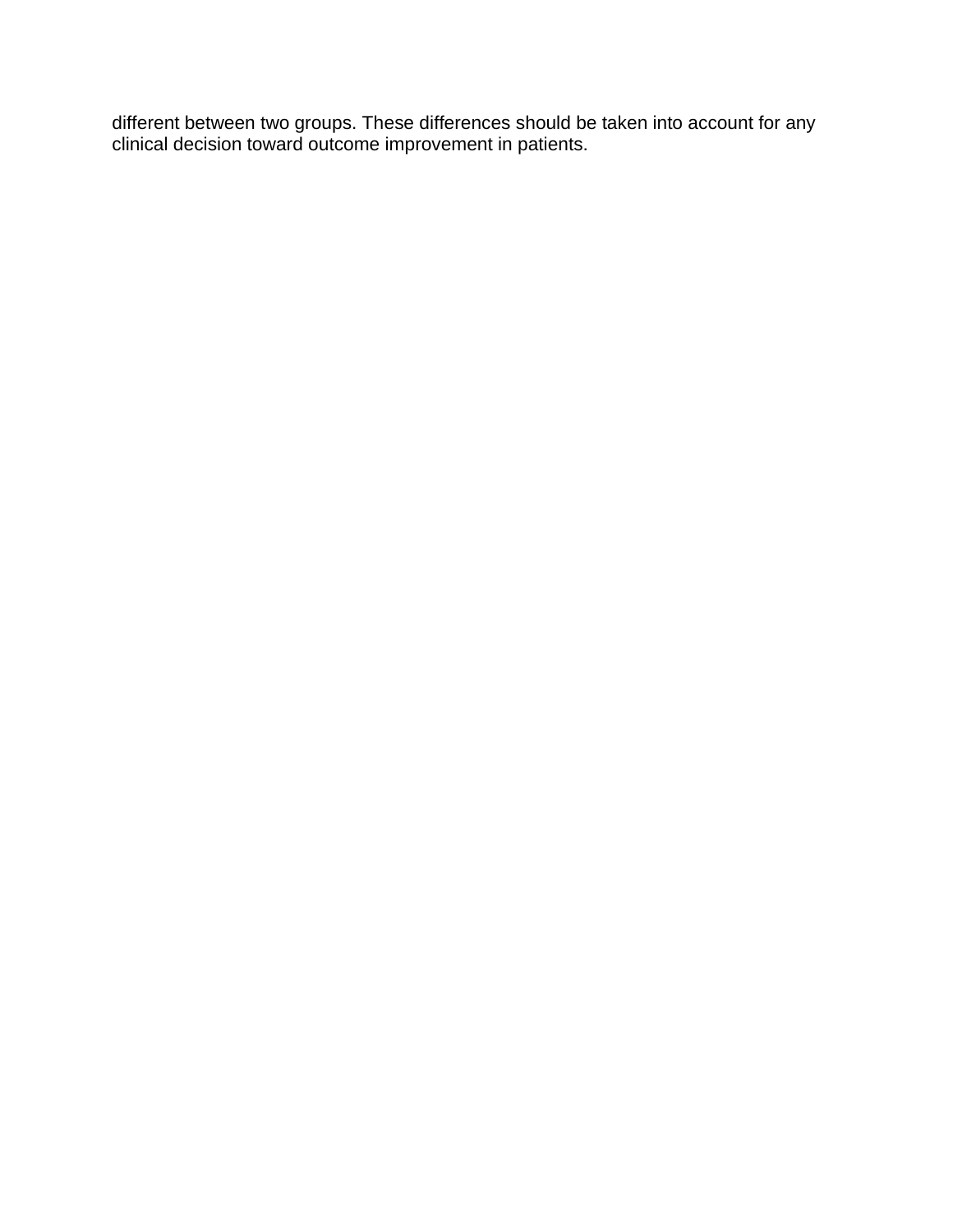different between two groups. These differences should be taken into account for any clinical decision toward outcome improvement in patients.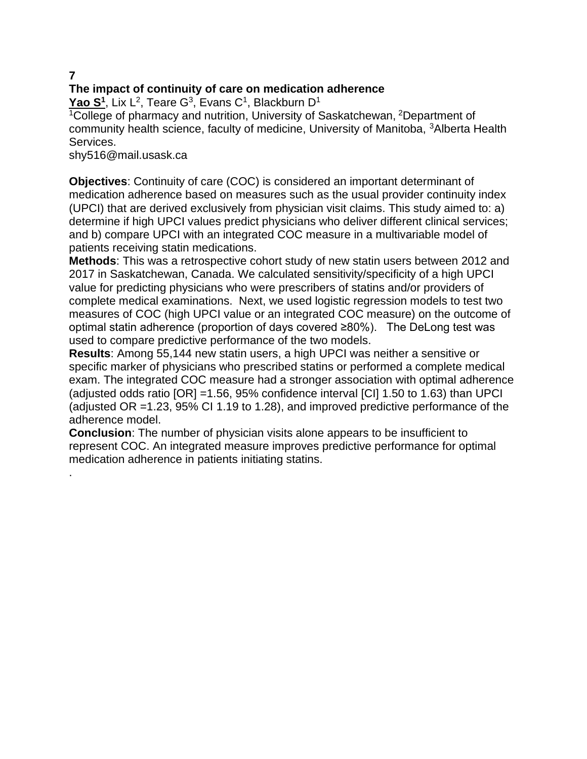**7**

**The impact of continuity of care on medication adherence**

**Yao S[1]**, Lix L[2], Teare G[3], Evans C[1], Blackburn D[1]

[1]College of pharmacy and nutrition, University of Saskatchewan, [2]Department of community health science, faculty of medicine, University of Manitoba, [3]Alberta Health Services.

shy516@mail.usask.ca

**Objectives**: Continuity of care (COC) is considered an important determinant of medication adherence based on measures such as the usual provider continuity index (UPCI) that are derived exclusively from physician visit claims. This study aimed to: a) determine if high UPCI values predict physicians who deliver different clinical services; and b) compare UPCI with an integrated COC measure in a multivariable model of patients receiving statin medications.

**Methods**: This was a retrospective cohort study of new statin users between 2012 and 2017 in Saskatchewan, Canada. We calculated sensitivity/specificity of a high UPCI value for predicting physicians who were prescribers of statins and/or providers of complete medical examinations. Next, we used logistic regression models to test two measures of COC (high UPCI value or an integrated COC measure) on the outcome of optimal statin adherence (proportion of days covered ≥80%). The DeLong test was used to compare predictive performance of the two models.

**Results**: Among 55,144 new statin users, a high UPCI was neither a sensitive or specific marker of physicians who prescribed statins or performed a complete medical exam. The integrated COC measure had a stronger association with optimal adherence (adjusted odds ratio [OR] =1.56, 95% confidence interval [CI] 1.50 to 1.63) than UPCI (adjusted OR =1.23, 95% CI 1.19 to 1.28), and improved predictive performance of the adherence model.

**Conclusion**: The number of physician visits alone appears to be insufficient to represent COC. An integrated measure improves predictive performance for optimal medication adherence in patients initiating statins.

.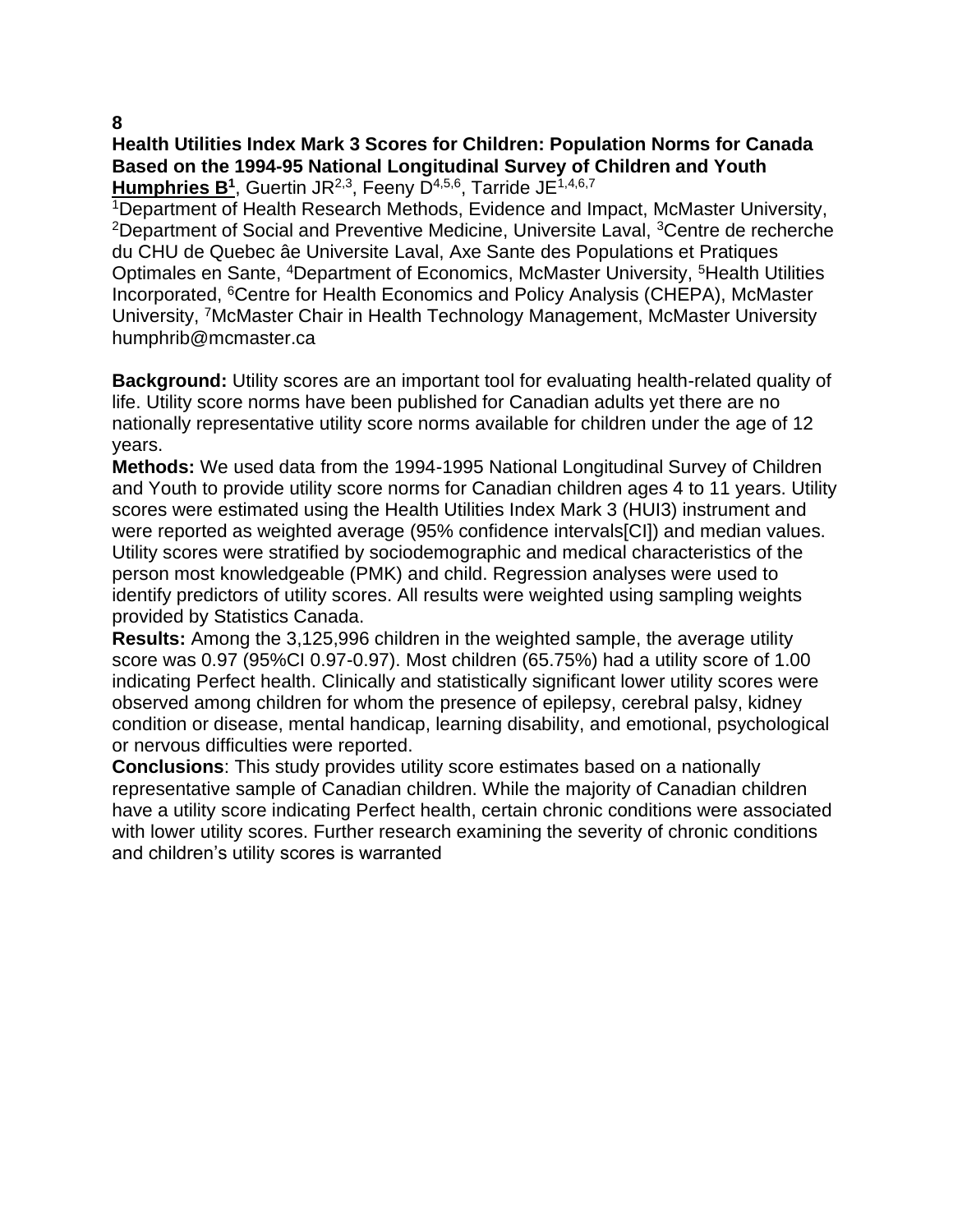**8**

**Health Utilities Index Mark 3 Scores for Children: Population Norms for Canada Based on the 1994-95 National Longitudinal Survey of Children and Youth**

**Humphries B[1]**, Guertin JR[2,3], Feeny D[4,5,6], Tarride JE[1,4,6,7]

[1]Department of Health Research Methods, Evidence and Impact, McMaster University, [2]Department of Social and Preventive Medicine, Universite Laval, [3]Centre de recherche du CHU de Quebec âe Universite Laval, Axe Sante des Populations et Pratiques Optimales en Sante, [4]Department of Economics, McMaster University, [5]Health Utilities Incorporated, [6]Centre for Health Economics and Policy Analysis (CHEPA), McMaster University, [7]McMaster Chair in Health Technology Management, McMaster University
humphrib@mcmaster.ca

**Background:** Utility scores are an important tool for evaluating health-related quality of life. Utility score norms have been published for Canadian adults yet there are no nationally representative utility score norms available for children under the age of 12 years.

**Methods:** We used data from the 1994-1995 National Longitudinal Survey of Children and Youth to provide utility score norms for Canadian children ages 4 to 11 years. Utility scores were estimated using the Health Utilities Index Mark 3 (HUI3) instrument and were reported as weighted average (95% confidence intervals[CI]) and median values. Utility scores were stratified by sociodemographic and medical characteristics of the person most knowledgeable (PMK) and child. Regression analyses were used to identify predictors of utility scores. All results were weighted using sampling weights provided by Statistics Canada.

**Results:** Among the 3,125,996 children in the weighted sample, the average utility score was 0.97 (95%CI 0.97-0.97). Most children (65.75%) had a utility score of 1.00 indicating Perfect health. Clinically and statistically significant lower utility scores were observed among children for whom the presence of epilepsy, cerebral palsy, kidney condition or disease, mental handicap, learning disability, and emotional, psychological or nervous difficulties were reported.

**Conclusions**: This study provides utility score estimates based on a nationally representative sample of Canadian children. While the majority of Canadian children have a utility score indicating Perfect health, certain chronic conditions were associated with lower utility scores. Further research examining the severity of chronic conditions and children's utility scores is warranted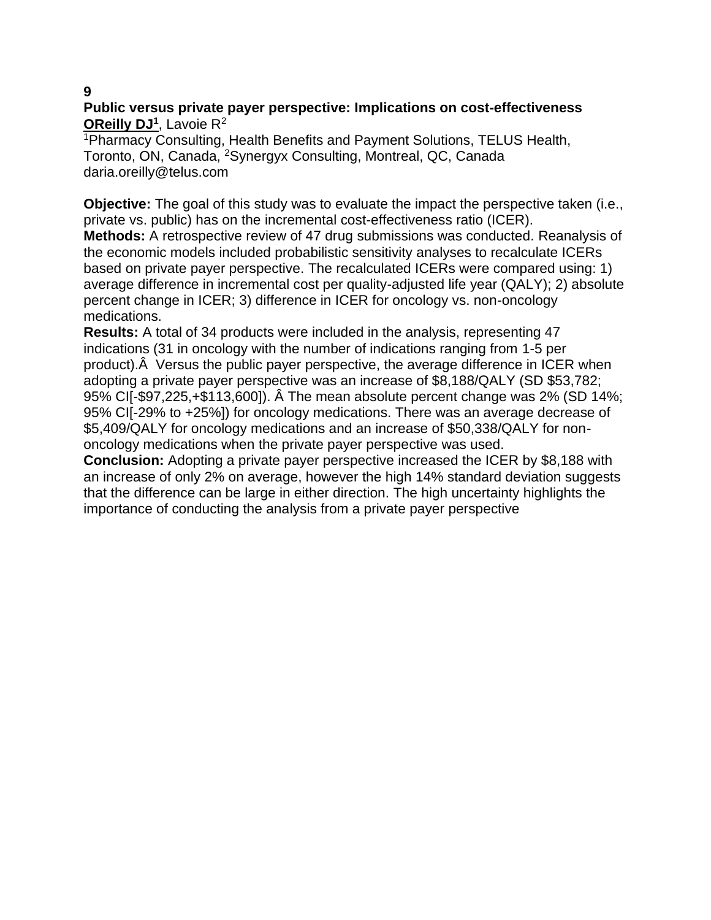**9**

**Public versus private payer perspective: Implications on cost-effectiveness**

**OReilly DJ[1]**, Lavoie R[2]

[1]Pharmacy Consulting, Health Benefits and Payment Solutions, TELUS Health, Toronto, ON, Canada, [2]Synergyx Consulting, Montreal, QC, Canada

daria.oreilly@telus.com

**Objective:** The goal of this study was to evaluate the impact the perspective taken (i.e., private vs. public) has on the incremental cost-effectiveness ratio (ICER).

**Methods:** A retrospective review of 47 drug submissions was conducted. Reanalysis of the economic models included probabilistic sensitivity analyses to recalculate ICERs based on private payer perspective. The recalculated ICERs were compared using: 1) average difference in incremental cost per quality-adjusted life year (QALY); 2) absolute percent change in ICER; 3) difference in ICER for oncology vs. non-oncology medications.

**Results:** A total of 34 products were included in the analysis, representing 47 indications (31 in oncology with the number of indications ranging from 1-5 per product).Â  Versus the public payer perspective, the average difference in ICER when adopting a private payer perspective was an increase of $8,188/QALY (SD $53,782; 95% CI[-$97,225,+$113,600]). Â The mean absolute percent change was 2% (SD 14%; 95% CI[-29% to +25%]) for oncology medications. There was an average decrease of $5,409/QALY for oncology medications and an increase of $50,338/QALY for non-oncology medications when the private payer perspective was used.

**Conclusion:** Adopting a private payer perspective increased the ICER by $8,188 with an increase of only 2% on average, however the high 14% standard deviation suggests that the difference can be large in either direction. The high uncertainty highlights the importance of conducting the analysis from a private payer perspective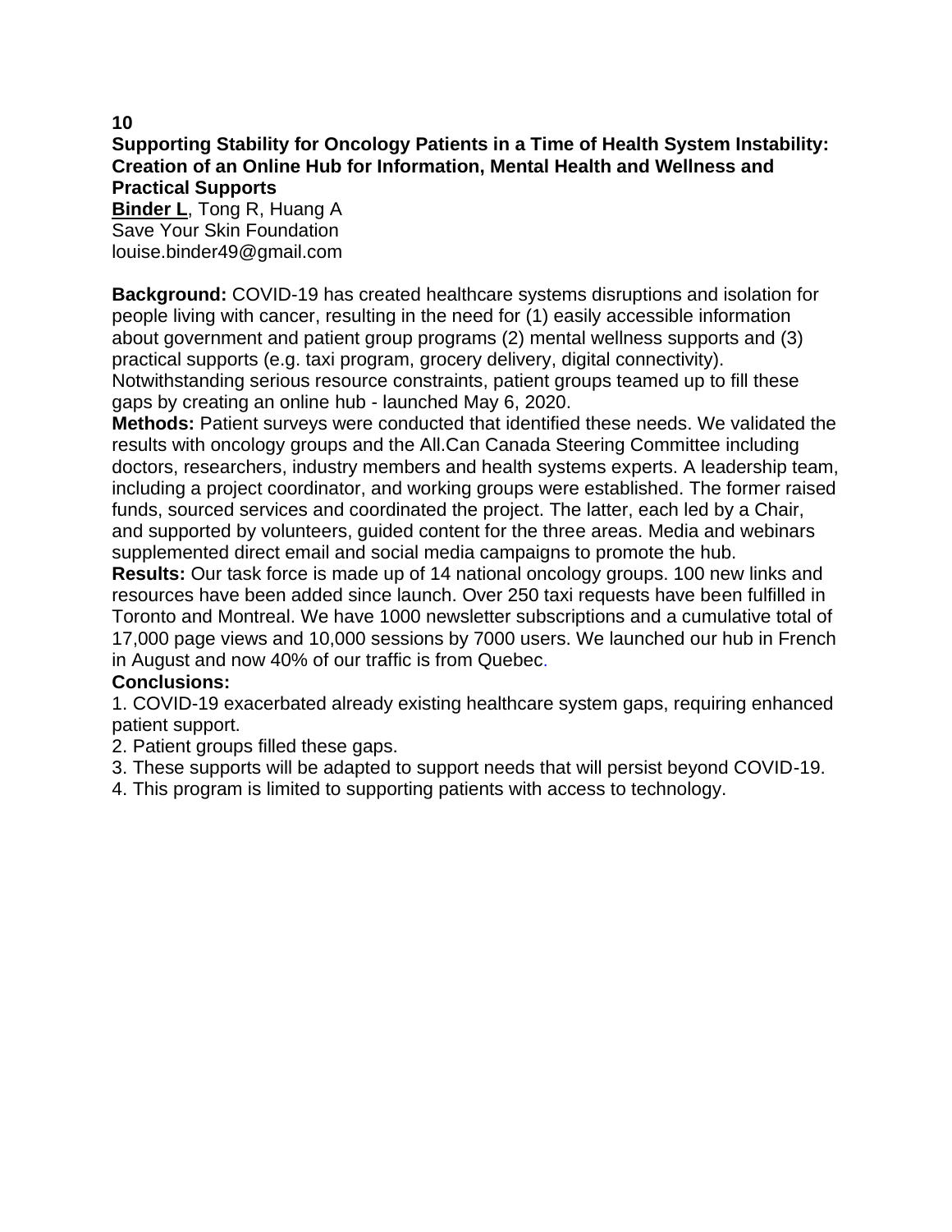**10**

**Supporting Stability for Oncology Patients in a Time of Health System Instability: Creation of an Online Hub for Information, Mental Health and Wellness and Practical Supports**

**Binder L**, Tong R, Huang A
Save Your Skin Foundation
louise.binder49@gmail.com

**Background:** COVID-19 has created healthcare systems disruptions and isolation for people living with cancer, resulting in the need for (1) easily accessible information about government and patient group programs (2) mental wellness supports and (3) practical supports (e.g. taxi program, grocery delivery, digital connectivity). Notwithstanding serious resource constraints, patient groups teamed up to fill these gaps by creating an online hub - launched May 6, 2020.

**Methods:** Patient surveys were conducted that identified these needs. We validated the results with oncology groups and the All.Can Canada Steering Committee including doctors, researchers, industry members and health systems experts. A leadership team, including a project coordinator, and working groups were established. The former raised funds, sourced services and coordinated the project. The latter, each led by a Chair, and supported by volunteers, guided content for the three areas. Media and webinars supplemented direct email and social media campaigns to promote the hub.

**Results:** Our task force is made up of 14 national oncology groups. 100 new links and resources have been added since launch. Over 250 taxi requests have been fulfilled in Toronto and Montreal. We have 1000 newsletter subscriptions and a cumulative total of 17,000 page views and 10,000 sessions by 7000 users. We launched our hub in French in August and now 40% of our traffic is from Quebec.

**Conclusions:**

1. COVID-19 exacerbated already existing healthcare system gaps, requiring enhanced patient support.
2. Patient groups filled these gaps.
3. These supports will be adapted to support needs that will persist beyond COVID-19.
4. This program is limited to supporting patients with access to technology.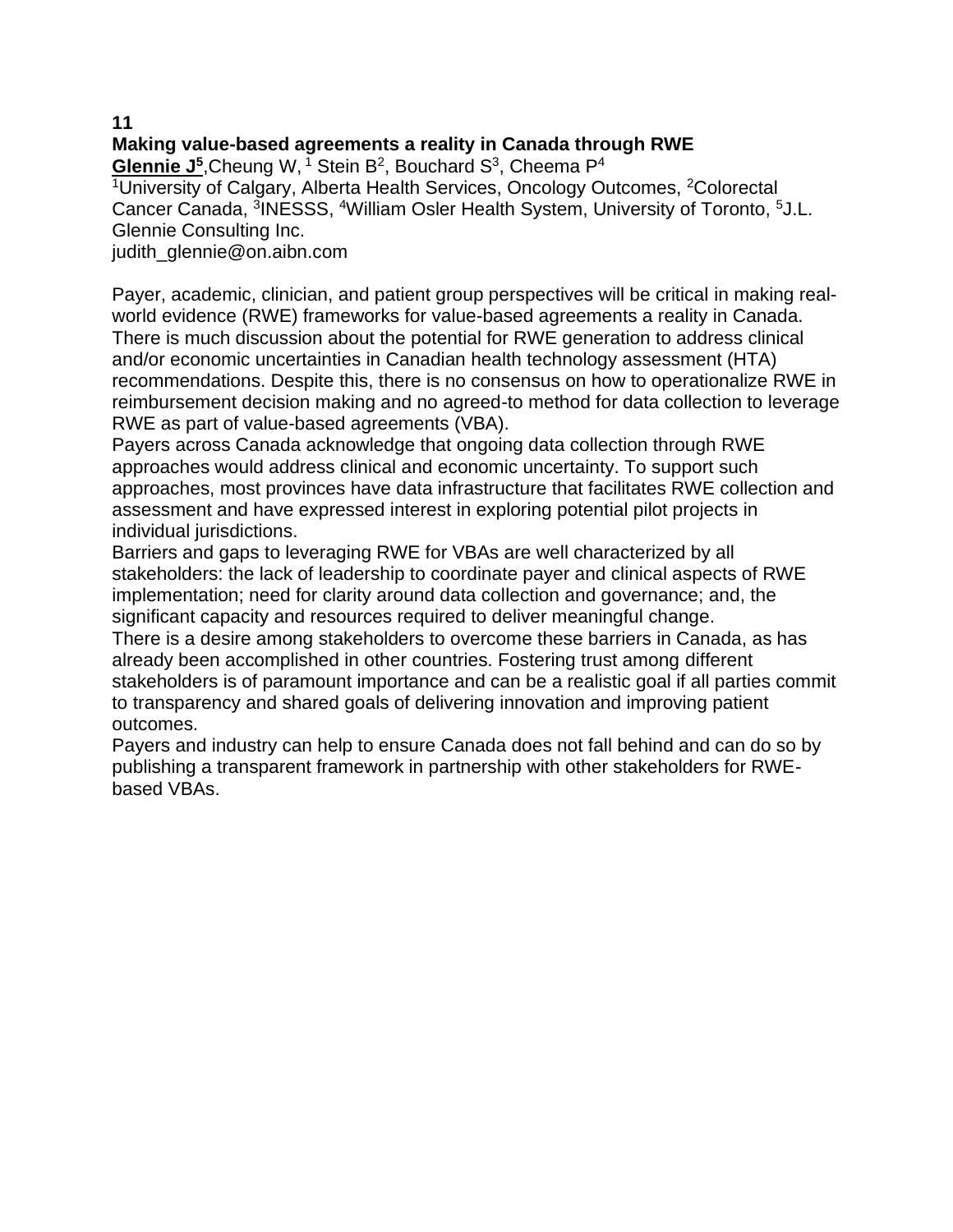**11**

**Making value-based agreements a reality in Canada through RWE**

**Glennie J[5]**,Cheung W, [1] Stein B[2], Bouchard S[3], Cheema P[4]

[1]University of Calgary, Alberta Health Services, Oncology Outcomes, [2]Colorectal Cancer Canada, [3]INESSS, [4]William Osler Health System, University of Toronto, [5]J.L. Glennie Consulting Inc.

judith_glennie@on.aibn.com

Payer, academic, clinician, and patient group perspectives will be critical in making real-world evidence (RWE) frameworks for value-based agreements a reality in Canada. There is much discussion about the potential for RWE generation to address clinical and/or economic uncertainties in Canadian health technology assessment (HTA) recommendations. Despite this, there is no consensus on how to operationalize RWE in reimbursement decision making and no agreed-to method for data collection to leverage RWE as part of value-based agreements (VBA).

Payers across Canada acknowledge that ongoing data collection through RWE approaches would address clinical and economic uncertainty. To support such approaches, most provinces have data infrastructure that facilitates RWE collection and assessment and have expressed interest in exploring potential pilot projects in individual jurisdictions.

Barriers and gaps to leveraging RWE for VBAs are well characterized by all stakeholders: the lack of leadership to coordinate payer and clinical aspects of RWE implementation; need for clarity around data collection and governance; and, the significant capacity and resources required to deliver meaningful change.

There is a desire among stakeholders to overcome these barriers in Canada, as has already been accomplished in other countries. Fostering trust among different stakeholders is of paramount importance and can be a realistic goal if all parties commit to transparency and shared goals of delivering innovation and improving patient outcomes.

Payers and industry can help to ensure Canada does not fall behind and can do so by publishing a transparent framework in partnership with other stakeholders for RWE-based VBAs.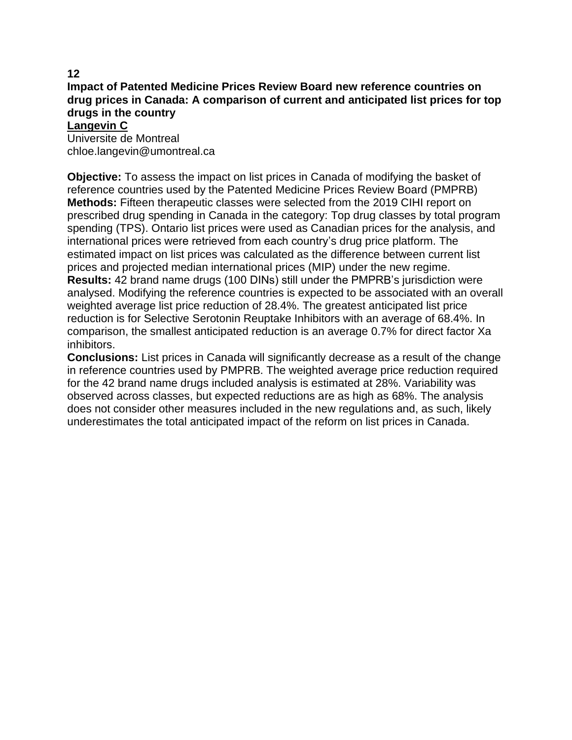**12**

**Impact of Patented Medicine Prices Review Board new reference countries on drug prices in Canada: A comparison of current and anticipated list prices for top drugs in the country**

**Langevin C**

Universite de Montreal
chloe.langevin@umontreal.ca

**Objective:** To assess the impact on list prices in Canada of modifying the basket of reference countries used by the Patented Medicine Prices Review Board (PMPRB)
**Methods:** Fifteen therapeutic classes were selected from the 2019 CIHI report on prescribed drug spending in Canada in the category: Top drug classes by total program spending (TPS). Ontario list prices were used as Canadian prices for the analysis, and international prices were retrieved from each country's drug price platform. The estimated impact on list prices was calculated as the difference between current list prices and projected median international prices (MIP) under the new regime.
**Results:** 42 brand name drugs (100 DINs) still under the PMPRB's jurisdiction were analysed. Modifying the reference countries is expected to be associated with an overall weighted average list price reduction of 28.4%. The greatest anticipated list price reduction is for Selective Serotonin Reuptake Inhibitors with an average of 68.4%. In comparison, the smallest anticipated reduction is an average 0.7% for direct factor Xa inhibitors.
**Conclusions:** List prices in Canada will significantly decrease as a result of the change in reference countries used by PMPRB. The weighted average price reduction required for the 42 brand name drugs included analysis is estimated at 28%. Variability was observed across classes, but expected reductions are as high as 68%. The analysis does not consider other measures included in the new regulations and, as such, likely underestimates the total anticipated impact of the reform on list prices in Canada.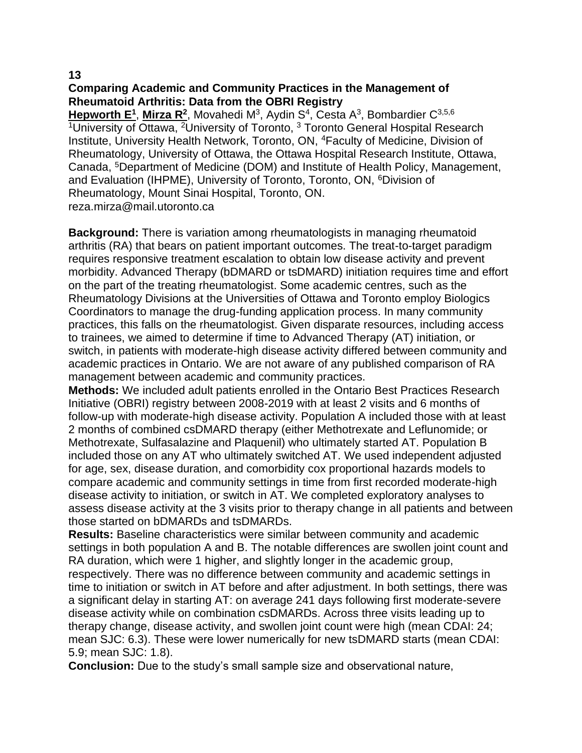**13**

**Comparing Academic and Community Practices in the Management of Rheumatoid Arthritis: Data from the OBRI Registry**

**Hepworth E[1]**, **Mirza R[2]**, Movahedi M[3], Aydin S[4], Cesta A[3], Bombardier C[3,5,6]

[1]University of Ottawa, [2]University of Toronto, [3] Toronto General Hospital Research Institute, University Health Network, Toronto, ON, [4]Faculty of Medicine, Division of Rheumatology, University of Ottawa, the Ottawa Hospital Research Institute, Ottawa, Canada, [5]Department of Medicine (DOM) and Institute of Health Policy, Management, and Evaluation (IHPME), University of Toronto, Toronto, ON, [6]Division of Rheumatology, Mount Sinai Hospital, Toronto, ON.

reza.mirza@mail.utoronto.ca

**Background:** There is variation among rheumatologists in managing rheumatoid arthritis (RA) that bears on patient important outcomes. The treat-to-target paradigm requires responsive treatment escalation to obtain low disease activity and prevent morbidity. Advanced Therapy (bDMARD or tsDMARD) initiation requires time and effort on the part of the treating rheumatologist. Some academic centres, such as the Rheumatology Divisions at the Universities of Ottawa and Toronto employ Biologics Coordinators to manage the drug-funding application process. In many community practices, this falls on the rheumatologist. Given disparate resources, including access to trainees, we aimed to determine if time to Advanced Therapy (AT) initiation, or switch, in patients with moderate-high disease activity differed between community and academic practices in Ontario. We are not aware of any published comparison of RA management between academic and community practices.

**Methods:** We included adult patients enrolled in the Ontario Best Practices Research Initiative (OBRI) registry between 2008-2019 with at least 2 visits and 6 months of follow-up with moderate-high disease activity. Population A included those with at least 2 months of combined csDMARD therapy (either Methotrexate and Leflunomide; or Methotrexate, Sulfasalazine and Plaquenil) who ultimately started AT. Population B included those on any AT who ultimately switched AT. We used independent adjusted for age, sex, disease duration, and comorbidity cox proportional hazards models to compare academic and community settings in time from first recorded moderate-high disease activity to initiation, or switch in AT. We completed exploratory analyses to assess disease activity at the 3 visits prior to therapy change in all patients and between those started on bDMARDs and tsDMARDs.

**Results:** Baseline characteristics were similar between community and academic settings in both population A and B. The notable differences are swollen joint count and RA duration, which were 1 higher, and slightly longer in the academic group, respectively. There was no difference between community and academic settings in time to initiation or switch in AT before and after adjustment. In both settings, there was a significant delay in starting AT: on average 241 days following first moderate-severe disease activity while on combination csDMARDs. Across three visits leading up to therapy change, disease activity, and swollen joint count were high (mean CDAI: 24; mean SJC: 6.3). These were lower numerically for new tsDMARD starts (mean CDAI: 5.9; mean SJC: 1.8).

**Conclusion:** Due to the study's small sample size and observational nature,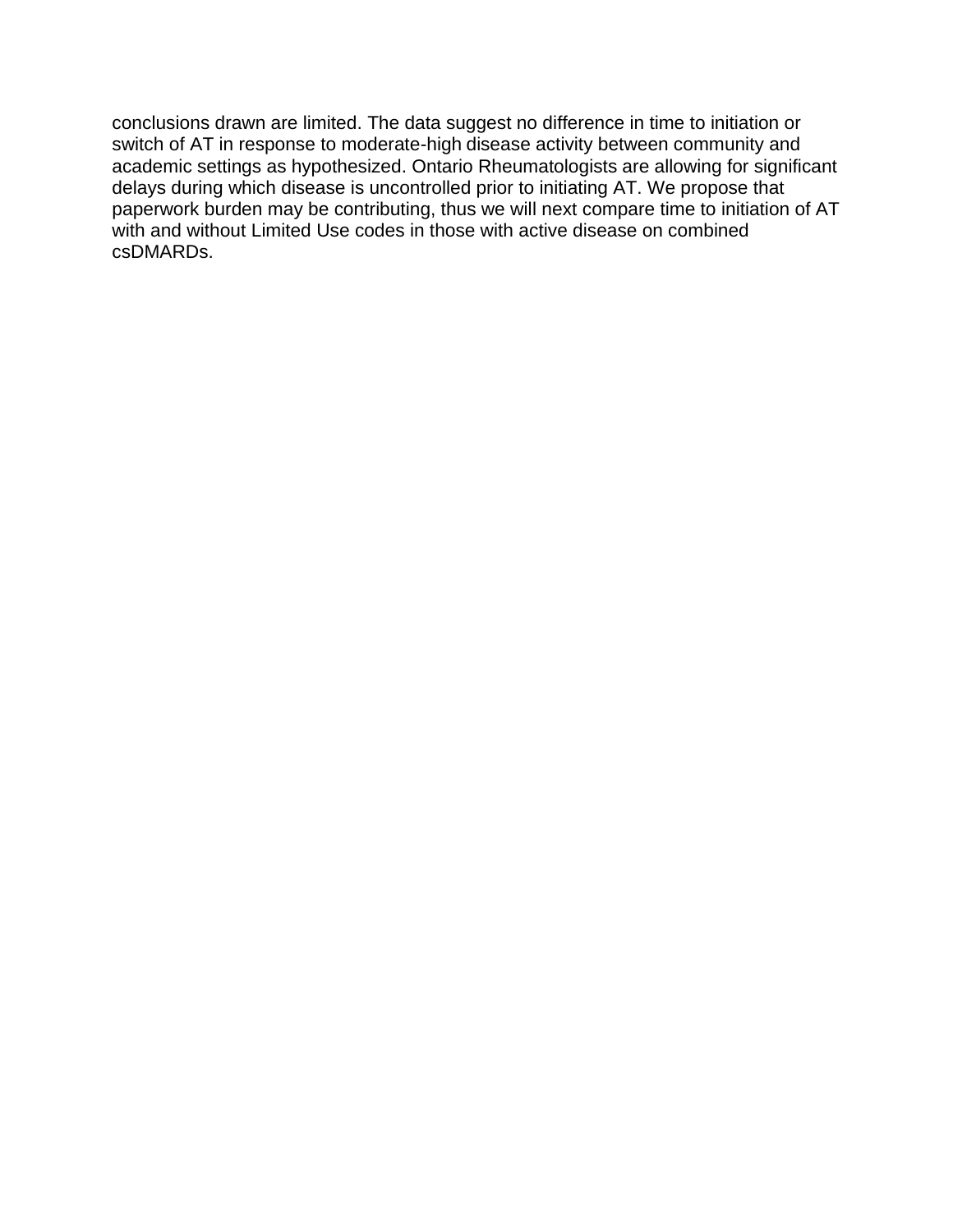conclusions drawn are limited. The data suggest no difference in time to initiation or switch of AT in response to moderate-high disease activity between community and academic settings as hypothesized. Ontario Rheumatologists are allowing for significant delays during which disease is uncontrolled prior to initiating AT. We propose that paperwork burden may be contributing, thus we will next compare time to initiation of AT with and without Limited Use codes in those with active disease on combined csDMARDs.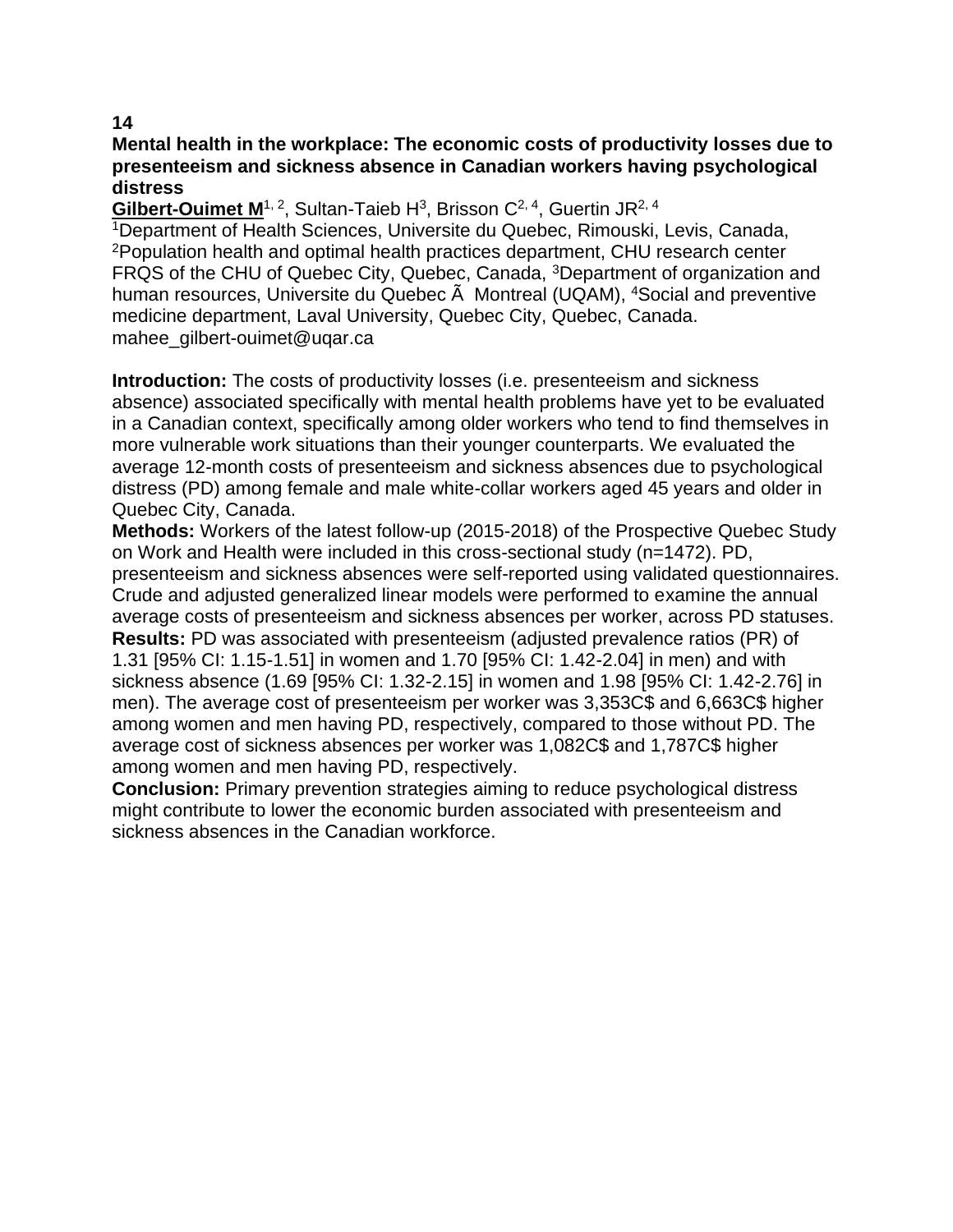**14**

**Mental health in the workplace: The economic costs of productivity losses due to presenteeism and sickness absence in Canadian workers having psychological distress**

**Gilbert-Ouimet M**[1, 2], Sultan-Taieb H[3], Brisson C[2, 4], Guertin JR[2, 4]

[1]Department of Health Sciences, Universite du Quebec, Rimouski, Levis, Canada, [2]Population health and optimal health practices department, CHU research center FRQS of the CHU of Quebec City, Quebec, Canada, [3]Department of organization and human resources, Universite du Quebec Ã  Montreal (UQAM), [4]Social and preventive medicine department, Laval University, Quebec City, Quebec, Canada. mahee_gilbert-ouimet@uqar.ca

**Introduction:** The costs of productivity losses (i.e. presenteeism and sickness absence) associated specifically with mental health problems have yet to be evaluated in a Canadian context, specifically among older workers who tend to find themselves in more vulnerable work situations than their younger counterparts. We evaluated the average 12-month costs of presenteeism and sickness absences due to psychological distress (PD) among female and male white-collar workers aged 45 years and older in Quebec City, Canada.

**Methods:** Workers of the latest follow-up (2015-2018) of the Prospective Quebec Study on Work and Health were included in this cross-sectional study (n=1472). PD, presenteeism and sickness absences were self-reported using validated questionnaires. Crude and adjusted generalized linear models were performed to examine the annual average costs of presenteeism and sickness absences per worker, across PD statuses.

**Results:** PD was associated with presenteeism (adjusted prevalence ratios (PR) of 1.31 [95% CI: 1.15-1.51] in women and 1.70 [95% CI: 1.42-2.04] in men) and with sickness absence (1.69 [95% CI: 1.32-2.15] in women and 1.98 [95% CI: 1.42-2.76] in men). The average cost of presenteeism per worker was 3,353C$ and 6,663C$ higher among women and men having PD, respectively, compared to those without PD. The average cost of sickness absences per worker was 1,082C$ and 1,787C$ higher among women and men having PD, respectively.

**Conclusion:** Primary prevention strategies aiming to reduce psychological distress might contribute to lower the economic burden associated with presenteeism and sickness absences in the Canadian workforce.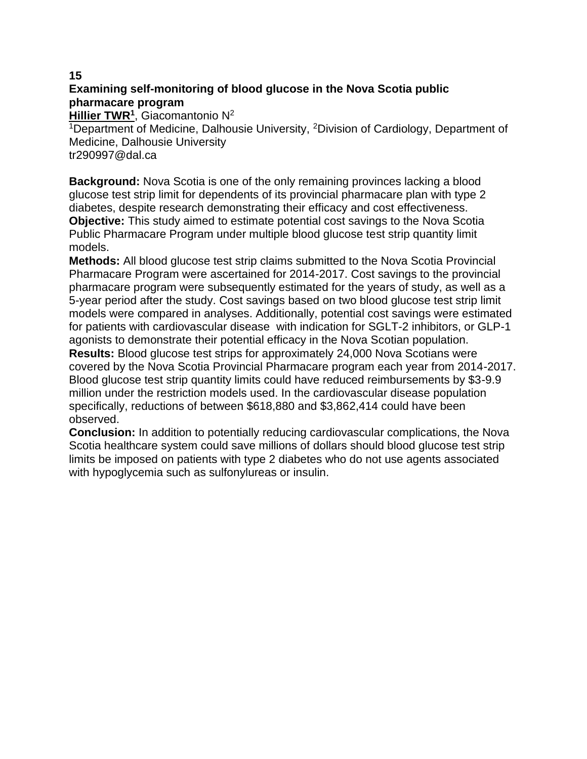**15**

**Examining self-monitoring of blood glucose in the Nova Scotia public pharmacare program**

**Hillier TWR[1]**, Giacomantonio N[2]

[1]Department of Medicine, Dalhousie University, [2]Division of Cardiology, Department of Medicine, Dalhousie University

tr290997@dal.ca

**Background:** Nova Scotia is one of the only remaining provinces lacking a blood glucose test strip limit for dependents of its provincial pharmacare plan with type 2 diabetes, despite research demonstrating their efficacy and cost effectiveness.
**Objective:** This study aimed to estimate potential cost savings to the Nova Scotia Public Pharmacare Program under multiple blood glucose test strip quantity limit models.
**Methods:** All blood glucose test strip claims submitted to the Nova Scotia Provincial Pharmacare Program were ascertained for 2014-2017. Cost savings to the provincial pharmacare program were subsequently estimated for the years of study, as well as a 5-year period after the study. Cost savings based on two blood glucose test strip limit models were compared in analyses. Additionally, potential cost savings were estimated for patients with cardiovascular disease with indication for SGLT-2 inhibitors, or GLP-1 agonists to demonstrate their potential efficacy in the Nova Scotian population.
**Results:** Blood glucose test strips for approximately 24,000 Nova Scotians were covered by the Nova Scotia Provincial Pharmacare program each year from 2014-2017. Blood glucose test strip quantity limits could have reduced reimbursements by $3-9.9 million under the restriction models used. In the cardiovascular disease population specifically, reductions of between $618,880 and $3,862,414 could have been observed.
**Conclusion:** In addition to potentially reducing cardiovascular complications, the Nova Scotia healthcare system could save millions of dollars should blood glucose test strip limits be imposed on patients with type 2 diabetes who do not use agents associated with hypoglycemia such as sulfonylureas or insulin.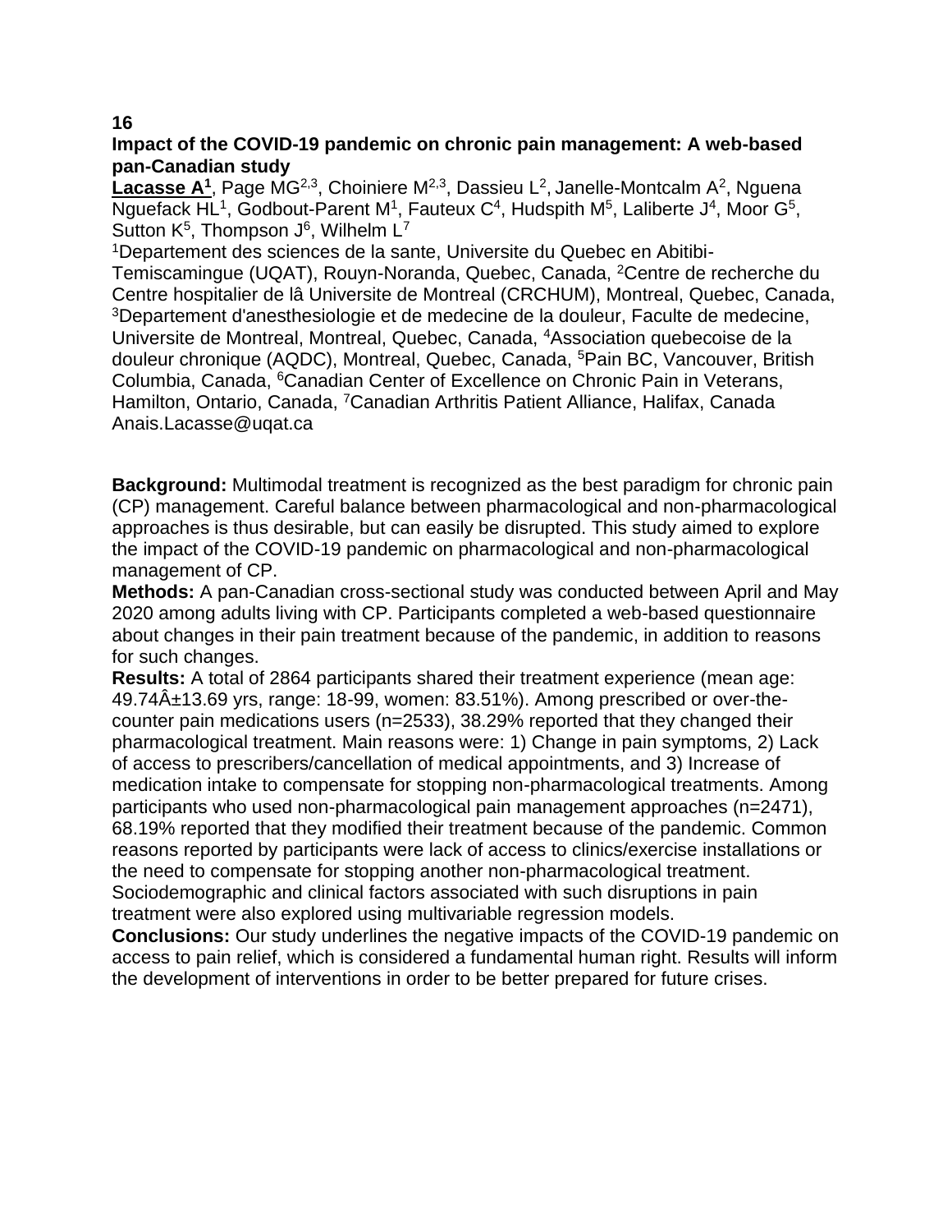**16**

**Impact of the COVID-19 pandemic on chronic pain management: A web-based pan-Canadian study**

**Lacasse A[1]**, Page MG[2,3], Choiniere M[2,3], Dassieu L[2], Janelle-Montcalm A[2], Nguena Nguefack HL[1], Godbout-Parent M[1], Fauteux C[4], Hudspith M[5], Laliberte J[4], Moor G[5], Sutton K[5], Thompson J[6], Wilhelm L[7]

[1]Departement des sciences de la sante, Universite du Quebec en Abitibi-Temiscamingue (UQAT), Rouyn-Noranda, Quebec, Canada, [2]Centre de recherche du Centre hospitalier de lâ Universite de Montreal (CRCHUM), Montreal, Quebec, Canada, [3]Departement d'anesthesiologie et de medecine de la douleur, Faculte de medecine, Universite de Montreal, Montreal, Quebec, Canada, [4]Association quebecoise de la douleur chronique (AQDC), Montreal, Quebec, Canada, [5]Pain BC, Vancouver, British Columbia, Canada, [6]Canadian Center of Excellence on Chronic Pain in Veterans, Hamilton, Ontario, Canada, [7]Canadian Arthritis Patient Alliance, Halifax, Canada
Anais.Lacasse@uqat.ca

**Background:** Multimodal treatment is recognized as the best paradigm for chronic pain (CP) management. Careful balance between pharmacological and non-pharmacological approaches is thus desirable, but can easily be disrupted. This study aimed to explore the impact of the COVID-19 pandemic on pharmacological and non-pharmacological management of CP.

**Methods:** A pan-Canadian cross-sectional study was conducted between April and May 2020 among adults living with CP. Participants completed a web-based questionnaire about changes in their pain treatment because of the pandemic, in addition to reasons for such changes.

**Results:** A total of 2864 participants shared their treatment experience (mean age: 49.74Â±13.69 yrs, range: 18-99, women: 83.51%). Among prescribed or over-the-counter pain medications users (n=2533), 38.29% reported that they changed their pharmacological treatment. Main reasons were: 1) Change in pain symptoms, 2) Lack of access to prescribers/cancellation of medical appointments, and 3) Increase of medication intake to compensate for stopping non-pharmacological treatments. Among participants who used non-pharmacological pain management approaches (n=2471), 68.19% reported that they modified their treatment because of the pandemic. Common reasons reported by participants were lack of access to clinics/exercise installations or the need to compensate for stopping another non-pharmacological treatment. Sociodemographic and clinical factors associated with such disruptions in pain treatment were also explored using multivariable regression models.

**Conclusions:** Our study underlines the negative impacts of the COVID-19 pandemic on access to pain relief, which is considered a fundamental human right. Results will inform the development of interventions in order to be better prepared for future crises.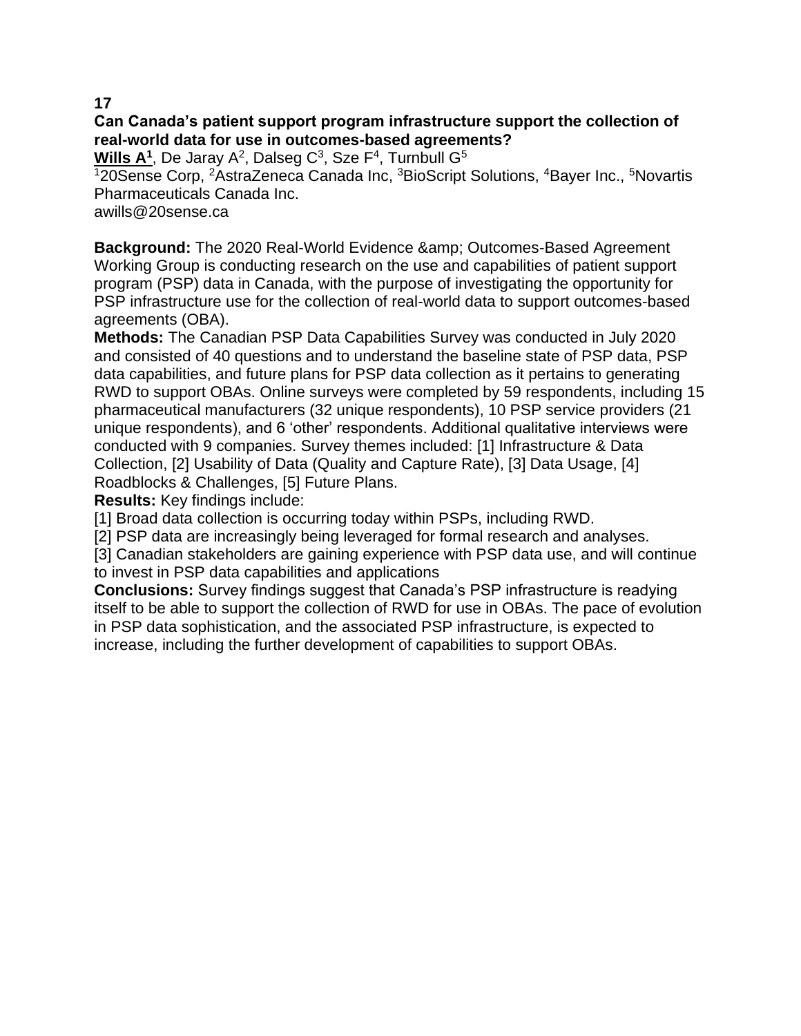**17**

**Can Canada's patient support program infrastructure support the collection of real-world data for use in outcomes-based agreements?**

**Wills A[1]**, De Jaray A[2], Dalseg C[3], Sze F[4], Turnbull G[5]

[1]20Sense Corp, [2]AstraZeneca Canada Inc, [3]BioScript Solutions, [4]Bayer Inc., [5]Novartis Pharmaceuticals Canada Inc.

awills@20sense.ca

**Background:** The 2020 Real-World Evidence &amp; Outcomes-Based Agreement Working Group is conducting research on the use and capabilities of patient support program (PSP) data in Canada, with the purpose of investigating the opportunity for PSP infrastructure use for the collection of real-world data to support outcomes-based agreements (OBA).

**Methods:** The Canadian PSP Data Capabilities Survey was conducted in July 2020 and consisted of 40 questions and to understand the baseline state of PSP data, PSP data capabilities, and future plans for PSP data collection as it pertains to generating RWD to support OBAs. Online surveys were completed by 59 respondents, including 15 pharmaceutical manufacturers (32 unique respondents), 10 PSP service providers (21 unique respondents), and 6 'other' respondents. Additional qualitative interviews were conducted with 9 companies. Survey themes included: [1] Infrastructure & Data Collection, [2] Usability of Data (Quality and Capture Rate), [3] Data Usage, [4] Roadblocks & Challenges, [5] Future Plans.

**Results:** Key findings include:

[1] Broad data collection is occurring today within PSPs, including RWD.

[2] PSP data are increasingly being leveraged for formal research and analyses.

[3] Canadian stakeholders are gaining experience with PSP data use, and will continue to invest in PSP data capabilities and applications

**Conclusions:** Survey findings suggest that Canada's PSP infrastructure is readying itself to be able to support the collection of RWD for use in OBAs. The pace of evolution in PSP data sophistication, and the associated PSP infrastructure, is expected to increase, including the further development of capabilities to support OBAs.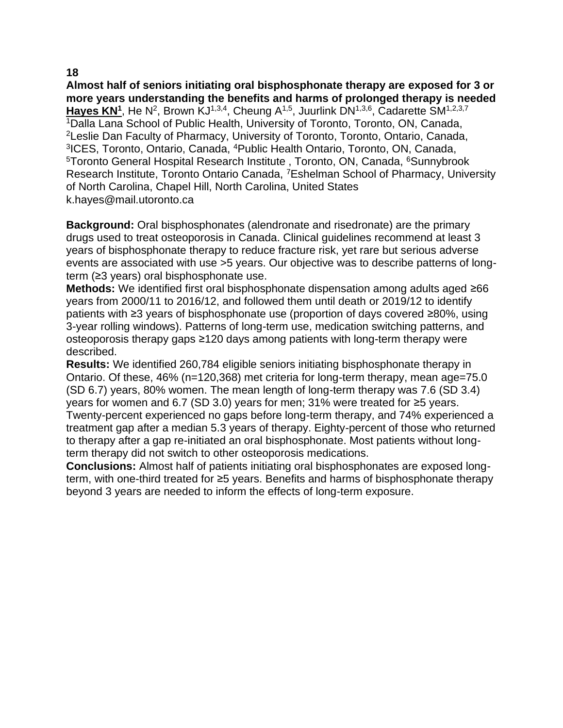**18**

## Almost half of seniors initiating oral bisphosphonate therapy are exposed for 3 or more years understanding the benefits and harms of prolonged therapy is needed

**Hayes KN[1]**, He N[2], Brown KJ[1,3,4], Cheung A[1,5], Juurlink DN[1,3,6], Cadarette SM[1,2,3,7]

[1]Dalla Lana School of Public Health, University of Toronto, Toronto, ON, Canada, [2]Leslie Dan Faculty of Pharmacy, University of Toronto, Toronto, Ontario, Canada, [3]ICES, Toronto, Ontario, Canada, [4]Public Health Ontario, Toronto, ON, Canada, [5]Toronto General Hospital Research Institute , Toronto, ON, Canada, [6]Sunnybrook Research Institute, Toronto Ontario Canada, [7]Eshelman School of Pharmacy, University of North Carolina, Chapel Hill, North Carolina, United States

k.hayes@mail.utoronto.ca

**Background:** Oral bisphosphonates (alendronate and risedronate) are the primary drugs used to treat osteoporosis in Canada. Clinical guidelines recommend at least 3 years of bisphosphonate therapy to reduce fracture risk, yet rare but serious adverse events are associated with use >5 years. Our objective was to describe patterns of long-term (≥3 years) oral bisphosphonate use.

**Methods:** We identified first oral bisphosphonate dispensation among adults aged ≥66 years from 2000/11 to 2016/12, and followed them until death or 2019/12 to identify patients with ≥3 years of bisphosphonate use (proportion of days covered ≥80%, using 3-year rolling windows). Patterns of long-term use, medication switching patterns, and osteoporosis therapy gaps ≥120 days among patients with long-term therapy were described.

**Results:** We identified 260,784 eligible seniors initiating bisphosphonate therapy in Ontario. Of these, 46% (n=120,368) met criteria for long-term therapy, mean age=75.0 (SD 6.7) years, 80% women. The mean length of long-term therapy was 7.6 (SD 3.4) years for women and 6.7 (SD 3.0) years for men; 31% were treated for ≥5 years. Twenty-percent experienced no gaps before long-term therapy, and 74% experienced a treatment gap after a median 5.3 years of therapy. Eighty-percent of those who returned to therapy after a gap re-initiated an oral bisphosphonate. Most patients without long-term therapy did not switch to other osteoporosis medications.

**Conclusions:** Almost half of patients initiating oral bisphosphonates are exposed long-term, with one-third treated for ≥5 years. Benefits and harms of bisphosphonate therapy beyond 3 years are needed to inform the effects of long-term exposure.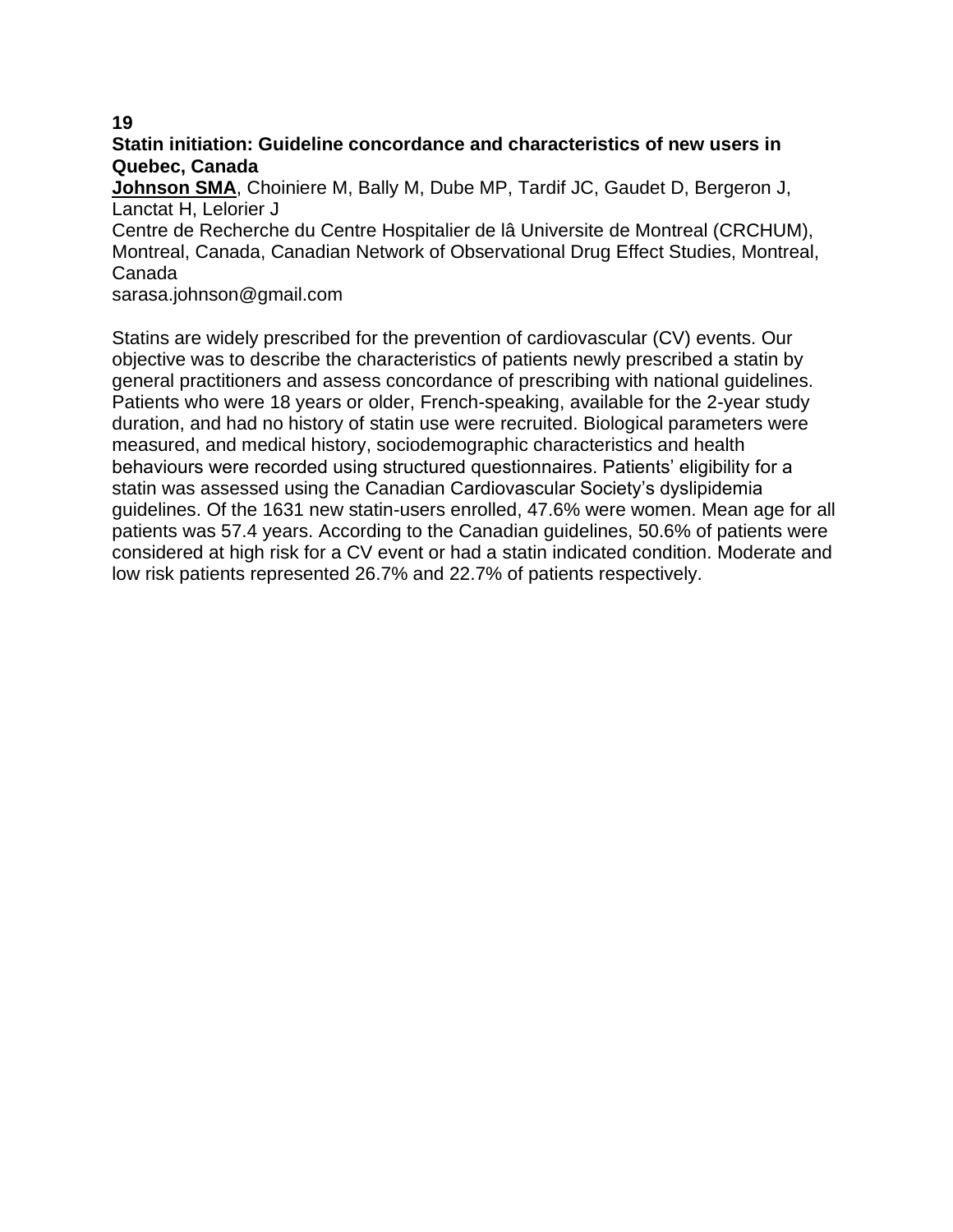**19**

**Statin initiation: Guideline concordance and characteristics of new users in Quebec, Canada**

**Johnson SMA**, Choiniere M, Bally M, Dube MP, Tardif JC, Gaudet D, Bergeron J, Lanctat H, Lelorier J

Centre de Recherche du Centre Hospitalier de lâ Universite de Montreal (CRCHUM), Montreal, Canada, Canadian Network of Observational Drug Effect Studies, Montreal, Canada

sarasa.johnson@gmail.com

Statins are widely prescribed for the prevention of cardiovascular (CV) events. Our objective was to describe the characteristics of patients newly prescribed a statin by general practitioners and assess concordance of prescribing with national guidelines. Patients who were 18 years or older, French-speaking, available for the 2-year study duration, and had no history of statin use were recruited. Biological parameters were measured, and medical history, sociodemographic characteristics and health behaviours were recorded using structured questionnaires. Patients' eligibility for a statin was assessed using the Canadian Cardiovascular Society's dyslipidemia guidelines. Of the 1631 new statin-users enrolled, 47.6% were women. Mean age for all patients was 57.4 years. According to the Canadian guidelines, 50.6% of patients were considered at high risk for a CV event or had a statin indicated condition. Moderate and low risk patients represented 26.7% and 22.7% of patients respectively.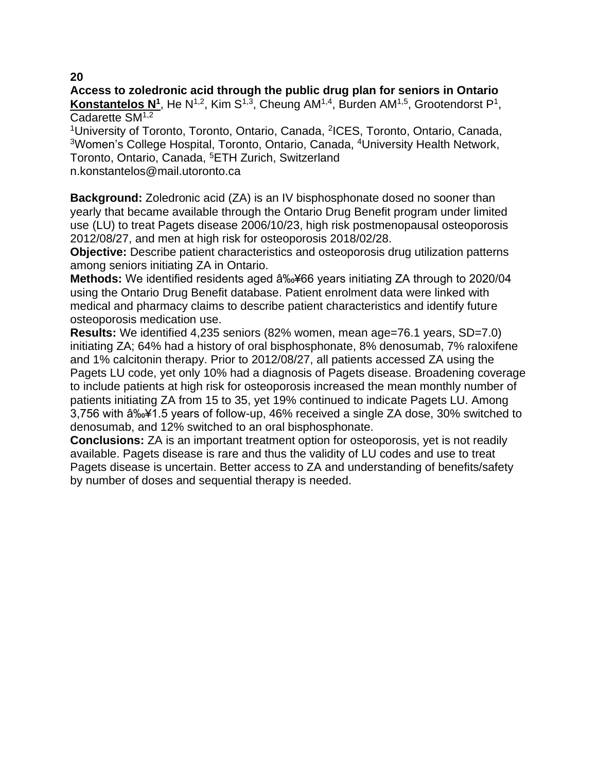**20**

**Access to zoledronic acid through the public drug plan for seniors in Ontario**

**Konstantelos N[1]**, He N[1,2], Kim S[1,3], Cheung AM[1,4], Burden AM[1,5], Grootendorst P[1], Cadarette SM[1,2]

[1]University of Toronto, Toronto, Ontario, Canada, [2]ICES, Toronto, Ontario, Canada, [3]Women's College Hospital, Toronto, Ontario, Canada, [4]University Health Network, Toronto, Ontario, Canada, [5]ETH Zurich, Switzerland

n.konstantelos@mail.utoronto.ca

**Background:** Zoledronic acid (ZA) is an IV bisphosphonate dosed no sooner than yearly that became available through the Ontario Drug Benefit program under limited use (LU) to treat Pagets disease 2006/10/23, high risk postmenopausal osteoporosis 2012/08/27, and men at high risk for osteoporosis 2018/02/28.

**Objective:** Describe patient characteristics and osteoporosis drug utilization patterns among seniors initiating ZA in Ontario.

**Methods:** We identified residents aged â‰¥66 years initiating ZA through to 2020/04 using the Ontario Drug Benefit database. Patient enrolment data were linked with medical and pharmacy claims to describe patient characteristics and identify future osteoporosis medication use.

**Results:** We identified 4,235 seniors (82% women, mean age=76.1 years, SD=7.0) initiating ZA; 64% had a history of oral bisphosphonate, 8% denosumab, 7% raloxifene and 1% calcitonin therapy. Prior to 2012/08/27, all patients accessed ZA using the Pagets LU code, yet only 10% had a diagnosis of Pagets disease. Broadening coverage to include patients at high risk for osteoporosis increased the mean monthly number of patients initiating ZA from 15 to 35, yet 19% continued to indicate Pagets LU. Among 3,756 with â‰¥1.5 years of follow-up, 46% received a single ZA dose, 30% switched to denosumab, and 12% switched to an oral bisphosphonate.

**Conclusions:** ZA is an important treatment option for osteoporosis, yet is not readily available. Pagets disease is rare and thus the validity of LU codes and use to treat Pagets disease is uncertain. Better access to ZA and understanding of benefits/safety by number of doses and sequential therapy is needed.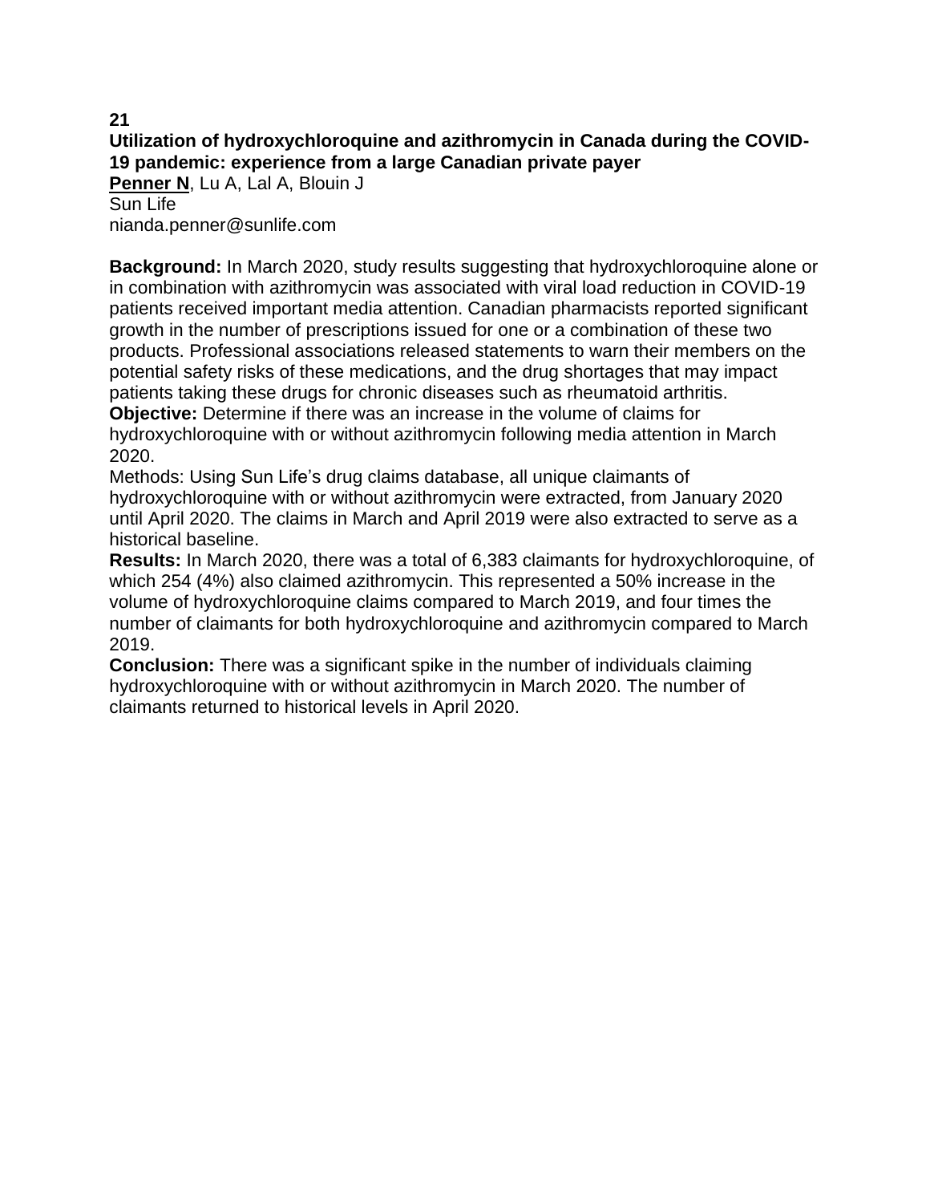**21**

**Utilization of hydroxychloroquine and azithromycin in Canada during the COVID-19 pandemic: experience from a large Canadian private payer**

**Penner N**, Lu A, Lal A, Blouin J

Sun Life

nianda.penner@sunlife.com

**Background:** In March 2020, study results suggesting that hydroxychloroquine alone or in combination with azithromycin was associated with viral load reduction in COVID-19 patients received important media attention. Canadian pharmacists reported significant growth in the number of prescriptions issued for one or a combination of these two products. Professional associations released statements to warn their members on the potential safety risks of these medications, and the drug shortages that may impact patients taking these drugs for chronic diseases such as rheumatoid arthritis.

**Objective:** Determine if there was an increase in the volume of claims for hydroxychloroquine with or without azithromycin following media attention in March 2020.

Methods: Using Sun Life's drug claims database, all unique claimants of hydroxychloroquine with or without azithromycin were extracted, from January 2020 until April 2020. The claims in March and April 2019 were also extracted to serve as a historical baseline.

**Results:** In March 2020, there was a total of 6,383 claimants for hydroxychloroquine, of which 254 (4%) also claimed azithromycin. This represented a 50% increase in the volume of hydroxychloroquine claims compared to March 2019, and four times the number of claimants for both hydroxychloroquine and azithromycin compared to March 2019.

**Conclusion:** There was a significant spike in the number of individuals claiming hydroxychloroquine with or without azithromycin in March 2020. The number of claimants returned to historical levels in April 2020.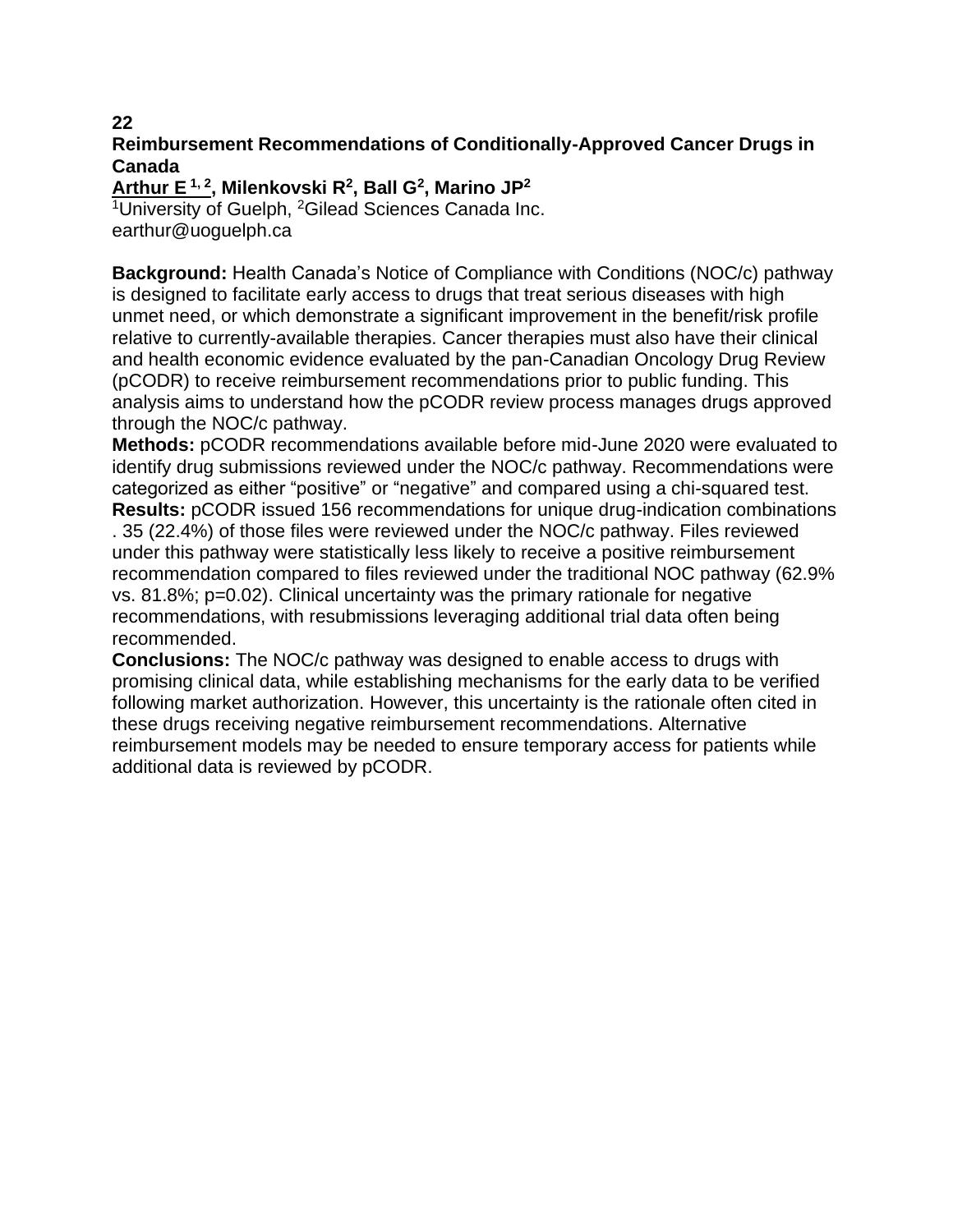**22**

## Reimbursement Recommendations of Conditionally-Approved Cancer Drugs in Canada

**Arthur E [1, 2], Milenkovski R[2], Ball G[2], Marino JP[2]**

[1]University of Guelph, [2]Gilead Sciences Canada Inc.
earthur@uoguelph.ca

**Background:** Health Canada's Notice of Compliance with Conditions (NOC/c) pathway is designed to facilitate early access to drugs that treat serious diseases with high unmet need, or which demonstrate a significant improvement in the benefit/risk profile relative to currently-available therapies. Cancer therapies must also have their clinical and health economic evidence evaluated by the pan-Canadian Oncology Drug Review (pCODR) to receive reimbursement recommendations prior to public funding. This analysis aims to understand how the pCODR review process manages drugs approved through the NOC/c pathway.

**Methods:** pCODR recommendations available before mid-June 2020 were evaluated to identify drug submissions reviewed under the NOC/c pathway. Recommendations were categorized as either "positive" or "negative" and compared using a chi-squared test.

**Results:** pCODR issued 156 recommendations for unique drug-indication combinations . 35 (22.4%) of those files were reviewed under the NOC/c pathway. Files reviewed under this pathway were statistically less likely to receive a positive reimbursement recommendation compared to files reviewed under the traditional NOC pathway (62.9% vs. 81.8%; p=0.02). Clinical uncertainty was the primary rationale for negative recommendations, with resubmissions leveraging additional trial data often being recommended.

**Conclusions:** The NOC/c pathway was designed to enable access to drugs with promising clinical data, while establishing mechanisms for the early data to be verified following market authorization. However, this uncertainty is the rationale often cited in these drugs receiving negative reimbursement recommendations. Alternative reimbursement models may be needed to ensure temporary access for patients while additional data is reviewed by pCODR.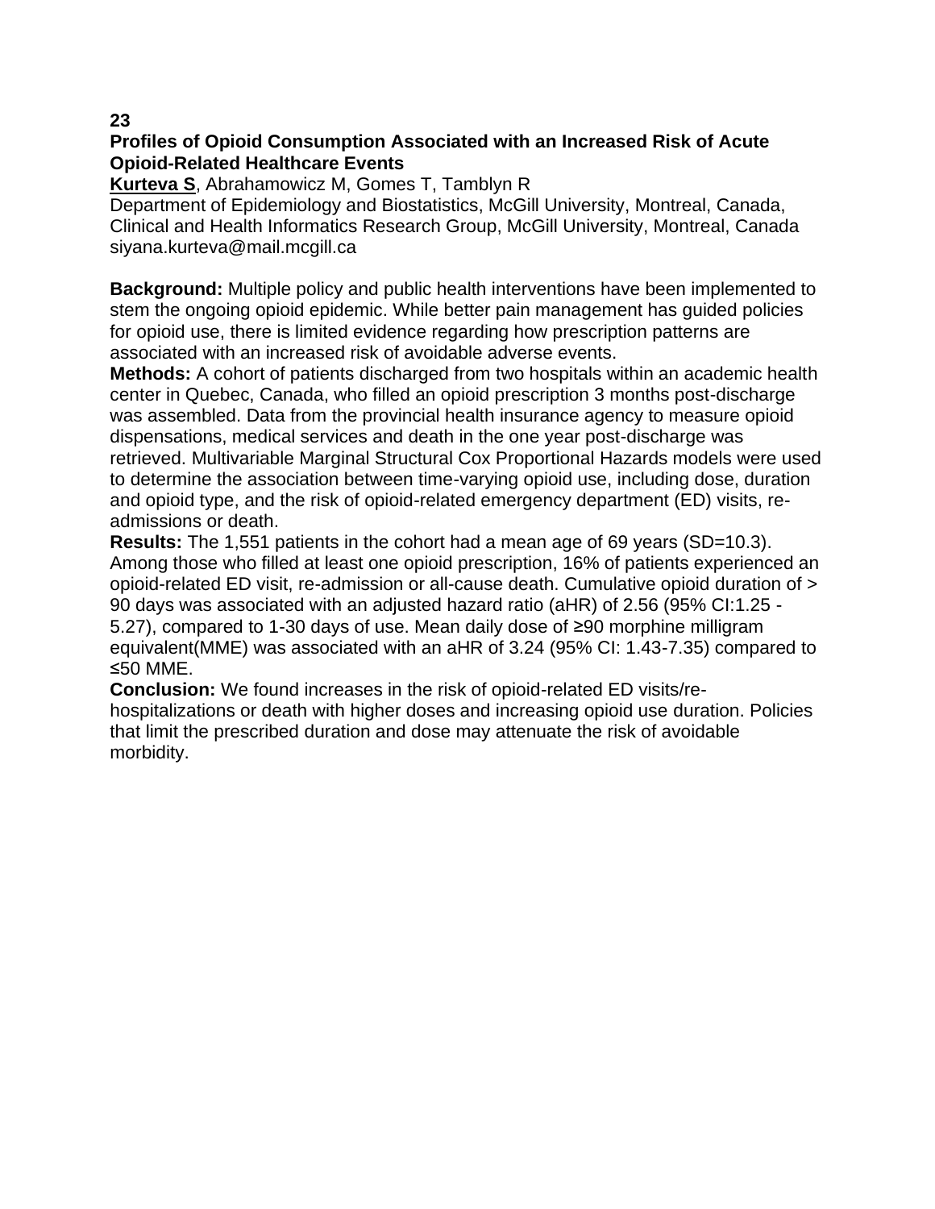**23**

**Profiles of Opioid Consumption Associated with an Increased Risk of Acute Opioid-Related Healthcare Events**

**Kurteva S**, Abrahamowicz M, Gomes T, Tamblyn R

Department of Epidemiology and Biostatistics, McGill University, Montreal, Canada, Clinical and Health Informatics Research Group, McGill University, Montreal, Canada
siyana.kurteva@mail.mcgill.ca

**Background:** Multiple policy and public health interventions have been implemented to stem the ongoing opioid epidemic. While better pain management has guided policies for opioid use, there is limited evidence regarding how prescription patterns are associated with an increased risk of avoidable adverse events.

**Methods:** A cohort of patients discharged from two hospitals within an academic health center in Quebec, Canada, who filled an opioid prescription 3 months post-discharge was assembled. Data from the provincial health insurance agency to measure opioid dispensations, medical services and death in the one year post-discharge was retrieved. Multivariable Marginal Structural Cox Proportional Hazards models were used to determine the association between time-varying opioid use, including dose, duration and opioid type, and the risk of opioid-related emergency department (ED) visits, re-admissions or death.

**Results:** The 1,551 patients in the cohort had a mean age of 69 years (SD=10.3). Among those who filled at least one opioid prescription, 16% of patients experienced an opioid-related ED visit, re-admission or all-cause death. Cumulative opioid duration of > 90 days was associated with an adjusted hazard ratio (aHR) of 2.56 (95% CI:1.25 - 5.27), compared to 1-30 days of use. Mean daily dose of ≥90 morphine milligram equivalent(MME) was associated with an aHR of 3.24 (95% CI: 1.43-7.35) compared to ≤50 MME.

**Conclusion:** We found increases in the risk of opioid-related ED visits/re-hospitalizations or death with higher doses and increasing opioid use duration. Policies that limit the prescribed duration and dose may attenuate the risk of avoidable morbidity.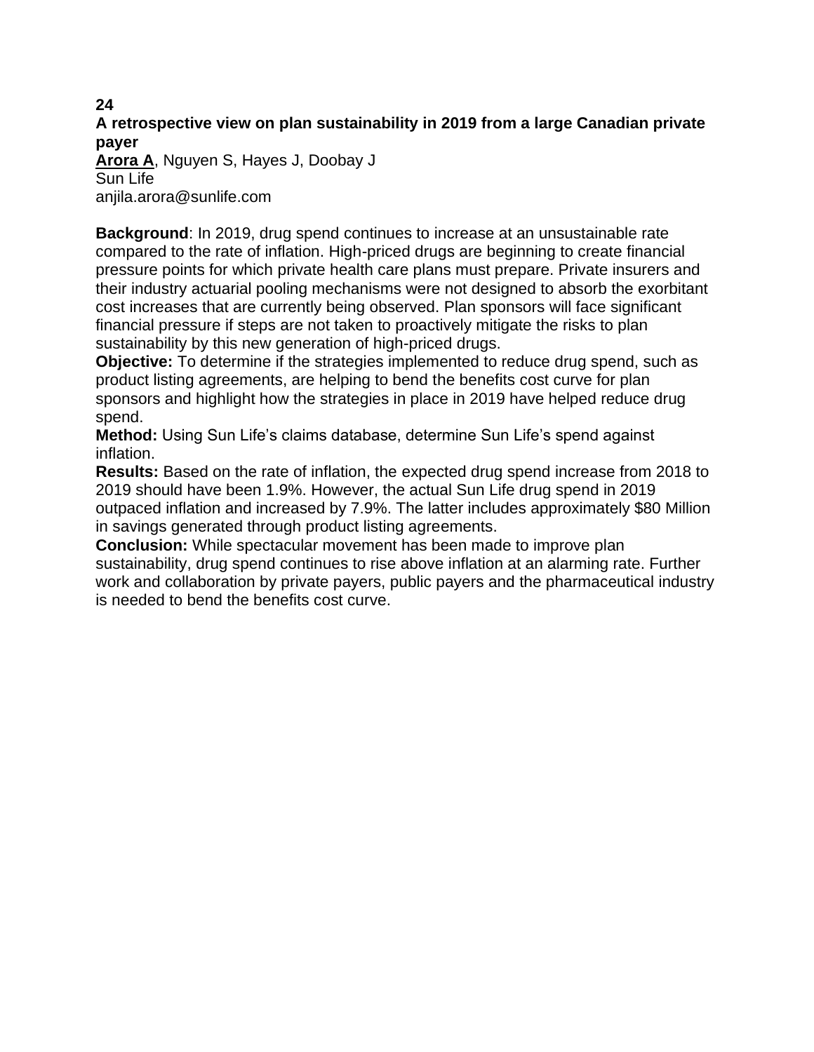**24**

**A retrospective view on plan sustainability in 2019 from a large Canadian private payer**

**Arora A**, Nguyen S, Hayes J, Doobay J
Sun Life
anjila.arora@sunlife.com

**Background**: In 2019, drug spend continues to increase at an unsustainable rate compared to the rate of inflation. High-priced drugs are beginning to create financial pressure points for which private health care plans must prepare. Private insurers and their industry actuarial pooling mechanisms were not designed to absorb the exorbitant cost increases that are currently being observed. Plan sponsors will face significant financial pressure if steps are not taken to proactively mitigate the risks to plan sustainability by this new generation of high-priced drugs.

**Objective:** To determine if the strategies implemented to reduce drug spend, such as product listing agreements, are helping to bend the benefits cost curve for plan sponsors and highlight how the strategies in place in 2019 have helped reduce drug spend.

**Method:** Using Sun Life's claims database, determine Sun Life's spend against inflation.

**Results:** Based on the rate of inflation, the expected drug spend increase from 2018 to 2019 should have been 1.9%. However, the actual Sun Life drug spend in 2019 outpaced inflation and increased by 7.9%. The latter includes approximately $80 Million in savings generated through product listing agreements.

**Conclusion:** While spectacular movement has been made to improve plan sustainability, drug spend continues to rise above inflation at an alarming rate. Further work and collaboration by private payers, public payers and the pharmaceutical industry is needed to bend the benefits cost curve.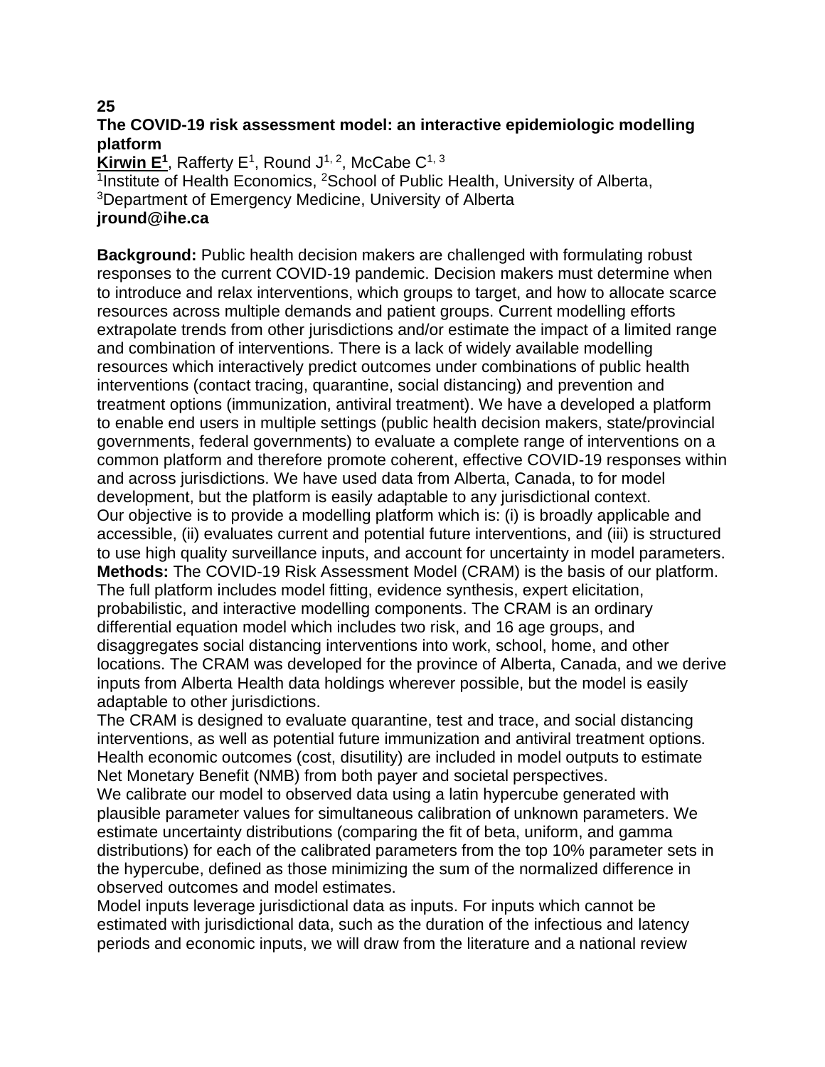**25**

**The COVID-19 risk assessment model: an interactive epidemiologic modelling platform**

**Kirwin E[1]**, Rafferty E[1], Round J[1, 2], McCabe C[1, 3]

[1]Institute of Health Economics, [2]School of Public Health, University of Alberta, [3]Department of Emergency Medicine, University of Alberta

**jround@ihe.ca**

**Background:** Public health decision makers are challenged with formulating robust responses to the current COVID-19 pandemic. Decision makers must determine when to introduce and relax interventions, which groups to target, and how to allocate scarce resources across multiple demands and patient groups. Current modelling efforts extrapolate trends from other jurisdictions and/or estimate the impact of a limited range and combination of interventions. There is a lack of widely available modelling resources which interactively predict outcomes under combinations of public health interventions (contact tracing, quarantine, social distancing) and prevention and treatment options (immunization, antiviral treatment). We have a developed a platform to enable end users in multiple settings (public health decision makers, state/provincial governments, federal governments) to evaluate a complete range of interventions on a common platform and therefore promote coherent, effective COVID-19 responses within and across jurisdictions. We have used data from Alberta, Canada, to for model development, but the platform is easily adaptable to any jurisdictional context.
Our objective is to provide a modelling platform which is: (i) is broadly applicable and accessible, (ii) evaluates current and potential future interventions, and (iii) is structured to use high quality surveillance inputs, and account for uncertainty in model parameters.
**Methods:** The COVID-19 Risk Assessment Model (CRAM) is the basis of our platform. The full platform includes model fitting, evidence synthesis, expert elicitation, probabilistic, and interactive modelling components. The CRAM is an ordinary differential equation model which includes two risk, and 16 age groups, and disaggregates social distancing interventions into work, school, home, and other locations. The CRAM was developed for the province of Alberta, Canada, and we derive inputs from Alberta Health data holdings wherever possible, but the model is easily adaptable to other jurisdictions.
The CRAM is designed to evaluate quarantine, test and trace, and social distancing interventions, as well as potential future immunization and antiviral treatment options. Health economic outcomes (cost, disutility) are included in model outputs to estimate Net Monetary Benefit (NMB) from both payer and societal perspectives.
We calibrate our model to observed data using a latin hypercube generated with plausible parameter values for simultaneous calibration of unknown parameters. We estimate uncertainty distributions (comparing the fit of beta, uniform, and gamma distributions) for each of the calibrated parameters from the top 10% parameter sets in the hypercube, defined as those minimizing the sum of the normalized difference in observed outcomes and model estimates.
Model inputs leverage jurisdictional data as inputs. For inputs which cannot be estimated with jurisdictional data, such as the duration of the infectious and latency periods and economic inputs, we will draw from the literature and a national review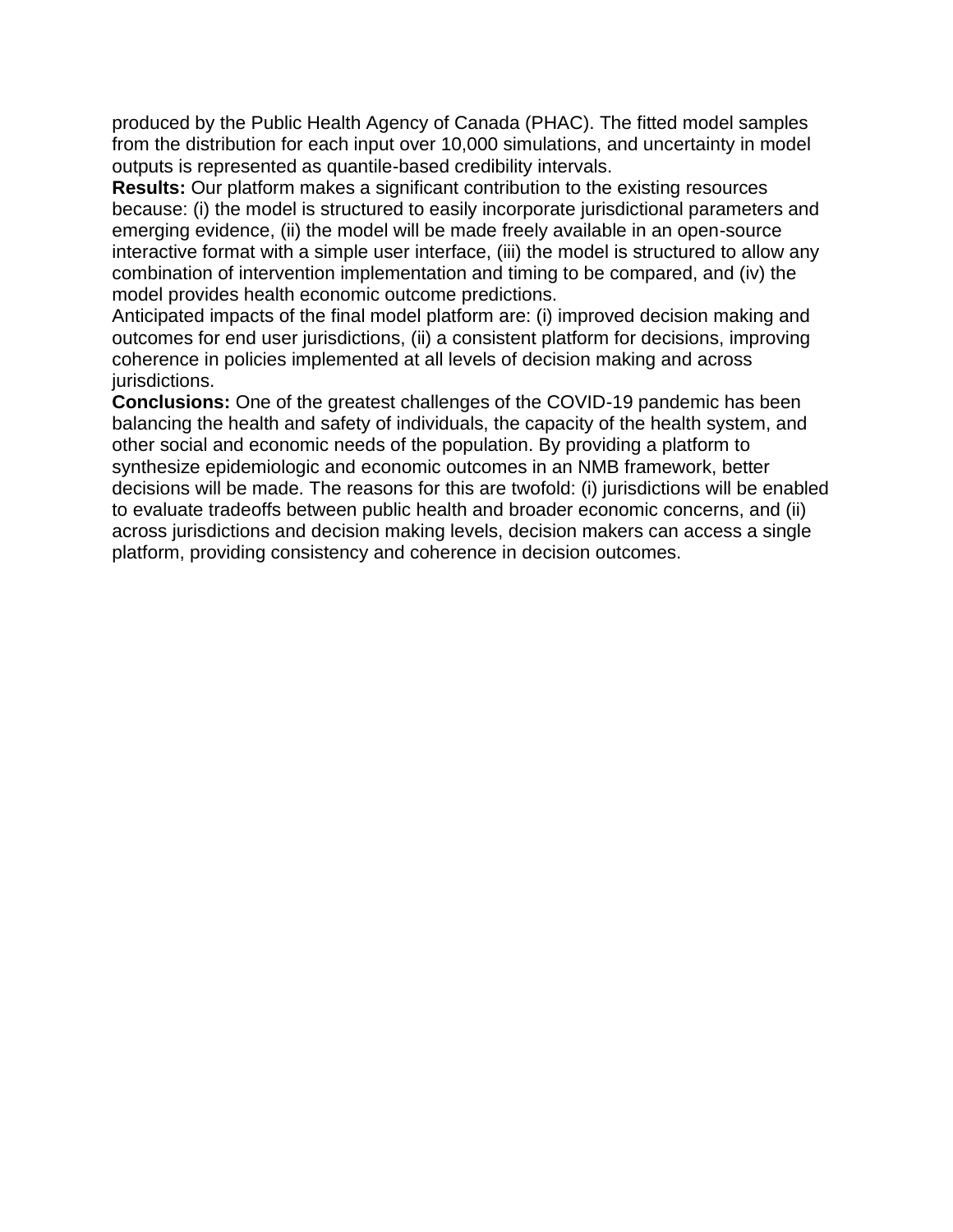produced by the Public Health Agency of Canada (PHAC). The fitted model samples from the distribution for each input over 10,000 simulations, and uncertainty in model outputs is represented as quantile-based credibility intervals.

**Results:** Our platform makes a significant contribution to the existing resources because: (i) the model is structured to easily incorporate jurisdictional parameters and emerging evidence, (ii) the model will be made freely available in an open-source interactive format with a simple user interface, (iii) the model is structured to allow any combination of intervention implementation and timing to be compared, and (iv) the model provides health economic outcome predictions.

Anticipated impacts of the final model platform are: (i) improved decision making and outcomes for end user jurisdictions, (ii) a consistent platform for decisions, improving coherence in policies implemented at all levels of decision making and across jurisdictions.

**Conclusions:** One of the greatest challenges of the COVID-19 pandemic has been balancing the health and safety of individuals, the capacity of the health system, and other social and economic needs of the population. By providing a platform to synthesize epidemiologic and economic outcomes in an NMB framework, better decisions will be made. The reasons for this are twofold: (i) jurisdictions will be enabled to evaluate tradeoffs between public health and broader economic concerns, and (ii) across jurisdictions and decision making levels, decision makers can access a single platform, providing consistency and coherence in decision outcomes.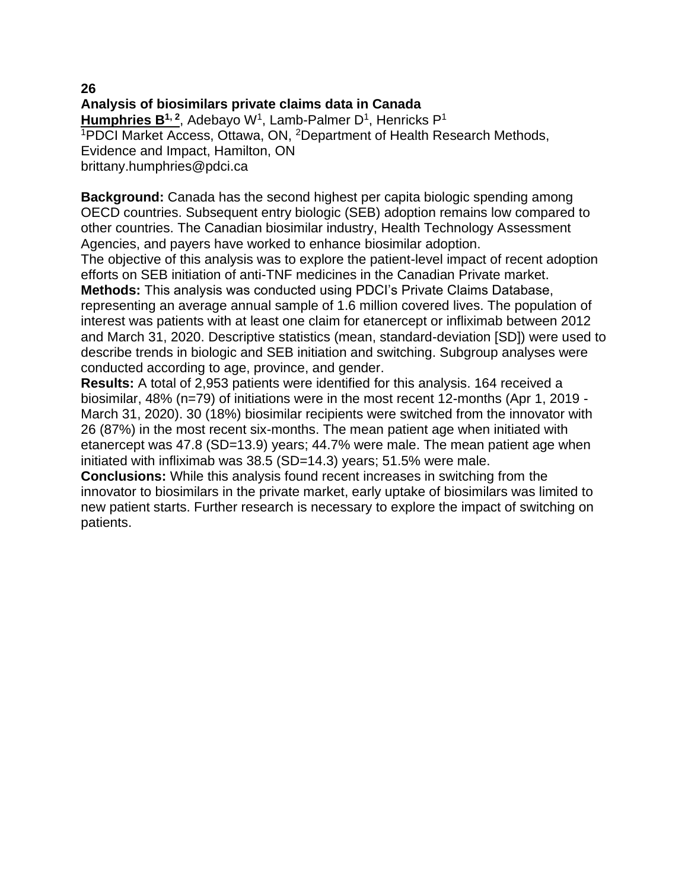**26**

**Analysis of biosimilars private claims data in Canada**

**Humphries B[1, 2]**, Adebayo W[1], Lamb-Palmer D[1], Henricks P[1]

[1]PDCI Market Access, Ottawa, ON, [2]Department of Health Research Methods, Evidence and Impact, Hamilton, ON

brittany.humphries@pdci.ca

**Background:** Canada has the second highest per capita biologic spending among OECD countries. Subsequent entry biologic (SEB) adoption remains low compared to other countries. The Canadian biosimilar industry, Health Technology Assessment Agencies, and payers have worked to enhance biosimilar adoption.

The objective of this analysis was to explore the patient-level impact of recent adoption efforts on SEB initiation of anti-TNF medicines in the Canadian Private market.

**Methods:** This analysis was conducted using PDCI's Private Claims Database, representing an average annual sample of 1.6 million covered lives. The population of interest was patients with at least one claim for etanercept or infliximab between 2012 and March 31, 2020. Descriptive statistics (mean, standard-deviation [SD]) were used to describe trends in biologic and SEB initiation and switching. Subgroup analyses were conducted according to age, province, and gender.

**Results:** A total of 2,953 patients were identified for this analysis. 164 received a biosimilar, 48% (n=79) of initiations were in the most recent 12-months (Apr 1, 2019 - March 31, 2020). 30 (18%) biosimilar recipients were switched from the innovator with 26 (87%) in the most recent six-months. The mean patient age when initiated with etanercept was 47.8 (SD=13.9) years; 44.7% were male. The mean patient age when initiated with infliximab was 38.5 (SD=14.3) years; 51.5% were male.

**Conclusions:** While this analysis found recent increases in switching from the innovator to biosimilars in the private market, early uptake of biosimilars was limited to new patient starts. Further research is necessary to explore the impact of switching on patients.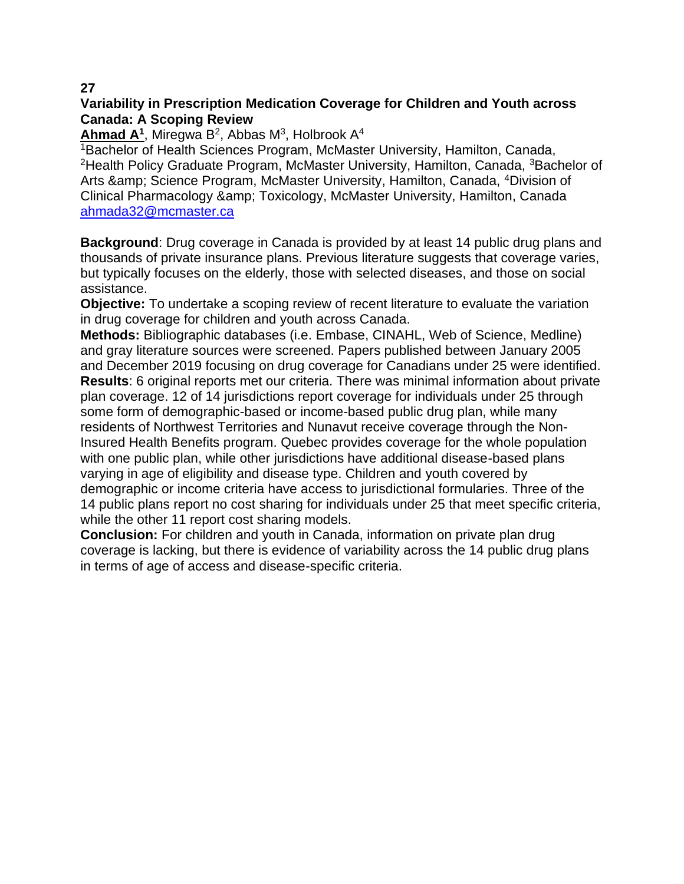**27**

## Variability in Prescription Medication Coverage for Children and Youth across Canada: A Scoping Review

**Ahmad A[1]**, Miregwa B[2], Abbas M[3], Holbrook A[4]

[1]Bachelor of Health Sciences Program, McMaster University, Hamilton, Canada, [2]Health Policy Graduate Program, McMaster University, Hamilton, Canada, [3]Bachelor of Arts &amp; Science Program, McMaster University, Hamilton, Canada, [4]Division of Clinical Pharmacology &amp; Toxicology, McMaster University, Hamilton, Canada
ahmada32@mcmaster.ca

**Background**: Drug coverage in Canada is provided by at least 14 public drug plans and thousands of private insurance plans. Previous literature suggests that coverage varies, but typically focuses on the elderly, those with selected diseases, and those on social assistance.

**Objective:** To undertake a scoping review of recent literature to evaluate the variation in drug coverage for children and youth across Canada.

**Methods:** Bibliographic databases (i.e. Embase, CINAHL, Web of Science, Medline) and gray literature sources were screened. Papers published between January 2005 and December 2019 focusing on drug coverage for Canadians under 25 were identified.

**Results**: 6 original reports met our criteria. There was minimal information about private plan coverage. 12 of 14 jurisdictions report coverage for individuals under 25 through some form of demographic-based or income-based public drug plan, while many residents of Northwest Territories and Nunavut receive coverage through the Non-Insured Health Benefits program. Quebec provides coverage for the whole population with one public plan, while other jurisdictions have additional disease-based plans varying in age of eligibility and disease type. Children and youth covered by demographic or income criteria have access to jurisdictional formularies. Three of the 14 public plans report no cost sharing for individuals under 25 that meet specific criteria, while the other 11 report cost sharing models.

**Conclusion:** For children and youth in Canada, information on private plan drug coverage is lacking, but there is evidence of variability across the 14 public drug plans in terms of age of access and disease-specific criteria.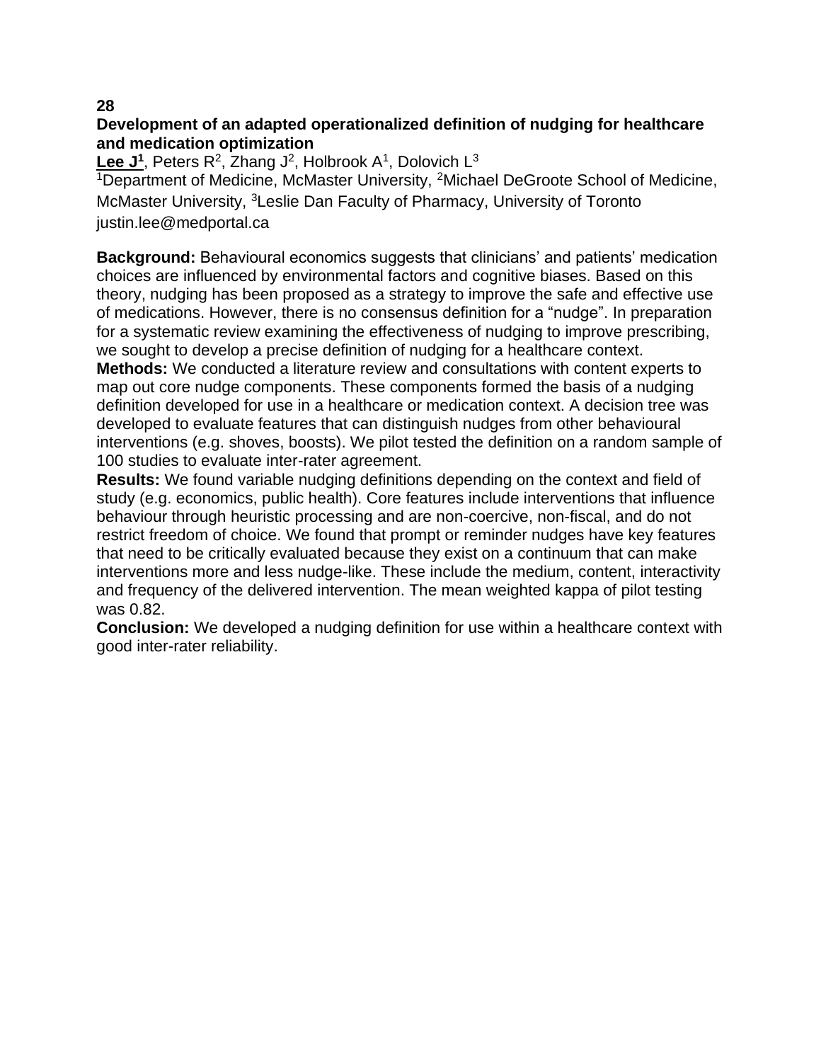**28**

## Development of an adapted operationalized definition of nudging for healthcare and medication optimization

**Lee J[1]**, Peters R[2], Zhang J[2], Holbrook A[1], Dolovich L[3]

[1]Department of Medicine, McMaster University, [2]Michael DeGroote School of Medicine, McMaster University, [3]Leslie Dan Faculty of Pharmacy, University of Toronto

justin.lee@medportal.ca

**Background:** Behavioural economics suggests that clinicians' and patients' medication choices are influenced by environmental factors and cognitive biases. Based on this theory, nudging has been proposed as a strategy to improve the safe and effective use of medications. However, there is no consensus definition for a "nudge". In preparation for a systematic review examining the effectiveness of nudging to improve prescribing, we sought to develop a precise definition of nudging for a healthcare context.

**Methods:** We conducted a literature review and consultations with content experts to map out core nudge components. These components formed the basis of a nudging definition developed for use in a healthcare or medication context. A decision tree was developed to evaluate features that can distinguish nudges from other behavioural interventions (e.g. shoves, boosts). We pilot tested the definition on a random sample of 100 studies to evaluate inter-rater agreement.

**Results:** We found variable nudging definitions depending on the context and field of study (e.g. economics, public health). Core features include interventions that influence behaviour through heuristic processing and are non-coercive, non-fiscal, and do not restrict freedom of choice. We found that prompt or reminder nudges have key features that need to be critically evaluated because they exist on a continuum that can make interventions more and less nudge-like. These include the medium, content, interactivity and frequency of the delivered intervention. The mean weighted kappa of pilot testing was 0.82.

**Conclusion:** We developed a nudging definition for use within a healthcare context with good inter-rater reliability.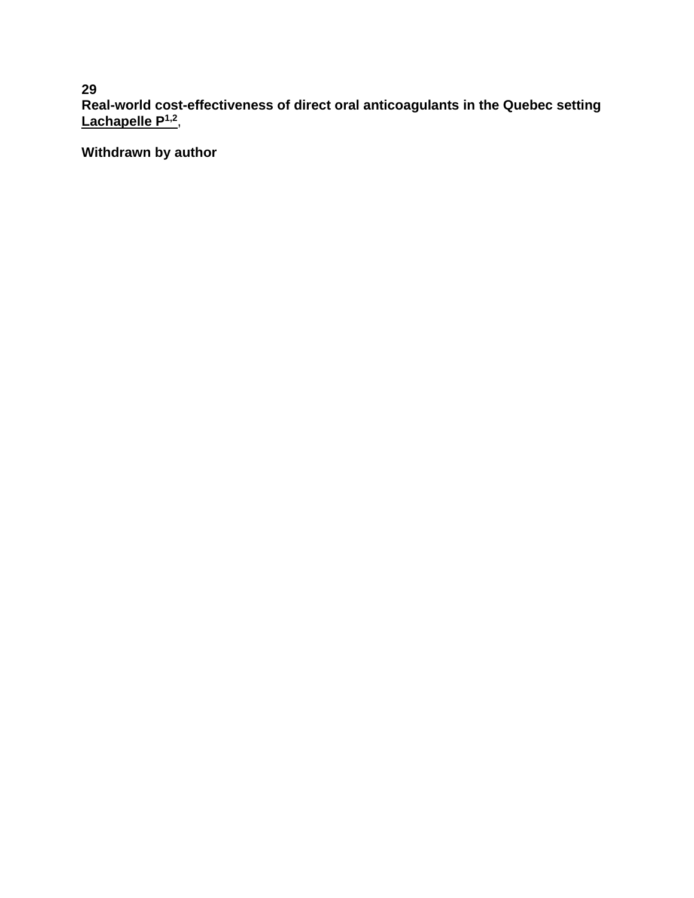**29**

**Real-world cost-effectiveness of direct oral anticoagulants in the Quebec setting**

**Lachapelle P[1,2]**,

**Withdrawn by author**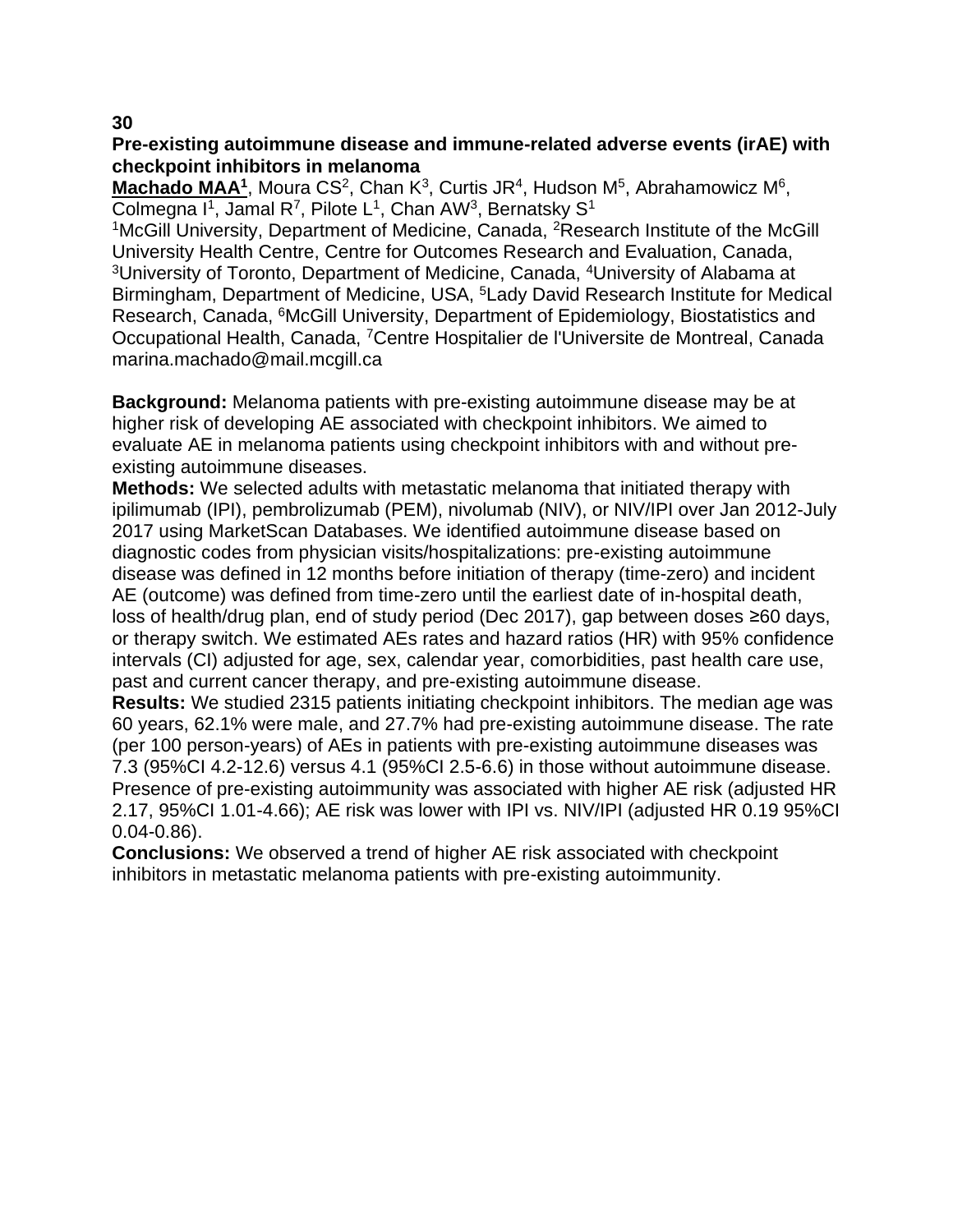**30**

**Pre-existing autoimmune disease and immune-related adverse events (irAE) with checkpoint inhibitors in melanoma**

**Machado MAA[1]**, Moura CS[2], Chan K[3], Curtis JR[4], Hudson M[5], Abrahamowicz M[6], Colmegna I[1], Jamal R[7], Pilote L[1], Chan AW[3], Bernatsky S[1]

[1]McGill University, Department of Medicine, Canada, [2]Research Institute of the McGill University Health Centre, Centre for Outcomes Research and Evaluation, Canada, [3]University of Toronto, Department of Medicine, Canada, [4]University of Alabama at Birmingham, Department of Medicine, USA, [5]Lady David Research Institute for Medical Research, Canada, [6]McGill University, Department of Epidemiology, Biostatistics and Occupational Health, Canada, [7]Centre Hospitalier de l'Universite de Montreal, Canada
marina.machado@mail.mcgill.ca

**Background:** Melanoma patients with pre-existing autoimmune disease may be at higher risk of developing AE associated with checkpoint inhibitors. We aimed to evaluate AE in melanoma patients using checkpoint inhibitors with and without pre-existing autoimmune diseases.

**Methods:** We selected adults with metastatic melanoma that initiated therapy with ipilimumab (IPI), pembrolizumab (PEM), nivolumab (NIV), or NIV/IPI over Jan 2012-July 2017 using MarketScan Databases. We identified autoimmune disease based on diagnostic codes from physician visits/hospitalizations: pre-existing autoimmune disease was defined in 12 months before initiation of therapy (time-zero) and incident AE (outcome) was defined from time-zero until the earliest date of in-hospital death, loss of health/drug plan, end of study period (Dec 2017), gap between doses ≥60 days, or therapy switch. We estimated AEs rates and hazard ratios (HR) with 95% confidence intervals (CI) adjusted for age, sex, calendar year, comorbidities, past health care use, past and current cancer therapy, and pre-existing autoimmune disease.

**Results:** We studied 2315 patients initiating checkpoint inhibitors. The median age was 60 years, 62.1% were male, and 27.7% had pre-existing autoimmune disease. The rate (per 100 person-years) of AEs in patients with pre-existing autoimmune diseases was 7.3 (95%CI 4.2-12.6) versus 4.1 (95%CI 2.5-6.6) in those without autoimmune disease. Presence of pre-existing autoimmunity was associated with higher AE risk (adjusted HR 2.17, 95%CI 1.01-4.66); AE risk was lower with IPI vs. NIV/IPI (adjusted HR 0.19 95%CI 0.04-0.86).

**Conclusions:** We observed a trend of higher AE risk associated with checkpoint inhibitors in metastatic melanoma patients with pre-existing autoimmunity.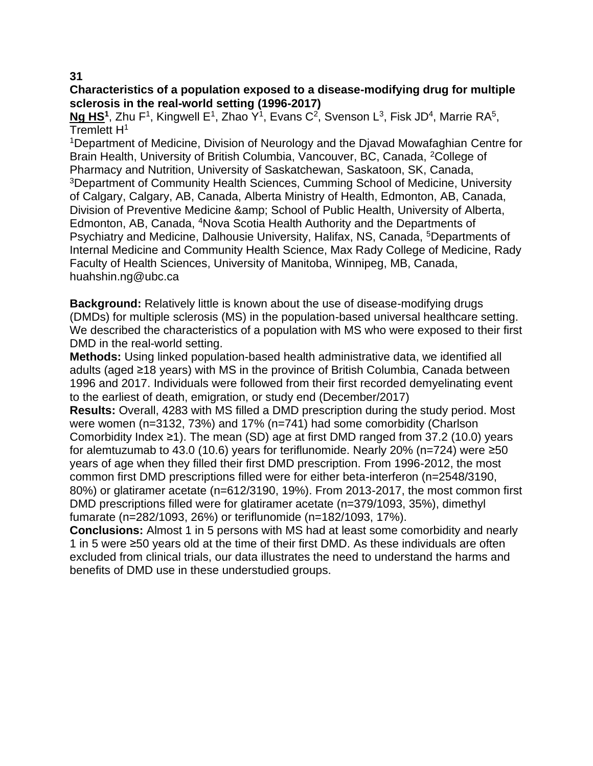**31**

**Characteristics of a population exposed to a disease-modifying drug for multiple sclerosis in the real-world setting (1996-2017)**

**<u>Ng HS</u>[1]**, Zhu F[1], Kingwell E[1], Zhao Y[1], Evans C[2], Svenson L[3], Fisk JD[4], Marrie RA[5], Tremlett H[1]

[1]Department of Medicine, Division of Neurology and the Djavad Mowafaghian Centre for Brain Health, University of British Columbia, Vancouver, BC, Canada, [2]College of Pharmacy and Nutrition, University of Saskatchewan, Saskatoon, SK, Canada, [3]Department of Community Health Sciences, Cumming School of Medicine, University of Calgary, Calgary, AB, Canada, Alberta Ministry of Health, Edmonton, AB, Canada, Division of Preventive Medicine &amp; School of Public Health, University of Alberta, Edmonton, AB, Canada, [4]Nova Scotia Health Authority and the Departments of Psychiatry and Medicine, Dalhousie University, Halifax, NS, Canada, [5]Departments of Internal Medicine and Community Health Science, Max Rady College of Medicine, Rady Faculty of Health Sciences, University of Manitoba, Winnipeg, MB, Canada, huahshin.ng@ubc.ca

**Background:** Relatively little is known about the use of disease-modifying drugs (DMDs) for multiple sclerosis (MS) in the population-based universal healthcare setting. We described the characteristics of a population with MS who were exposed to their first DMD in the real-world setting.

**Methods:** Using linked population-based health administrative data, we identified all adults (aged ≥18 years) with MS in the province of British Columbia, Canada between 1996 and 2017. Individuals were followed from their first recorded demyelinating event to the earliest of death, emigration, or study end (December/2017)

**Results:** Overall, 4283 with MS filled a DMD prescription during the study period. Most were women (n=3132, 73%) and 17% (n=741) had some comorbidity (Charlson Comorbidity Index ≥1). The mean (SD) age at first DMD ranged from 37.2 (10.0) years for alemtuzumab to 43.0 (10.6) years for teriflunomide. Nearly 20% (n=724) were ≥50 years of age when they filled their first DMD prescription. From 1996-2012, the most common first DMD prescriptions filled were for either beta-interferon (n=2548/3190, 80%) or glatiramer acetate (n=612/3190, 19%). From 2013-2017, the most common first DMD prescriptions filled were for glatiramer acetate (n=379/1093, 35%), dimethyl fumarate (n=282/1093, 26%) or teriflunomide (n=182/1093, 17%).

**Conclusions:** Almost 1 in 5 persons with MS had at least some comorbidity and nearly 1 in 5 were ≥50 years old at the time of their first DMD. As these individuals are often excluded from clinical trials, our data illustrates the need to understand the harms and benefits of DMD use in these understudied groups.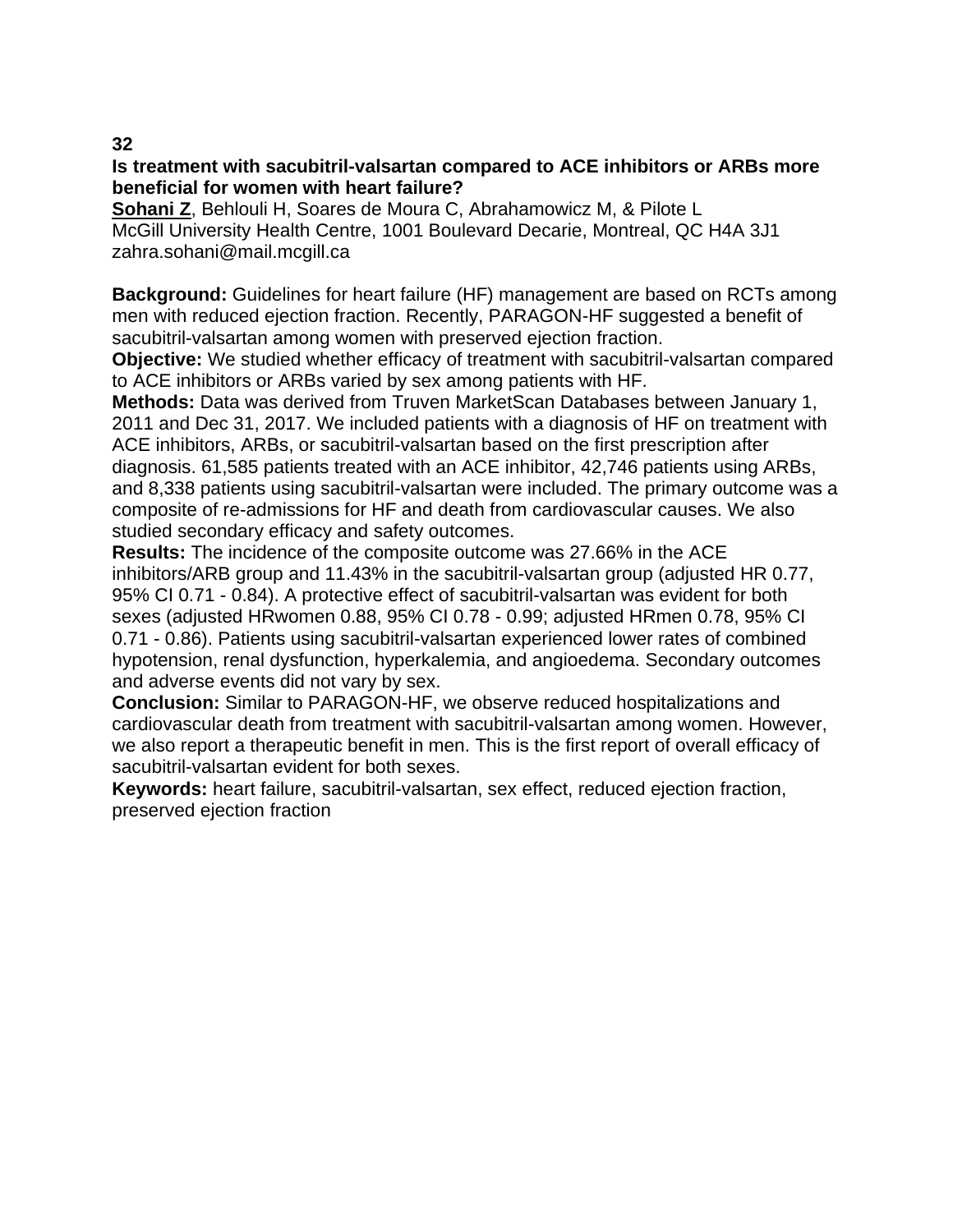**32**

**Is treatment with sacubitril-valsartan compared to ACE inhibitors or ARBs more beneficial for women with heart failure?**

**Sohani Z**, Behlouli H, Soares de Moura C, Abrahamowicz M, & Pilote L
McGill University Health Centre, 1001 Boulevard Decarie, Montreal, QC H4A 3J1
zahra.sohani@mail.mcgill.ca

**Background:** Guidelines for heart failure (HF) management are based on RCTs among men with reduced ejection fraction. Recently, PARAGON-HF suggested a benefit of sacubitril-valsartan among women with preserved ejection fraction.
**Objective:** We studied whether efficacy of treatment with sacubitril-valsartan compared to ACE inhibitors or ARBs varied by sex among patients with HF.
**Methods:** Data was derived from Truven MarketScan Databases between January 1, 2011 and Dec 31, 2017. We included patients with a diagnosis of HF on treatment with ACE inhibitors, ARBs, or sacubitril-valsartan based on the first prescription after diagnosis. 61,585 patients treated with an ACE inhibitor, 42,746 patients using ARBs, and 8,338 patients using sacubitril-valsartan were included. The primary outcome was a composite of re-admissions for HF and death from cardiovascular causes. We also studied secondary efficacy and safety outcomes.
**Results:** The incidence of the composite outcome was 27.66% in the ACE inhibitors/ARB group and 11.43% in the sacubitril-valsartan group (adjusted HR 0.77, 95% CI 0.71 - 0.84). A protective effect of sacubitril-valsartan was evident for both sexes (adjusted $HR_{women}$ 0.88, 95% CI 0.78 - 0.99; adjusted $HR_{men}$ 0.78, 95% CI 0.71 - 0.86). Patients using sacubitril-valsartan experienced lower rates of combined hypotension, renal dysfunction, hyperkalemia, and angioedema. Secondary outcomes and adverse events did not vary by sex.
**Conclusion:** Similar to PARAGON-HF, we observe reduced hospitalizations and cardiovascular death from treatment with sacubitril-valsartan among women. However, we also report a therapeutic benefit in men. This is the first report of overall efficacy of sacubitril-valsartan evident for both sexes.
**Keywords:** heart failure, sacubitril-valsartan, sex effect, reduced ejection fraction, preserved ejection fraction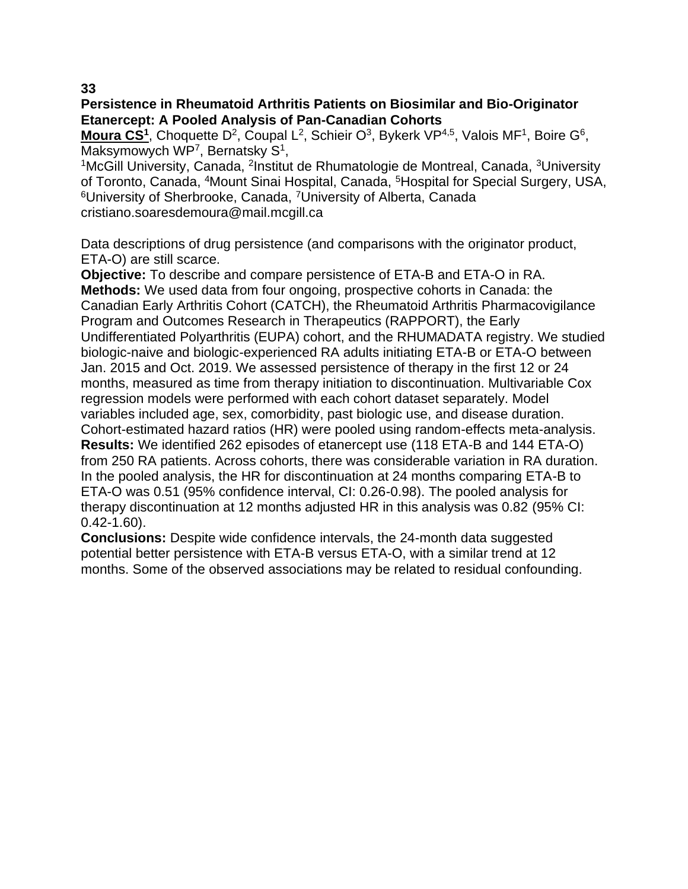**33**

**Persistence in Rheumatoid Arthritis Patients on Biosimilar and Bio-Originator Etanercept: A Pooled Analysis of Pan-Canadian Cohorts**

**Moura CS[1]**, Choquette D[2], Coupal L[2], Schieir O[3], Bykerk VP[4,5], Valois MF[1], Boire G[6], Maksymowych WP[7], Bernatsky S[1],

[1]McGill University, Canada, [2]Institut de Rhumatologie de Montreal, Canada, [3]University of Toronto, Canada, [4]Mount Sinai Hospital, Canada, [5]Hospital for Special Surgery, USA, [6]University of Sherbrooke, Canada, [7]University of Alberta, Canada
cristiano.soaresdemoura@mail.mcgill.ca

Data descriptions of drug persistence (and comparisons with the originator product, ETA-O) are still scarce.

**Objective:** To describe and compare persistence of ETA-B and ETA-O in RA.

**Methods:** We used data from four ongoing, prospective cohorts in Canada: the Canadian Early Arthritis Cohort (CATCH), the Rheumatoid Arthritis Pharmacovigilance Program and Outcomes Research in Therapeutics (RAPPORT), the Early Undifferentiated Polyarthritis (EUPA) cohort, and the RHUMADATA registry. We studied biologic-naive and biologic-experienced RA adults initiating ETA-B or ETA-O between Jan. 2015 and Oct. 2019. We assessed persistence of therapy in the first 12 or 24 months, measured as time from therapy initiation to discontinuation. Multivariable Cox regression models were performed with each cohort dataset separately. Model variables included age, sex, comorbidity, past biologic use, and disease duration. Cohort-estimated hazard ratios (HR) were pooled using random-effects meta-analysis.

**Results:** We identified 262 episodes of etanercept use (118 ETA-B and 144 ETA-O) from 250 RA patients. Across cohorts, there was considerable variation in RA duration. In the pooled analysis, the HR for discontinuation at 24 months comparing ETA-B to ETA-O was 0.51 (95% confidence interval, CI: 0.26-0.98). The pooled analysis for therapy discontinuation at 12 months adjusted HR in this analysis was 0.82 (95% CI: 0.42-1.60).

**Conclusions:** Despite wide confidence intervals, the 24-month data suggested potential better persistence with ETA-B versus ETA-O, with a similar trend at 12 months. Some of the observed associations may be related to residual confounding.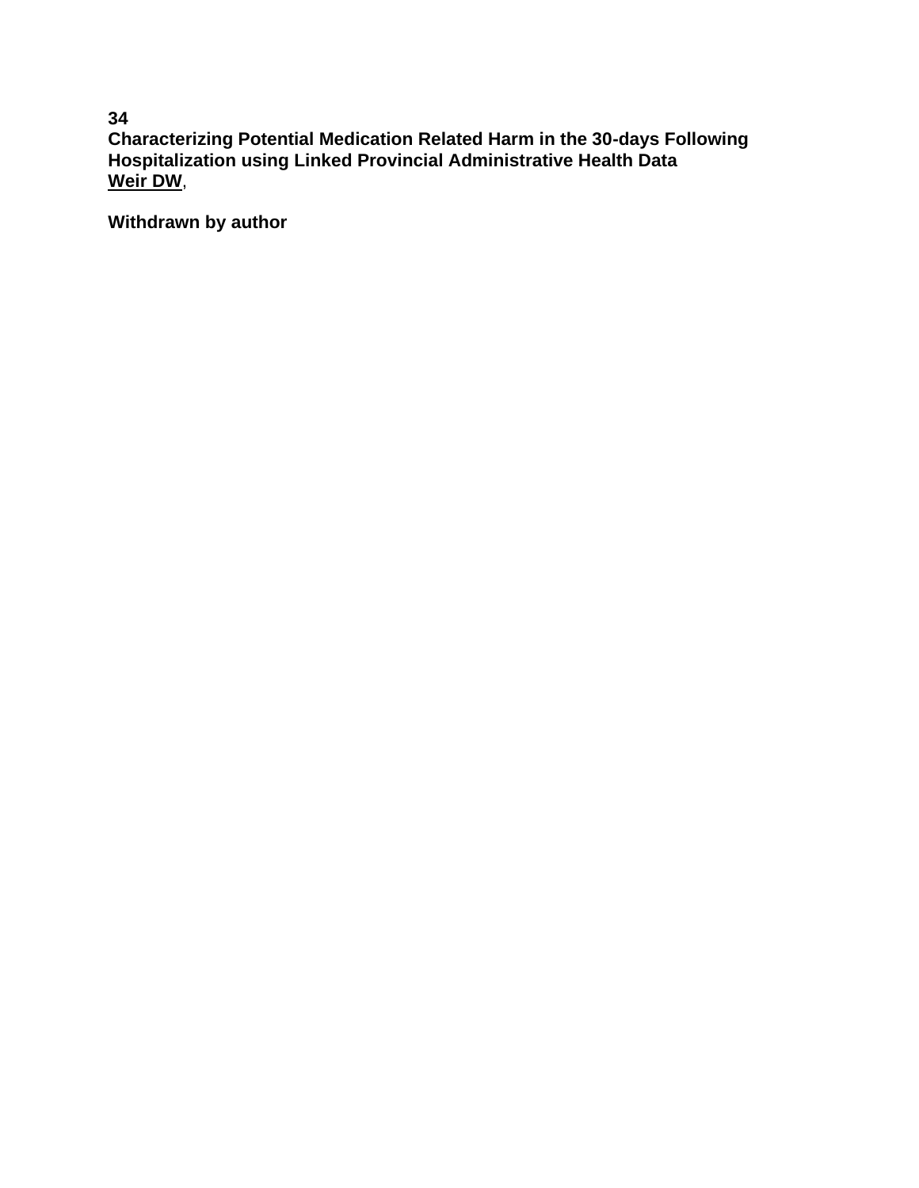**34**
**Characterizing Potential Medication Related Harm in the 30-days Following Hospitalization using Linked Provincial Administrative Health Data**
**Weir DW**,

**Withdrawn by author**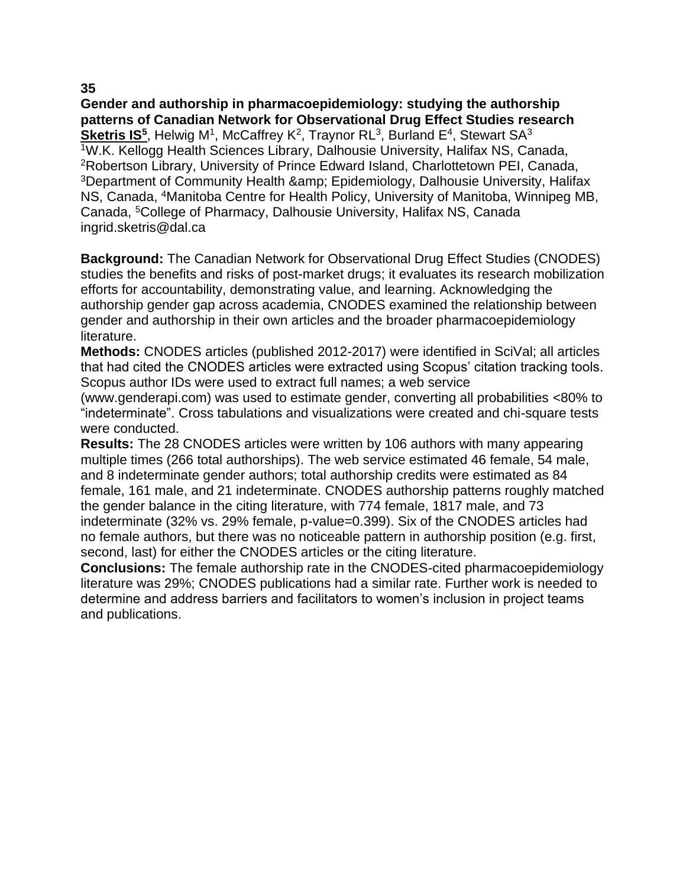**35**

**Gender and authorship in pharmacoepidemiology: studying the authorship patterns of Canadian Network for Observational Drug Effect Studies research**

**Sketris IS[5]**, Helwig M[1], McCaffrey K[2], Traynor RL[3], Burland E[4], Stewart SA[3]

[1]W.K. Kellogg Health Sciences Library, Dalhousie University, Halifax NS, Canada, [2]Robertson Library, University of Prince Edward Island, Charlottetown PEI, Canada, [3]Department of Community Health &amp; Epidemiology, Dalhousie University, Halifax NS, Canada, [4]Manitoba Centre for Health Policy, University of Manitoba, Winnipeg MB, Canada, [5]College of Pharmacy, Dalhousie University, Halifax NS, Canada
ingrid.sketris@dal.ca

**Background:** The Canadian Network for Observational Drug Effect Studies (CNODES) studies the benefits and risks of post-market drugs; it evaluates its research mobilization efforts for accountability, demonstrating value, and learning. Acknowledging the authorship gender gap across academia, CNODES examined the relationship between gender and authorship in their own articles and the broader pharmacoepidemiology literature.

**Methods:** CNODES articles (published 2012-2017) were identified in SciVal; all articles that had cited the CNODES articles were extracted using Scopus' citation tracking tools. Scopus author IDs were used to extract full names; a web service (www.genderapi.com) was used to estimate gender, converting all probabilities <80% to "indeterminate". Cross tabulations and visualizations were created and chi-square tests were conducted.

**Results:** The 28 CNODES articles were written by 106 authors with many appearing multiple times (266 total authorships). The web service estimated 46 female, 54 male, and 8 indeterminate gender authors; total authorship credits were estimated as 84 female, 161 male, and 21 indeterminate. CNODES authorship patterns roughly matched the gender balance in the citing literature, with 774 female, 1817 male, and 73 indeterminate (32% vs. 29% female, p-value=0.399). Six of the CNODES articles had no female authors, but there was no noticeable pattern in authorship position (e.g. first, second, last) for either the CNODES articles or the citing literature.

**Conclusions:** The female authorship rate in the CNODES-cited pharmacoepidemiology literature was 29%; CNODES publications had a similar rate. Further work is needed to determine and address barriers and facilitators to women's inclusion in project teams and publications.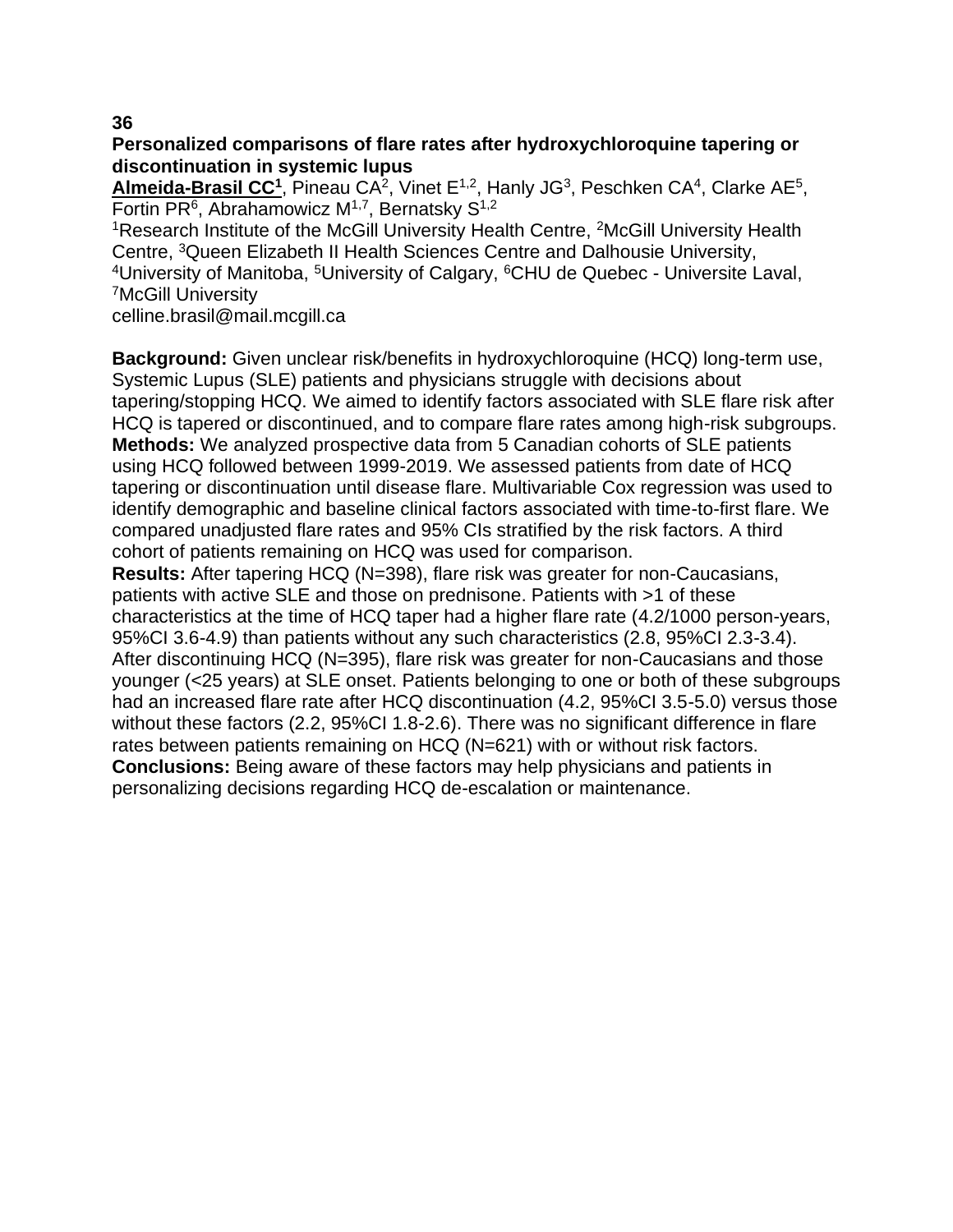**36**

**Personalized comparisons of flare rates after hydroxychloroquine tapering or discontinuation in systemic lupus**

**Almeida-Brasil CC[1]**, Pineau CA[2], Vinet E[1,2], Hanly JG[3], Peschken CA[4], Clarke AE[5], Fortin PR[6], Abrahamowicz M[1,7], Bernatsky S[1,2]

[1]Research Institute of the McGill University Health Centre, [2]McGill University Health Centre, [3]Queen Elizabeth II Health Sciences Centre and Dalhousie University, [4]University of Manitoba, [5]University of Calgary, [6]CHU de Quebec - Universite Laval, [7]McGill University

celline.brasil@mail.mcgill.ca

**Background:** Given unclear risk/benefits in hydroxychloroquine (HCQ) long-term use, Systemic Lupus (SLE) patients and physicians struggle with decisions about tapering/stopping HCQ. We aimed to identify factors associated with SLE flare risk after HCQ is tapered or discontinued, and to compare flare rates among high-risk subgroups.

**Methods:** We analyzed prospective data from 5 Canadian cohorts of SLE patients using HCQ followed between 1999-2019. We assessed patients from date of HCQ tapering or discontinuation until disease flare. Multivariable Cox regression was used to identify demographic and baseline clinical factors associated with time-to-first flare. We compared unadjusted flare rates and 95% CIs stratified by the risk factors. A third cohort of patients remaining on HCQ was used for comparison.

**Results:** After tapering HCQ (N=398), flare risk was greater for non-Caucasians, patients with active SLE and those on prednisone. Patients with >1 of these characteristics at the time of HCQ taper had a higher flare rate (4.2/1000 person-years, 95%CI 3.6-4.9) than patients without any such characteristics (2.8, 95%CI 2.3-3.4). After discontinuing HCQ (N=395), flare risk was greater for non-Caucasians and those younger (<25 years) at SLE onset. Patients belonging to one or both of these subgroups had an increased flare rate after HCQ discontinuation (4.2, 95%CI 3.5-5.0) versus those without these factors (2.2, 95%CI 1.8-2.6). There was no significant difference in flare rates between patients remaining on HCQ (N=621) with or without risk factors.

**Conclusions:** Being aware of these factors may help physicians and patients in personalizing decisions regarding HCQ de-escalation or maintenance.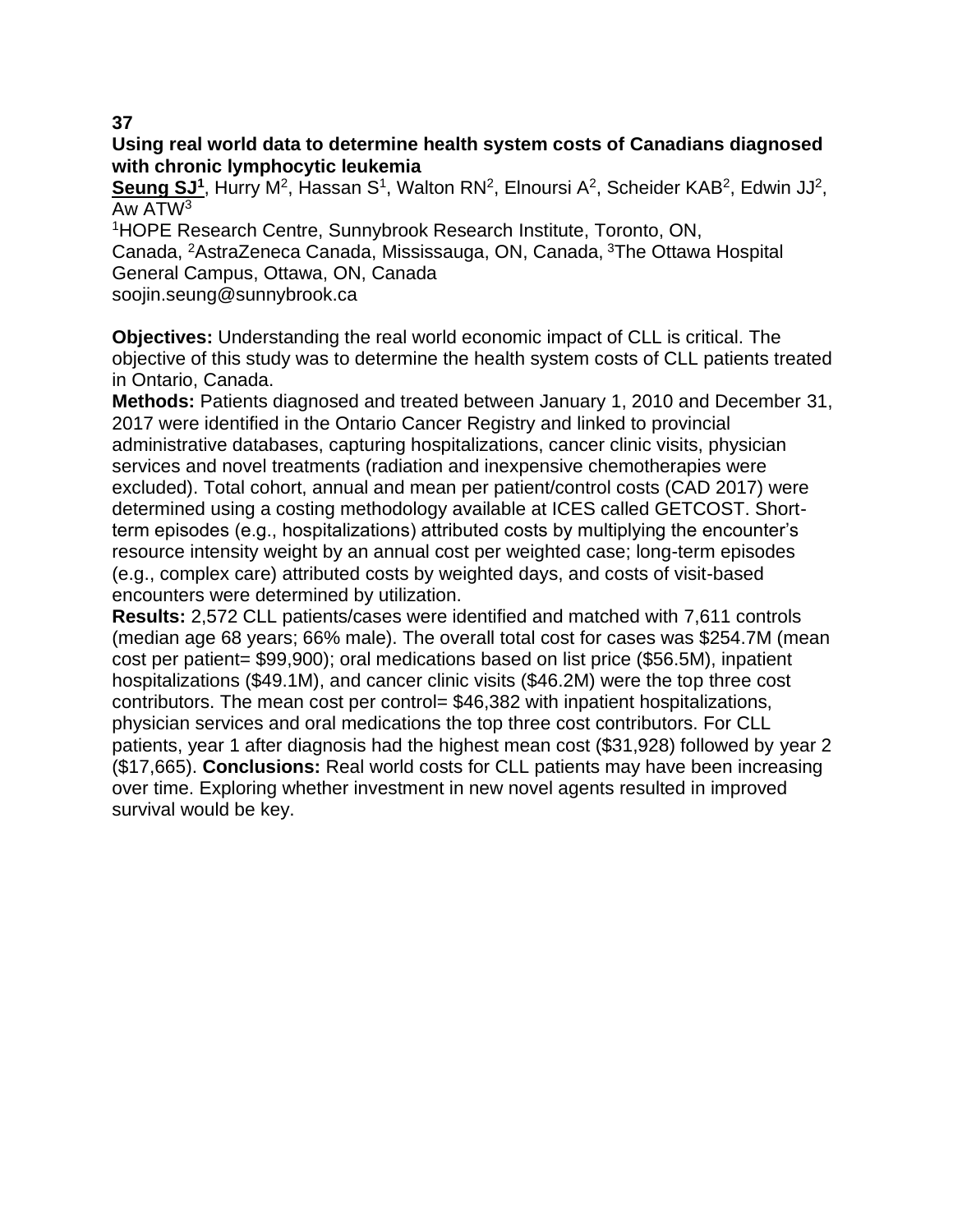**37**

## Using real world data to determine health system costs of Canadians diagnosed with chronic lymphocytic leukemia

**Seung SJ[1]**, Hurry M[2], Hassan S[1], Walton RN[2], Elnoursi A[2], Scheider KAB[2], Edwin JJ[2], Aw ATW[3]

[1]HOPE Research Centre, Sunnybrook Research Institute, Toronto, ON, Canada, [2]AstraZeneca Canada, Mississauga, ON, Canada, [3]The Ottawa Hospital General Campus, Ottawa, ON, Canada
soojin.seung@sunnybrook.ca

**Objectives:** Understanding the real world economic impact of CLL is critical. The objective of this study was to determine the health system costs of CLL patients treated in Ontario, Canada.

**Methods:** Patients diagnosed and treated between January 1, 2010 and December 31, 2017 were identified in the Ontario Cancer Registry and linked to provincial administrative databases, capturing hospitalizations, cancer clinic visits, physician services and novel treatments (radiation and inexpensive chemotherapies were excluded). Total cohort, annual and mean per patient/control costs (CAD 2017) were determined using a costing methodology available at ICES called GETCOST. Short-term episodes (e.g., hospitalizations) attributed costs by multiplying the encounter's resource intensity weight by an annual cost per weighted case; long-term episodes (e.g., complex care) attributed costs by weighted days, and costs of visit-based encounters were determined by utilization.

**Results:** 2,572 CLL patients/cases were identified and matched with 7,611 controls (median age 68 years; 66% male). The overall total cost for cases was $254.7M (mean cost per patient= $99,900); oral medications based on list price ($56.5M), inpatient hospitalizations ($49.1M), and cancer clinic visits ($46.2M) were the top three cost contributors. The mean cost per control= $46,382 with inpatient hospitalizations, physician services and oral medications the top three cost contributors. For CLL patients, year 1 after diagnosis had the highest mean cost ($31,928) followed by year 2 ($17,665). **Conclusions:** Real world costs for CLL patients may have been increasing over time. Exploring whether investment in new novel agents resulted in improved survival would be key.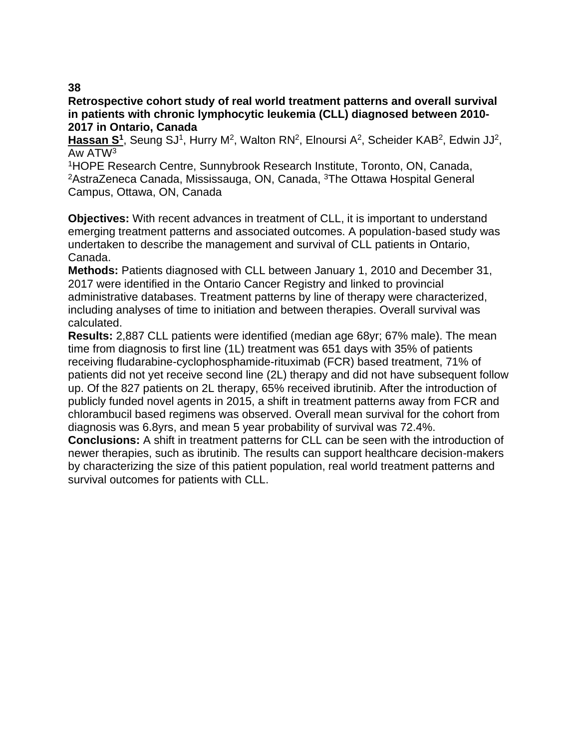**38**

**Retrospective cohort study of real world treatment patterns and overall survival in patients with chronic lymphocytic leukemia (CLL) diagnosed between 2010-2017 in Ontario, Canada**

**Hassan S[1]**, Seung SJ[1], Hurry M[2], Walton RN[2], Elnoursi A[2], Scheider KAB[2], Edwin JJ[2], Aw ATW[3]

[1]HOPE Research Centre, Sunnybrook Research Institute, Toronto, ON, Canada, [2]AstraZeneca Canada, Mississauga, ON, Canada, [3]The Ottawa Hospital General Campus, Ottawa, ON, Canada

**Objectives:** With recent advances in treatment of CLL, it is important to understand emerging treatment patterns and associated outcomes. A population-based study was undertaken to describe the management and survival of CLL patients in Ontario, Canada.

**Methods:** Patients diagnosed with CLL between January 1, 2010 and December 31, 2017 were identified in the Ontario Cancer Registry and linked to provincial administrative databases. Treatment patterns by line of therapy were characterized, including analyses of time to initiation and between therapies. Overall survival was calculated.

**Results:** 2,887 CLL patients were identified (median age 68yr; 67% male). The mean time from diagnosis to first line (1L) treatment was 651 days with 35% of patients receiving fludarabine-cyclophosphamide-rituximab (FCR) based treatment, 71% of patients did not yet receive second line (2L) therapy and did not have subsequent follow up. Of the 827 patients on 2L therapy, 65% received ibrutinib. After the introduction of publicly funded novel agents in 2015, a shift in treatment patterns away from FCR and chlorambucil based regimens was observed. Overall mean survival for the cohort from diagnosis was 6.8yrs, and mean 5 year probability of survival was 72.4%.

**Conclusions:** A shift in treatment patterns for CLL can be seen with the introduction of newer therapies, such as ibrutinib. The results can support healthcare decision-makers by characterizing the size of this patient population, real world treatment patterns and survival outcomes for patients with CLL.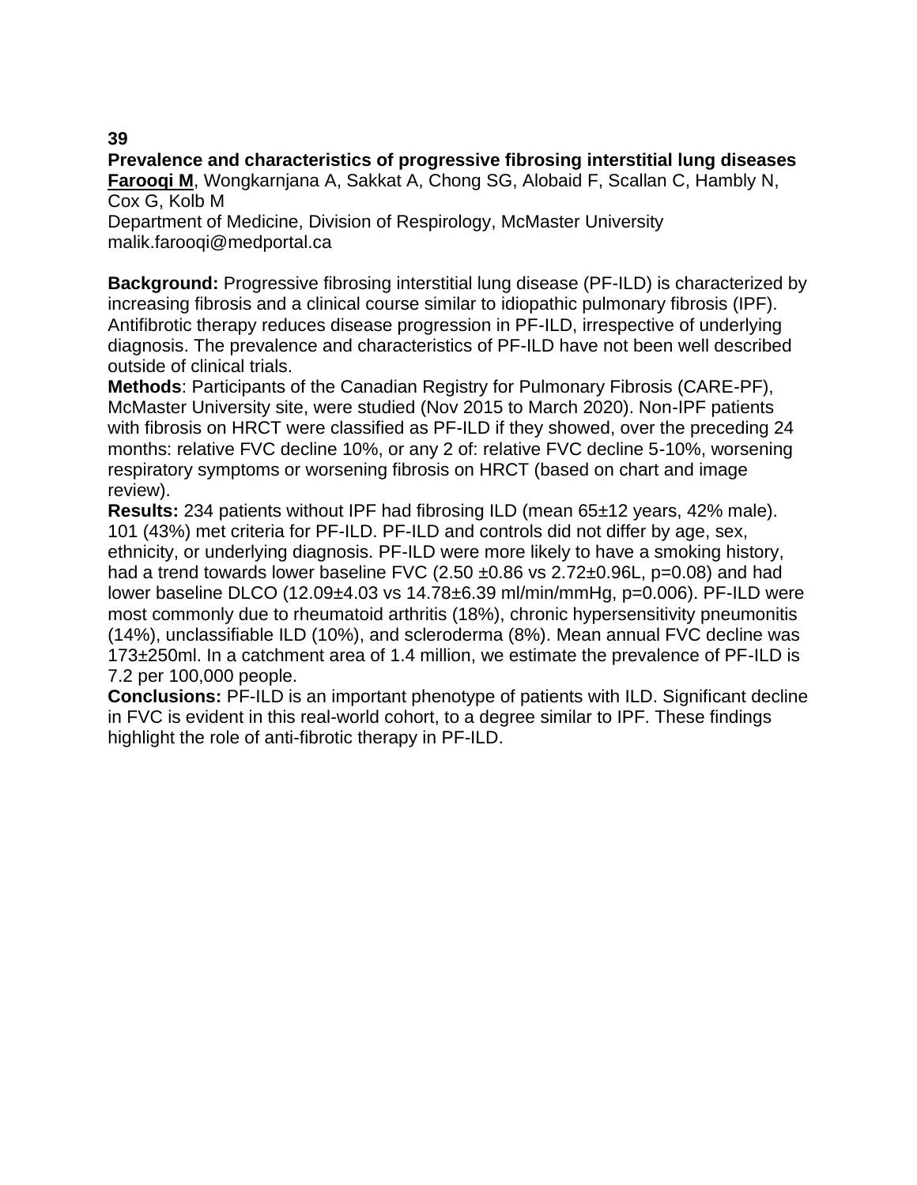**39**

**Prevalence and characteristics of progressive fibrosing interstitial lung diseases**

**<u>Farooqi M</u>**, Wongkarnjana A, Sakkat A, Chong SG, Alobaid F, Scallan C, Hambly N, Cox G, Kolb M

Department of Medicine, Division of Respirology, McMaster University

malik.farooqi@medportal.ca

**Background:** Progressive fibrosing interstitial lung disease (PF-ILD) is characterized by increasing fibrosis and a clinical course similar to idiopathic pulmonary fibrosis (IPF). Antifibrotic therapy reduces disease progression in PF-ILD, irrespective of underlying diagnosis. The prevalence and characteristics of PF-ILD have not been well described outside of clinical trials.

**Methods**: Participants of the Canadian Registry for Pulmonary Fibrosis (CARE-PF), McMaster University site, were studied (Nov 2015 to March 2020). Non-IPF patients with fibrosis on HRCT were classified as PF-ILD if they showed, over the preceding 24 months: relative FVC decline 10%, or any 2 of: relative FVC decline 5-10%, worsening respiratory symptoms or worsening fibrosis on HRCT (based on chart and image review).

**Results:** 234 patients without IPF had fibrosing ILD (mean 65±12 years, 42% male). 101 (43%) met criteria for PF-ILD. PF-ILD and controls did not differ by age, sex, ethnicity, or underlying diagnosis. PF-ILD were more likely to have a smoking history, had a trend towards lower baseline FVC (2.50 ±0.86 vs 2.72±0.96L, $p=0.08$) and had lower baseline DLCO (12.09±4.03 vs 14.78±6.39 ml/min/mmHg, $p=0.006$). PF-ILD were most commonly due to rheumatoid arthritis (18%), chronic hypersensitivity pneumonitis (14%), unclassifiable ILD (10%), and scleroderma (8%). Mean annual FVC decline was 173±250ml. In a catchment area of 1.4 million, we estimate the prevalence of PF-ILD is 7.2 per 100,000 people.

**Conclusions:** PF-ILD is an important phenotype of patients with ILD. Significant decline in FVC is evident in this real-world cohort, to a degree similar to IPF. These findings highlight the role of anti-fibrotic therapy in PF-ILD.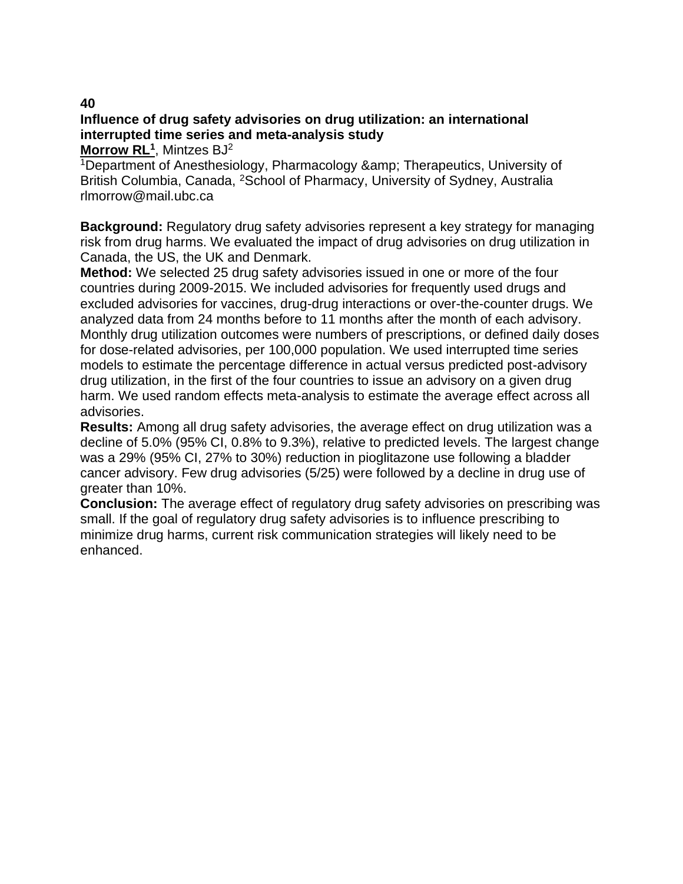**40**

**Influence of drug safety advisories on drug utilization: an international interrupted time series and meta-analysis study**

**Morrow RL[1]**, Mintzes BJ[2]

[1]Department of Anesthesiology, Pharmacology &amp; Therapeutics, University of British Columbia, Canada, [2]School of Pharmacy, University of Sydney, Australia
rlmorrow@mail.ubc.ca

**Background:** Regulatory drug safety advisories represent a key strategy for managing risk from drug harms. We evaluated the impact of drug advisories on drug utilization in Canada, the US, the UK and Denmark.

**Method:** We selected 25 drug safety advisories issued in one or more of the four countries during 2009-2015. We included advisories for frequently used drugs and excluded advisories for vaccines, drug-drug interactions or over-the-counter drugs. We analyzed data from 24 months before to 11 months after the month of each advisory. Monthly drug utilization outcomes were numbers of prescriptions, or defined daily doses for dose-related advisories, per 100,000 population. We used interrupted time series models to estimate the percentage difference in actual versus predicted post-advisory drug utilization, in the first of the four countries to issue an advisory on a given drug harm. We used random effects meta-analysis to estimate the average effect across all advisories.

**Results:** Among all drug safety advisories, the average effect on drug utilization was a decline of 5.0% (95% CI, 0.8% to 9.3%), relative to predicted levels. The largest change was a 29% (95% CI, 27% to 30%) reduction in pioglitazone use following a bladder cancer advisory. Few drug advisories (5/25) were followed by a decline in drug use of greater than 10%.

**Conclusion:** The average effect of regulatory drug safety advisories on prescribing was small. If the goal of regulatory drug safety advisories is to influence prescribing to minimize drug harms, current risk communication strategies will likely need to be enhanced.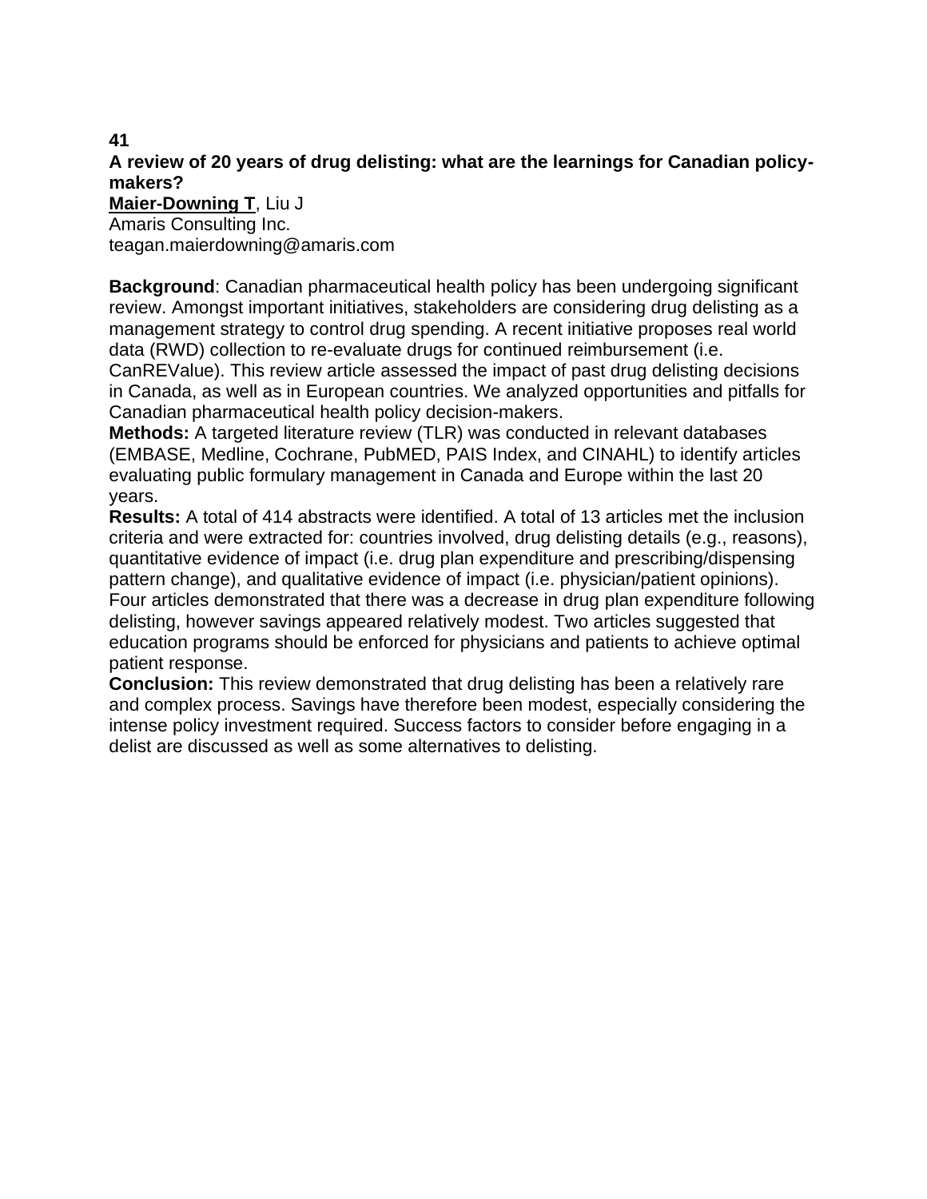**41**

**A review of 20 years of drug delisting: what are the learnings for Canadian policy-makers?**

**<u>Maier-Downing T</u>**, Liu J
Amaris Consulting Inc.
teagan.maierdowning@amaris.com

**Background**: Canadian pharmaceutical health policy has been undergoing significant review. Amongst important initiatives, stakeholders are considering drug delisting as a management strategy to control drug spending. A recent initiative proposes real world data (RWD) collection to re-evaluate drugs for continued reimbursement (i.e. CanREValue). This review article assessed the impact of past drug delisting decisions in Canada, as well as in European countries. We analyzed opportunities and pitfalls for Canadian pharmaceutical health policy decision-makers.

**Methods:** A targeted literature review (TLR) was conducted in relevant databases (EMBASE, Medline, Cochrane, PubMED, PAIS Index, and CINAHL) to identify articles evaluating public formulary management in Canada and Europe within the last 20 years.

**Results:** A total of 414 abstracts were identified. A total of 13 articles met the inclusion criteria and were extracted for: countries involved, drug delisting details (e.g., reasons), quantitative evidence of impact (i.e. drug plan expenditure and prescribing/dispensing pattern change), and qualitative evidence of impact (i.e. physician/patient opinions). Four articles demonstrated that there was a decrease in drug plan expenditure following delisting, however savings appeared relatively modest. Two articles suggested that education programs should be enforced for physicians and patients to achieve optimal patient response.

**Conclusion:** This review demonstrated that drug delisting has been a relatively rare and complex process. Savings have therefore been modest, especially considering the intense policy investment required. Success factors to consider before engaging in a delist are discussed as well as some alternatives to delisting.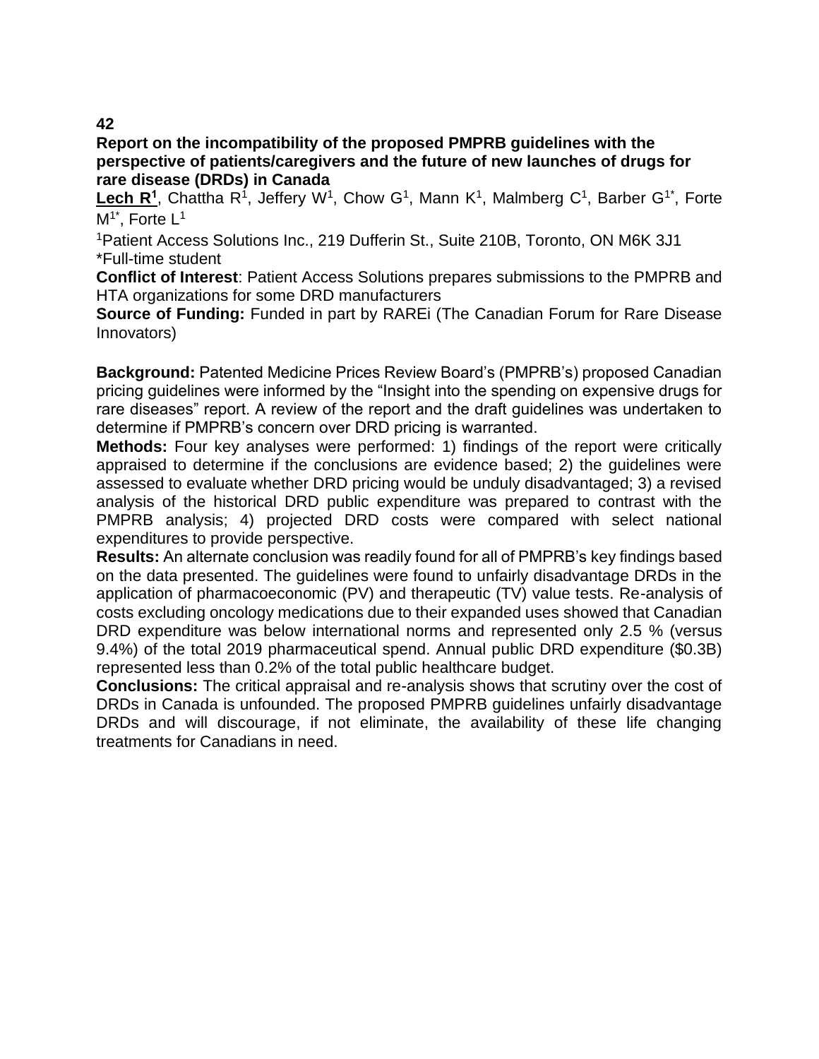**42**

**Report on the incompatibility of the proposed PMPRB guidelines with the perspective of patients/caregivers and the future of new launches of drugs for rare disease (DRDs) in Canada**

**Lech R[1]**, Chattha R[1], Jeffery W[1], Chow G[1], Mann K[1], Malmberg C[1], Barber G[1*], Forte M[1*], Forte L[1]

[1]Patient Access Solutions Inc., 219 Dufferin St., Suite 210B, Toronto, ON M6K 3J1
*Full-time student

**Conflict of Interest**: Patient Access Solutions prepares submissions to the PMPRB and HTA organizations for some DRD manufacturers

**Source of Funding:** Funded in part by RAREi (The Canadian Forum for Rare Disease Innovators)

**Background:** Patented Medicine Prices Review Board's (PMPRB's) proposed Canadian pricing guidelines were informed by the "Insight into the spending on expensive drugs for rare diseases" report. A review of the report and the draft guidelines was undertaken to determine if PMPRB's concern over DRD pricing is warranted.

**Methods:** Four key analyses were performed: 1) findings of the report were critically appraised to determine if the conclusions are evidence based; 2) the guidelines were assessed to evaluate whether DRD pricing would be unduly disadvantaged; 3) a revised analysis of the historical DRD public expenditure was prepared to contrast with the PMPRB analysis; 4) projected DRD costs were compared with select national expenditures to provide perspective.

**Results:** An alternate conclusion was readily found for all of PMPRB's key findings based on the data presented. The guidelines were found to unfairly disadvantage DRDs in the application of pharmacoeconomic (PV) and therapeutic (TV) value tests. Re-analysis of costs excluding oncology medications due to their expanded uses showed that Canadian DRD expenditure was below international norms and represented only 2.5 % (versus 9.4%) of the total 2019 pharmaceutical spend. Annual public DRD expenditure ($0.3B) represented less than 0.2% of the total public healthcare budget.

**Conclusions:** The critical appraisal and re-analysis shows that scrutiny over the cost of DRDs in Canada is unfounded. The proposed PMPRB guidelines unfairly disadvantage DRDs and will discourage, if not eliminate, the availability of these life changing treatments for Canadians in need.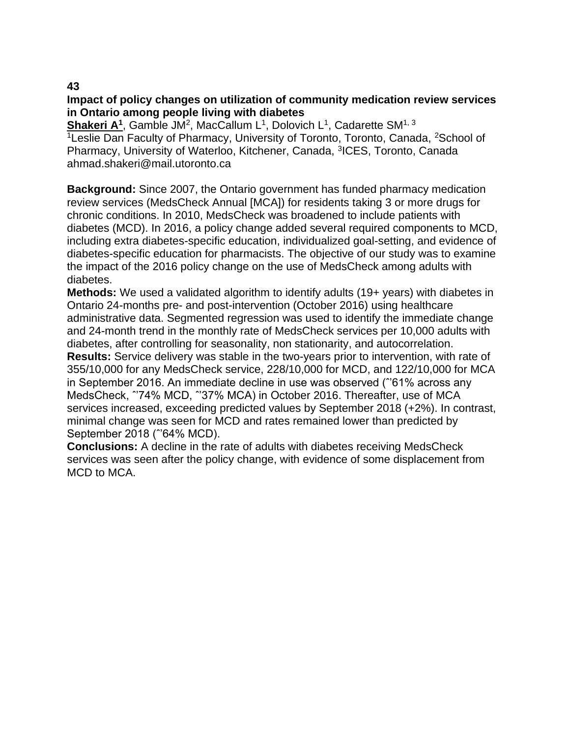**43**

**Impact of policy changes on utilization of community medication review services in Ontario among people living with diabetes**

**Shakeri A[1]**, Gamble JM[2], MacCallum L[1], Dolovich L[1], Cadarette SM[1, 3]

[1]Leslie Dan Faculty of Pharmacy, University of Toronto, Toronto, Canada, [2]School of Pharmacy, University of Waterloo, Kitchener, Canada, [3]ICES, Toronto, Canada

ahmad.shakeri@mail.utoronto.ca

**Background:** Since 2007, the Ontario government has funded pharmacy medication review services (MedsCheck Annual [MCA]) for residents taking 3 or more drugs for chronic conditions. In 2010, MedsCheck was broadened to include patients with diabetes (MCD). In 2016, a policy change added several required components to MCD, including extra diabetes-specific education, individualized goal-setting, and evidence of diabetes-specific education for pharmacists. The objective of our study was to examine the impact of the 2016 policy change on the use of MedsCheck among adults with diabetes.

**Methods:** We used a validated algorithm to identify adults (19+ years) with diabetes in Ontario 24-months pre- and post-intervention (October 2016) using healthcare administrative data. Segmented regression was used to identify the immediate change and 24-month trend in the monthly rate of MedsCheck services per 10,000 adults with diabetes, after controlling for seasonality, non stationarity, and autocorrelation.

**Results:** Service delivery was stable in the two-years prior to intervention, with rate of 355/10,000 for any MedsCheck service, 228/10,000 for MCD, and 122/10,000 for MCA in September 2016. An immediate decline in use was observed (ˆ'61% across any MedsCheck, ˆ'74% MCD, ˆ'37% MCA) in October 2016. Thereafter, use of MCA services increased, exceeding predicted values by September 2018 (+2%). In contrast, minimal change was seen for MCD and rates remained lower than predicted by September 2018 (ˆ'64% MCD).

**Conclusions:** A decline in the rate of adults with diabetes receiving MedsCheck services was seen after the policy change, with evidence of some displacement from MCD to MCA.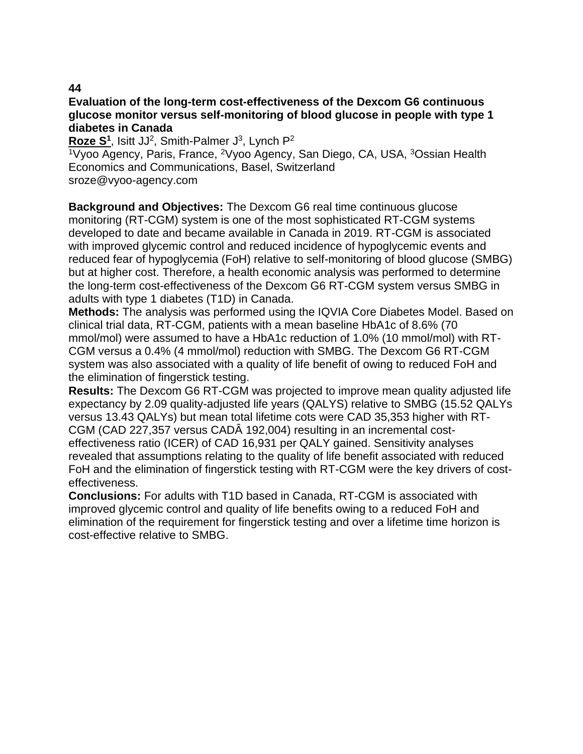**44**

**Evaluation of the long-term cost-effectiveness of the Dexcom G6 continuous glucose monitor versus self-monitoring of blood glucose in people with type 1 diabetes in Canada**

**Roze S[1]**, Isitt JJ[2], Smith-Palmer J[3], Lynch P[2]

[1]Vyoo Agency, Paris, France, [2]Vyoo Agency, San Diego, CA, USA, [3]Ossian Health Economics and Communications, Basel, Switzerland

sroze@vyoo-agency.com

**Background and Objectives:** The Dexcom G6 real time continuous glucose monitoring (RT-CGM) system is one of the most sophisticated RT-CGM systems developed to date and became available in Canada in 2019. RT-CGM is associated with improved glycemic control and reduced incidence of hypoglycemic events and reduced fear of hypoglycemia (FoH) relative to self-monitoring of blood glucose (SMBG) but at higher cost. Therefore, a health economic analysis was performed to determine the long-term cost-effectiveness of the Dexcom G6 RT-CGM system versus SMBG in adults with type 1 diabetes (T1D) in Canada.

**Methods:** The analysis was performed using the IQVIA Core Diabetes Model. Based on clinical trial data, RT-CGM, patients with a mean baseline HbA1c of 8.6% (70 mmol/mol) were assumed to have a HbA1c reduction of 1.0% (10 mmol/mol) with RT-CGM versus a 0.4% (4 mmol/mol) reduction with SMBG. The Dexcom G6 RT-CGM system was also associated with a quality of life benefit of owing to reduced FoH and the elimination of fingerstick testing.

**Results:** The Dexcom G6 RT-CGM was projected to improve mean quality adjusted life expectancy by 2.09 quality-adjusted life years (QALYS) relative to SMBG (15.52 QALYs versus 13.43 QALYs) but mean total lifetime cots were CAD 35,353 higher with RT-CGM (CAD 227,357 versus CADÂ 192,004) resulting in an incremental cost-effectiveness ratio (ICER) of CAD 16,931 per QALY gained. Sensitivity analyses revealed that assumptions relating to the quality of life benefit associated with reduced FoH and the elimination of fingerstick testing with RT-CGM were the key drivers of cost-effectiveness.

**Conclusions:** For adults with T1D based in Canada, RT-CGM is associated with improved glycemic control and quality of life benefits owing to a reduced FoH and elimination of the requirement for fingerstick testing and over a lifetime time horizon is cost-effective relative to SMBG.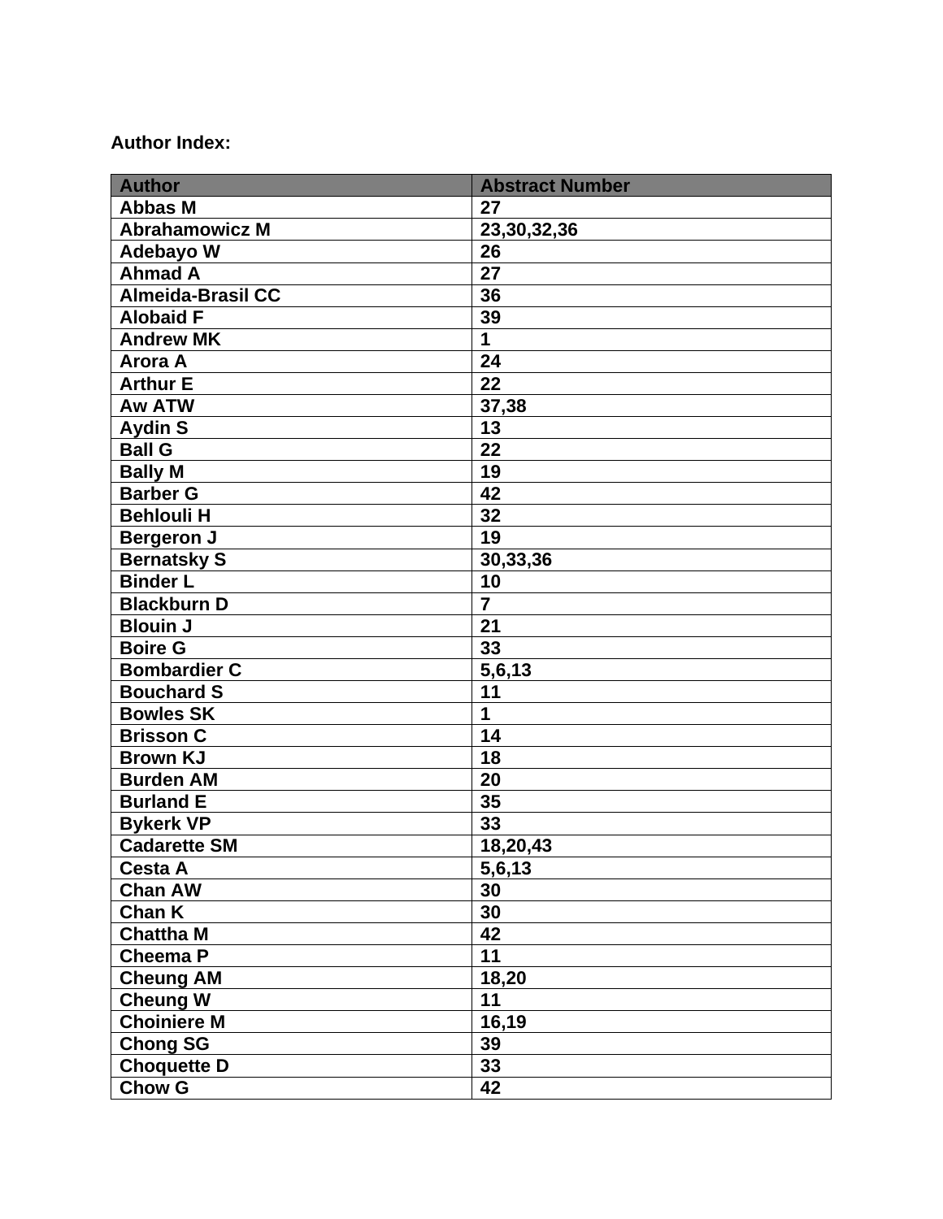**Author Index:**

| Author | Abstract Number |
|---|---|
| Abbas M | 27 |
| Abrahamowicz M | 23,30,32,36 |
| Adebayo W | 26 |
| Ahmad A | 27 |
| Almeida-Brasil CC | 36 |
| Alobaid F | 39 |
| Andrew MK | 1 |
| Arora A | 24 |
| Arthur E | 22 |
| Aw ATW | 37,38 |
| Aydin S | 13 |
| Ball G | 22 |
| Bally M | 19 |
| Barber G | 42 |
| Behlouli H | 32 |
| Bergeron J | 19 |
| Bernatsky S | 30,33,36 |
| Binder L | 10 |
| Blackburn D | 7 |
| Blouin J | 21 |
| Boire G | 33 |
| Bombardier C | 5,6,13 |
| Bouchard S | 11 |
| Bowles SK | 1 |
| Brisson C | 14 |
| Brown KJ | 18 |
| Burden AM | 20 |
| Burland E | 35 |
| Bykerk VP | 33 |
| Cadarette SM | 18,20,43 |
| Cesta A | 5,6,13 |
| Chan AW | 30 |
| Chan K | 30 |
| Chattha M | 42 |
| Cheema P | 11 |
| Cheung AM | 18,20 |
| Cheung W | 11 |
| Choiniere M | 16,19 |
| Chong SG | 39 |
| Choquette D | 33 |
| Chow G | 42 |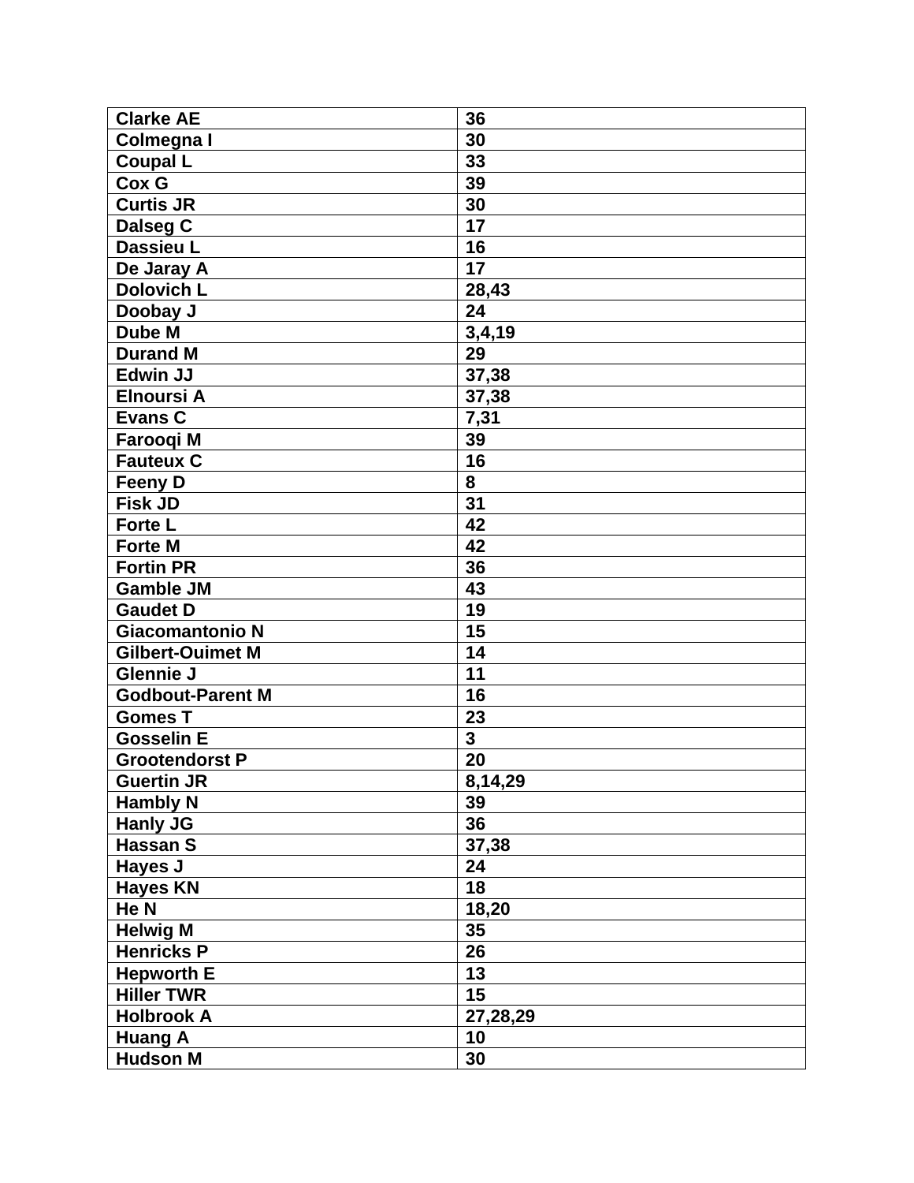| Clarke AE | 36 |
|---|---|
| Colmegna I | 30 |
| Coupal L | 33 |
| Cox G | 39 |
| Curtis JR | 30 |
| Dalseg C | 17 |
| Dassieu L | 16 |
| De Jaray A | 17 |
| Dolovich L | 28,43 |
| Doobay J | 24 |
| Dube M | 3,4,19 |
| Durand M | 29 |
| Edwin JJ | 37,38 |
| Elnoursi A | 37,38 |
| Evans C | 7,31 |
| Farooqi M | 39 |
| Fauteux C | 16 |
| Feeny D | 8 |
| Fisk JD | 31 |
| Forte L | 42 |
| Forte M | 42 |
| Fortin PR | 36 |
| Gamble JM | 43 |
| Gaudet D | 19 |
| Giacomantonio N | 15 |
| Gilbert-Ouimet M | 14 |
| Glennie J | 11 |
| Godbout-Parent M | 16 |
| Gomes T | 23 |
| Gosselin E | 3 |
| Grootendorst P | 20 |
| Guertin JR | 8,14,29 |
| Hambly N | 39 |
| Hanly JG | 36 |
| Hassan S | 37,38 |
| Hayes J | 24 |
| Hayes KN | 18 |
| He N | 18,20 |
| Helwig M | 35 |
| Henricks P | 26 |
| Hepworth E | 13 |
| Hiller TWR | 15 |
| Holbrook A | 27,28,29 |
| Huang A | 10 |
| Hudson M | 30 |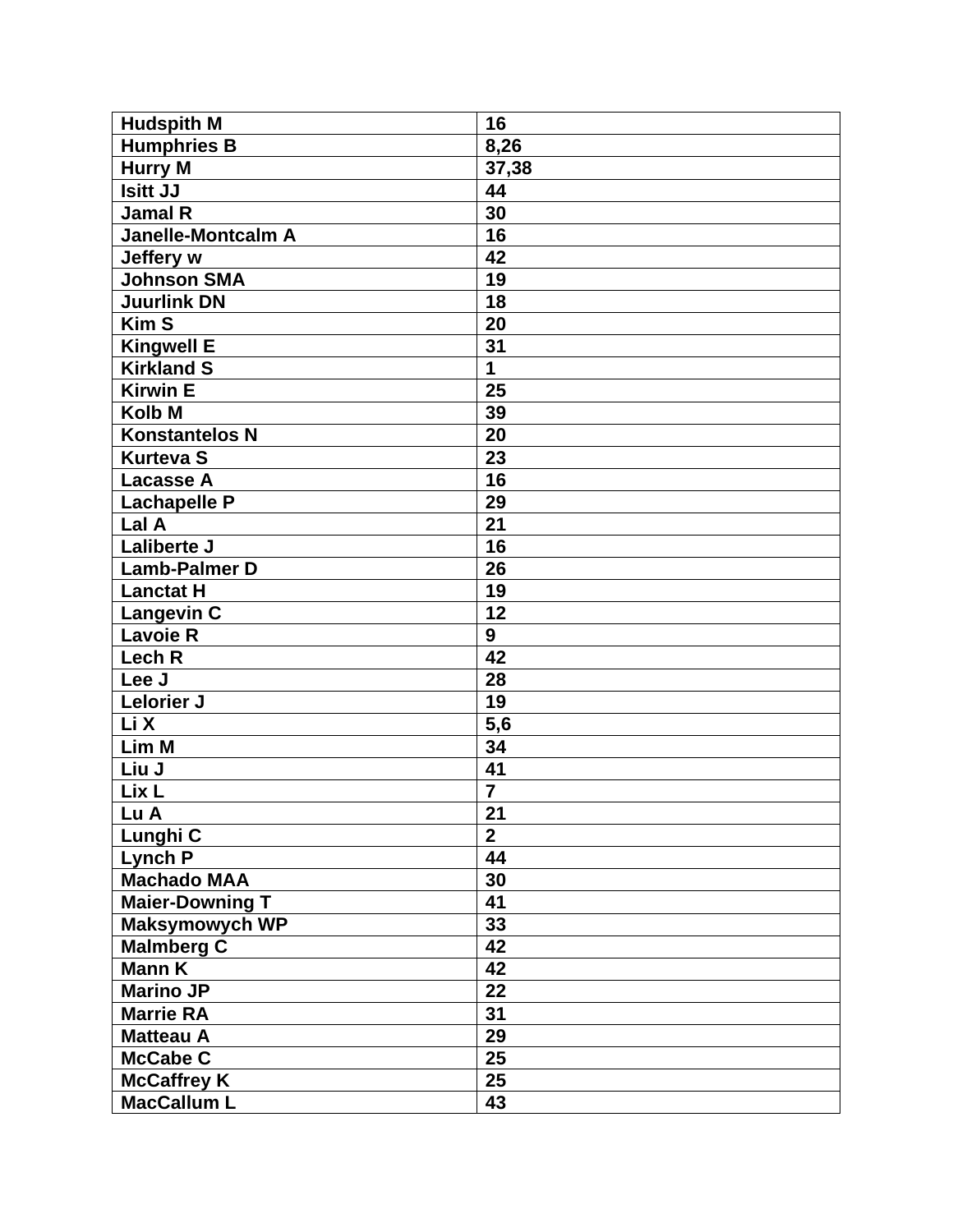| Hudspith M | 16 |
|---|---|
| Humphries B | 8,26 |
| Hurry M | 37,38 |
| Isitt JJ | 44 |
| Jamal R | 30 |
| Janelle-Montcalm A | 16 |
| Jeffery w | 42 |
| Johnson SMA | 19 |
| Juurlink DN | 18 |
| Kim S | 20 |
| Kingwell E | 31 |
| Kirkland S | 1 |
| Kirwin E | 25 |
| Kolb M | 39 |
| Konstantelos N | 20 |
| Kurteva S | 23 |
| Lacasse A | 16 |
| Lachapelle P | 29 |
| Lal A | 21 |
| Laliberte J | 16 |
| Lamb-Palmer D | 26 |
| Lanctat H | 19 |
| Langevin C | 12 |
| Lavoie R | 9 |
| Lech R | 42 |
| Lee J | 28 |
| Lelorier J | 19 |
| Li X | 5,6 |
| Lim M | 34 |
| Liu J | 41 |
| Lix L | 7 |
| Lu A | 21 |
| Lunghi C | 2 |
| Lynch P | 44 |
| Machado MAA | 30 |
| Maier-Downing T | 41 |
| Maksymowych WP | 33 |
| Malmberg C | 42 |
| Mann K | 42 |
| Marino JP | 22 |
| Marrie RA | 31 |
| Matteau A | 29 |
| McCabe C | 25 |
| McCaffrey K | 25 |
| MacCallum L | 43 |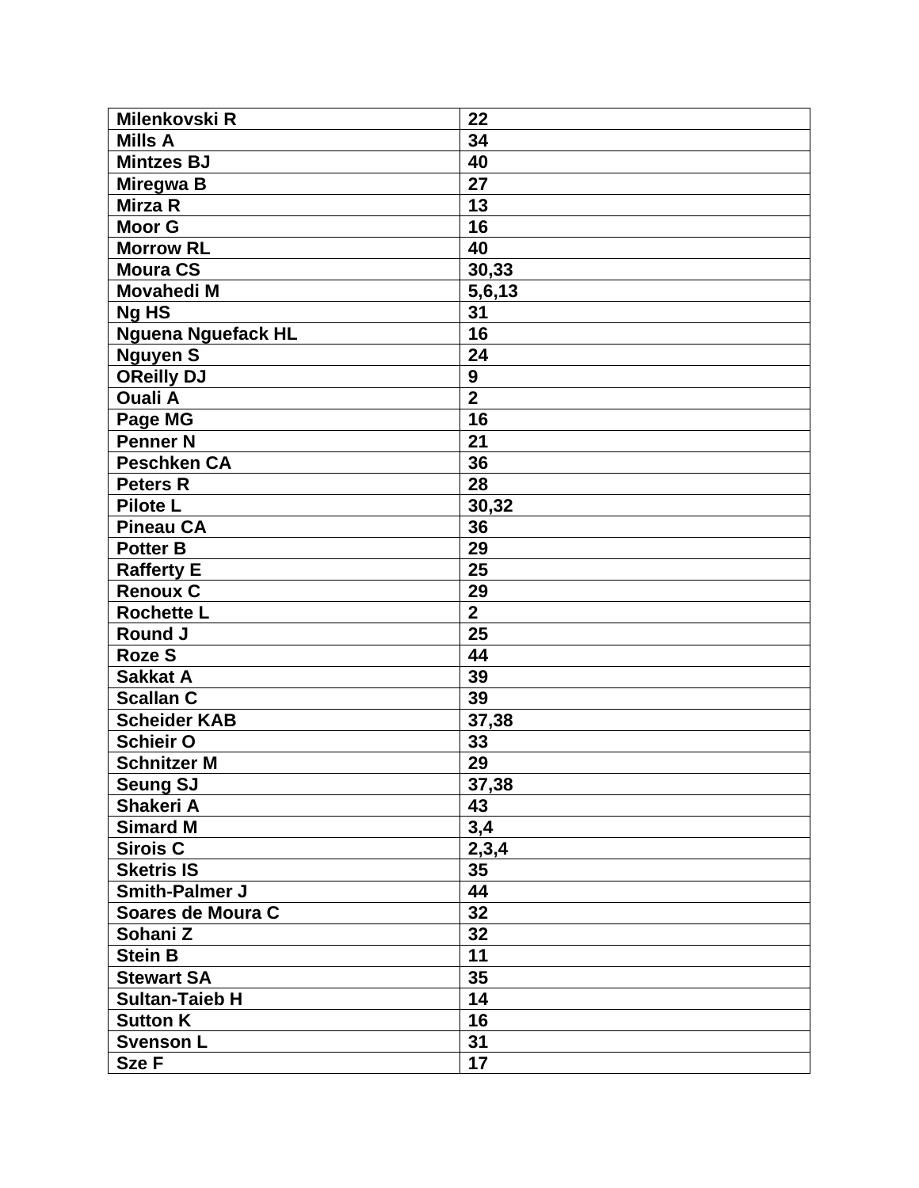| Milenkovski R | 22 |
|---|---|
| Mills A | 34 |
| Mintzes BJ | 40 |
| Miregwa B | 27 |
| Mirza R | 13 |
| Moor G | 16 |
| Morrow RL | 40 |
| Moura CS | 30,33 |
| Movahedi M | 5,6,13 |
| Ng HS | 31 |
| Nguena Nguefack HL | 16 |
| Nguyen S | 24 |
| OReilly DJ | 9 |
| Ouali A | 2 |
| Page MG | 16 |
| Penner N | 21 |
| Peschken CA | 36 |
| Peters R | 28 |
| Pilote L | 30,32 |
| Pineau CA | 36 |
| Potter B | 29 |
| Rafferty E | 25 |
| Renoux C | 29 |
| Rochette L | 2 |
| Round J | 25 |
| Roze S | 44 |
| Sakkat A | 39 |
| Scallan C | 39 |
| Scheider KAB | 37,38 |
| Schieir O | 33 |
| Schnitzer M | 29 |
| Seung SJ | 37,38 |
| Shakeri A | 43 |
| Simard M | 3,4 |
| Sirois C | 2,3,4 |
| Sketris IS | 35 |
| Smith-Palmer J | 44 |
| Soares de Moura C | 32 |
| Sohani Z | 32 |
| Stein B | 11 |
| Stewart SA | 35 |
| Sultan-Taieb H | 14 |
| Sutton K | 16 |
| Svenson L | 31 |
| Sze F | 17 |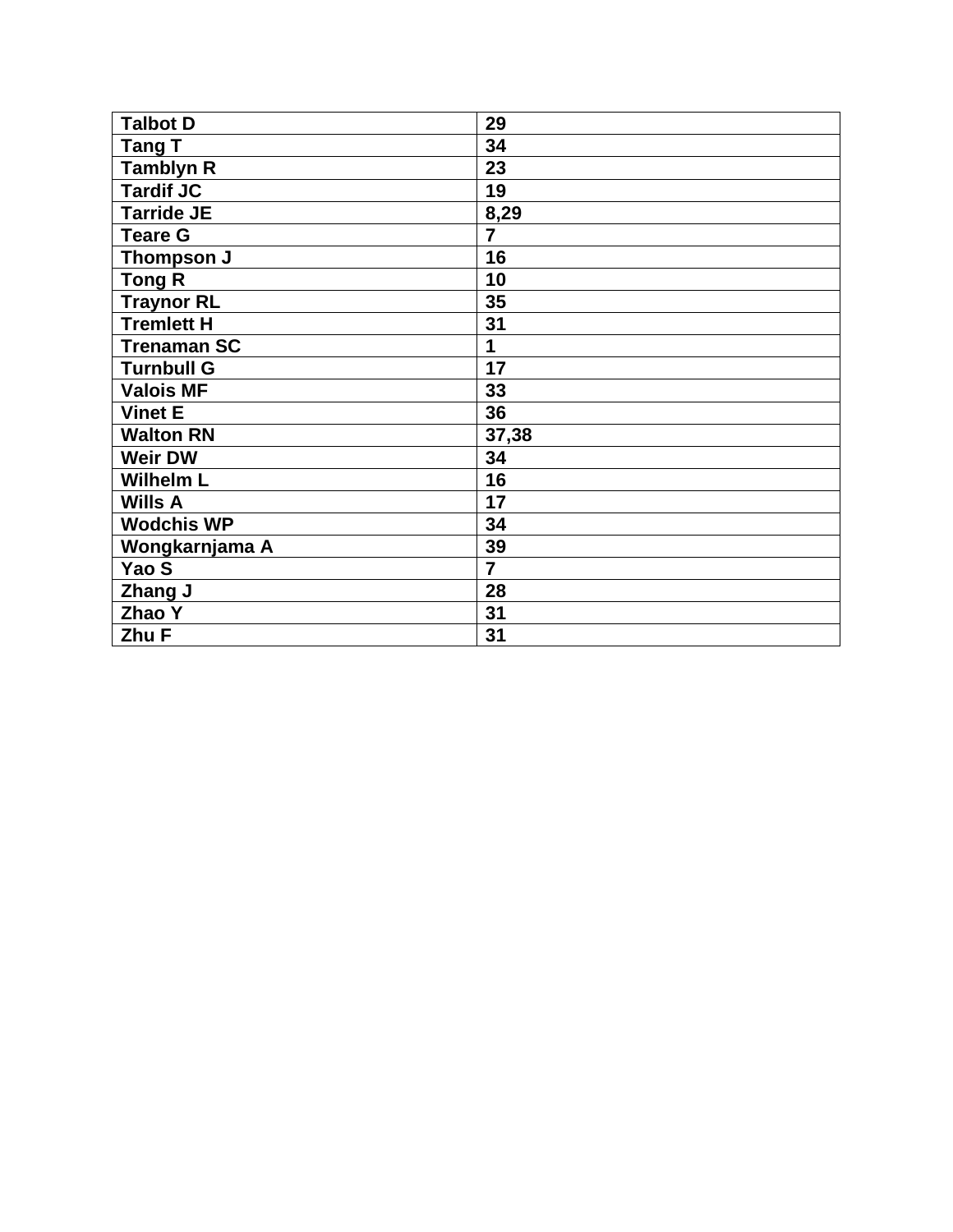| | |
|---|---|
| **Talbot D** | **29** |
| **Tang T** | **34** |
| **Tamblyn R** | **23** |
| **Tardif JC** | **19** |
| **Tarride JE** | **8,29** |
| **Teare G** | **7** |
| **Thompson J** | **16** |
| **Tong R** | **10** |
| **Traynor RL** | **35** |
| **Tremlett H** | **31** |
| **Trenaman SC** | **1** |
| **Turnbull G** | **17** |
| **Valois MF** | **33** |
| **Vinet E** | **36** |
| **Walton RN** | **37,38** |
| **Weir DW** | **34** |
| **Wilhelm L** | **16** |
| **Wills A** | **17** |
| **Wodchis WP** | **34** |
| **Wongkarnjama A** | **39** |
| **Yao S** | **7** |
| **Zhang J** | **28** |
| **Zhao Y** | **31** |
| **Zhu F** | **31** |